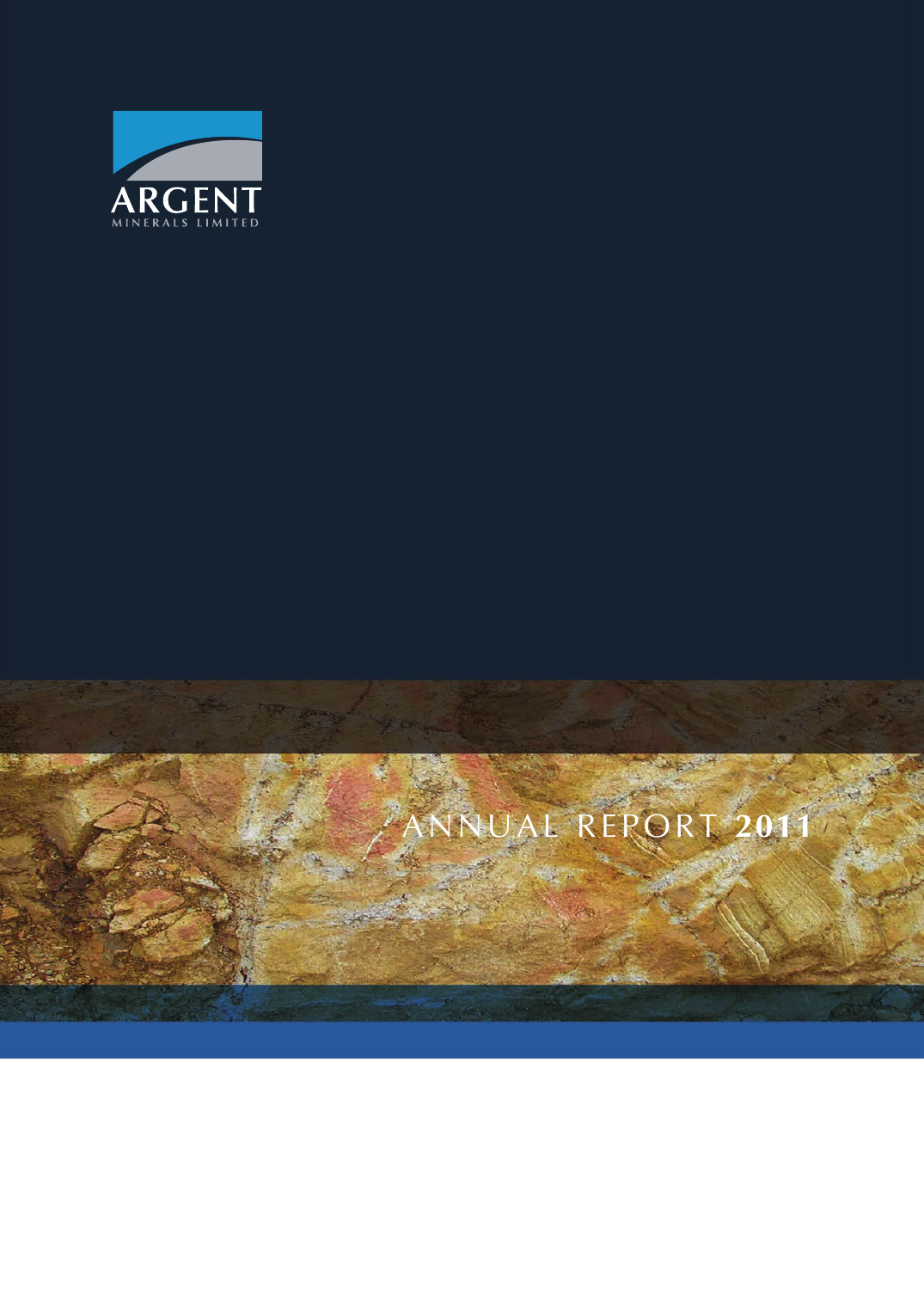ARGENT

MINERALS LIMITED

# ANNUAL REPORT 2011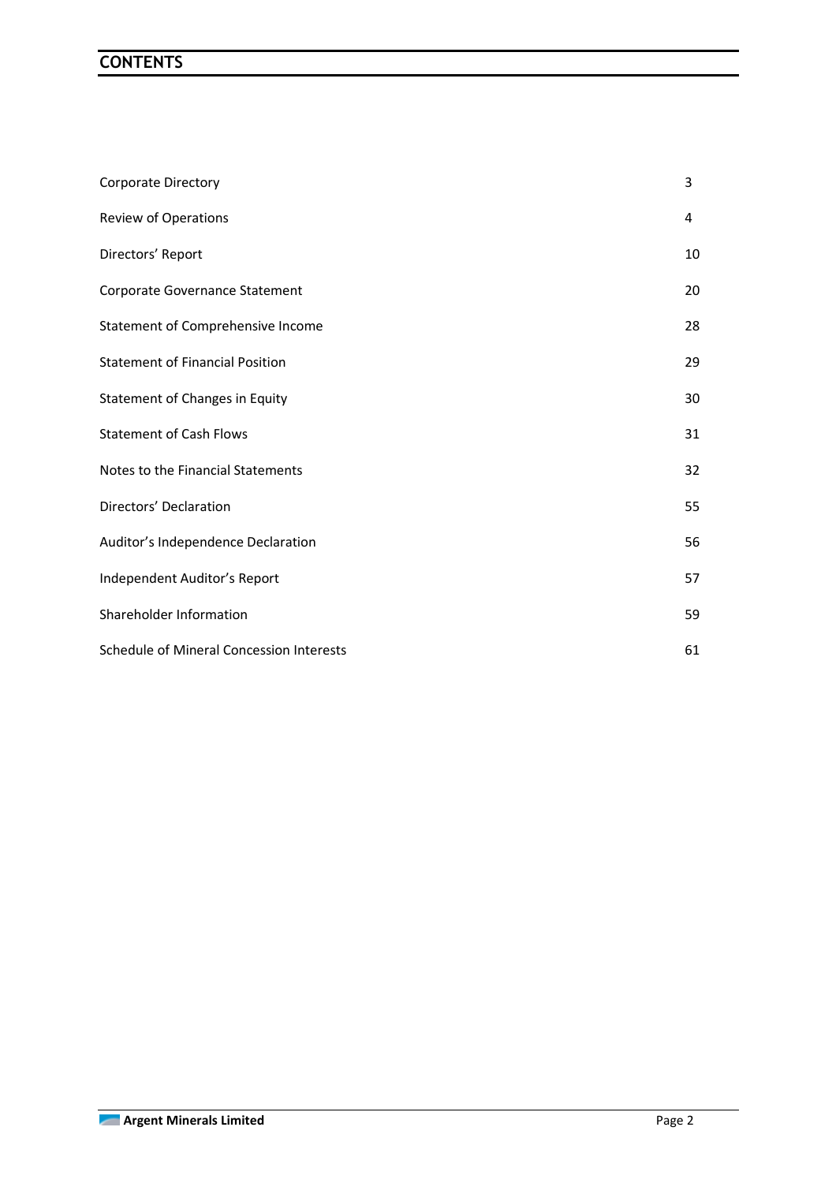# CONTENTS

| | |
|---|---|
| Corporate Directory | 3 |
| Review of Operations | 4 |
| Directors' Report | 10 |
| Corporate Governance Statement | 20 |
| Statement of Comprehensive Income | 28 |
| Statement of Financial Position | 29 |
| Statement of Changes in Equity | 30 |
| Statement of Cash Flows | 31 |
| Notes to the Financial Statements | 32 |
| Directors' Declaration | 55 |
| Auditor's Independence Declaration | 56 |
| Independent Auditor's Report | 57 |
| Shareholder Information | 59 |
| Schedule of Mineral Concession Interests | 61 |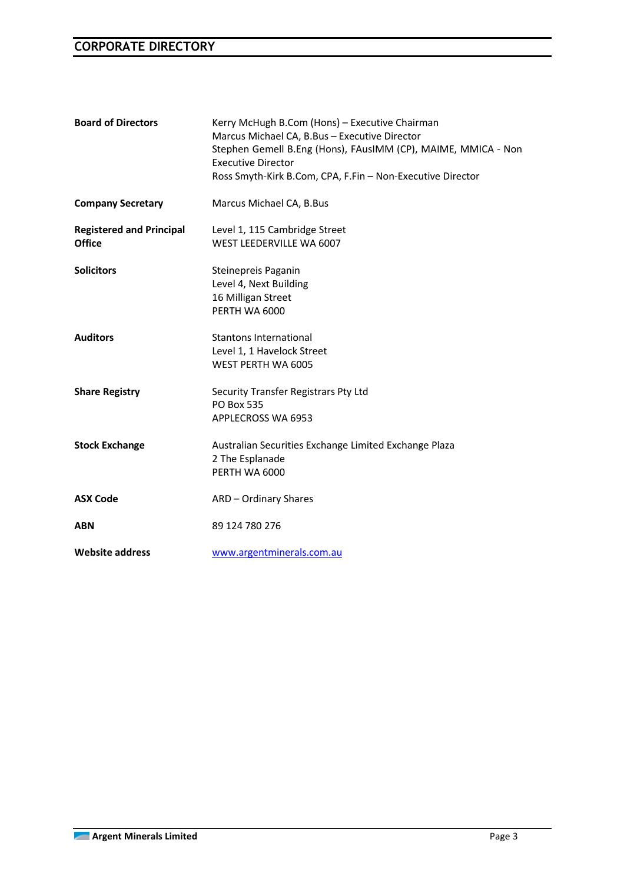# CORPORATE DIRECTORY

| | |
|---|---|
| **Board of Directors** | Kerry McHugh B.Com (Hons) – Executive Chairman<br>Marcus Michael CA, B.Bus – Executive Director<br>Stephen Gemell B.Eng (Hons), FAusIMM (CP), MAIME, MMICA - Non Executive Director<br>Ross Smyth-Kirk B.Com, CPA, F.Fin – Non-Executive Director |
| **Company Secretary** | Marcus Michael CA, B.Bus |
| **Registered and Principal Office** | Level 1, 115 Cambridge Street<br>WEST LEEDERVILLE WA 6007 |
| **Solicitors** | Steinepreis Paganin<br>Level 4, Next Building<br>16 Milligan Street<br>PERTH WA 6000 |
| **Auditors** | Stantons International<br>Level 1, 1 Havelock Street<br>WEST PERTH WA 6005 |
| **Share Registry** | Security Transfer Registrars Pty Ltd<br>PO Box 535<br>APPLECROSS WA 6953 |
| **Stock Exchange** | Australian Securities Exchange Limited Exchange Plaza<br>2 The Esplanade<br>PERTH WA 6000 |
| **ASX Code** | ARD – Ordinary Shares |
| **ABN** | 89 124 780 276 |
| **Website address** | www.argentminerals.com.au |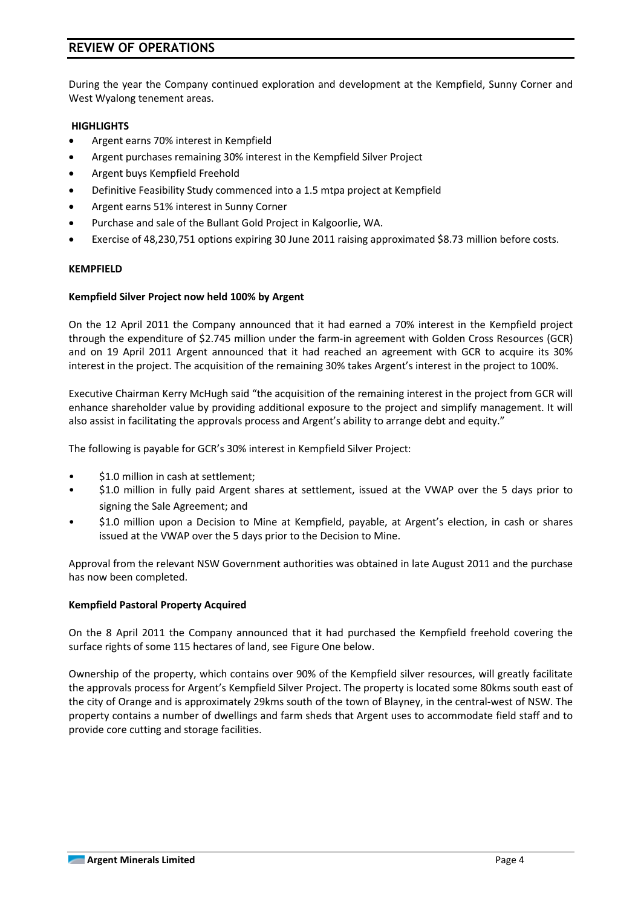# REVIEW OF OPERATIONS

During the year the Company continued exploration and development at the Kempfield, Sunny Corner and West Wyalong tenement areas.

**HIGHLIGHTS**

- Argent earns 70% interest in Kempfield
- Argent purchases remaining 30% interest in the Kempfield Silver Project
- Argent buys Kempfield Freehold
- Definitive Feasibility Study commenced into a 1.5 mtpa project at Kempfield
- Argent earns 51% interest in Sunny Corner
- Purchase and sale of the Bullant Gold Project in Kalgoorlie, WA.
- Exercise of 48,230,751 options expiring 30 June 2011 raising approximated $8.73 million before costs.

**KEMPFIELD**

**Kempfield Silver Project now held 100% by Argent**

On the 12 April 2011 the Company announced that it had earned a 70% interest in the Kempfield project through the expenditure of $2.745 million under the farm-in agreement with Golden Cross Resources (GCR) and on 19 April 2011 Argent announced that it had reached an agreement with GCR to acquire its 30% interest in the project. The acquisition of the remaining 30% takes Argent's interest in the project to 100%.

Executive Chairman Kerry McHugh said "the acquisition of the remaining interest in the project from GCR will enhance shareholder value by providing additional exposure to the project and simplify management. It will also assist in facilitating the approvals process and Argent's ability to arrange debt and equity."

The following is payable for GCR's 30% interest in Kempfield Silver Project:

- $1.0 million in cash at settlement;
- $1.0 million in fully paid Argent shares at settlement, issued at the VWAP over the 5 days prior to signing the Sale Agreement; and
- $1.0 million upon a Decision to Mine at Kempfield, payable, at Argent's election, in cash or shares issued at the VWAP over the 5 days prior to the Decision to Mine.

Approval from the relevant NSW Government authorities was obtained in late August 2011 and the purchase has now been completed.

**Kempfield Pastoral Property Acquired**

On the 8 April 2011 the Company announced that it had purchased the Kempfield freehold covering the surface rights of some 115 hectares of land, see Figure One below.

Ownership of the property, which contains over 90% of the Kempfield silver resources, will greatly facilitate the approvals process for Argent's Kempfield Silver Project. The property is located some 80kms south east of the city of Orange and is approximately 29kms south of the town of Blayney, in the central-west of NSW. The property contains a number of dwellings and farm sheds that Argent uses to accommodate field staff and to provide core cutting and storage facilities.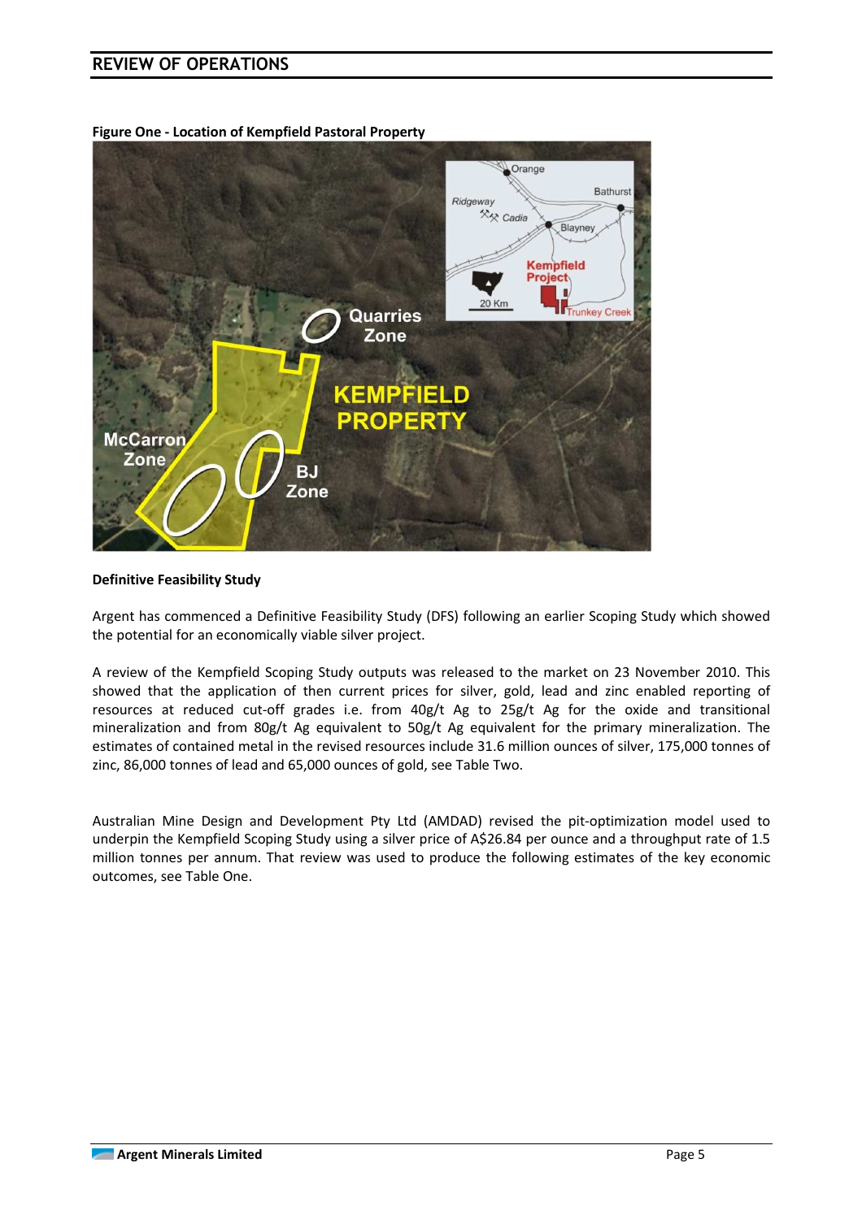**Figure One - Location of Kempfield Pastoral Property**

**Definitive Feasibility Study**

Argent has commenced a Definitive Feasibility Study (DFS) following an earlier Scoping Study which showed the potential for an economically viable silver project.

A review of the Kempfield Scoping Study outputs was released to the market on 23 November 2010. This showed that the application of then current prices for silver, gold, lead and zinc enabled reporting of resources at reduced cut-off grades i.e. from 40g/t Ag to 25g/t Ag for the oxide and transitional mineralization and from 80g/t Ag equivalent to 50g/t Ag equivalent for the primary mineralization. The estimates of contained metal in the revised resources include 31.6 million ounces of silver, 175,000 tonnes of zinc, 86,000 tonnes of lead and 65,000 ounces of gold, see Table Two.

Australian Mine Design and Development Pty Ltd (AMDAD) revised the pit-optimization model used to underpin the Kempfield Scoping Study using a silver price of A$26.84 per ounce and a throughput rate of 1.5 million tonnes per annum. That review was used to produce the following estimates of the key economic outcomes, see Table One.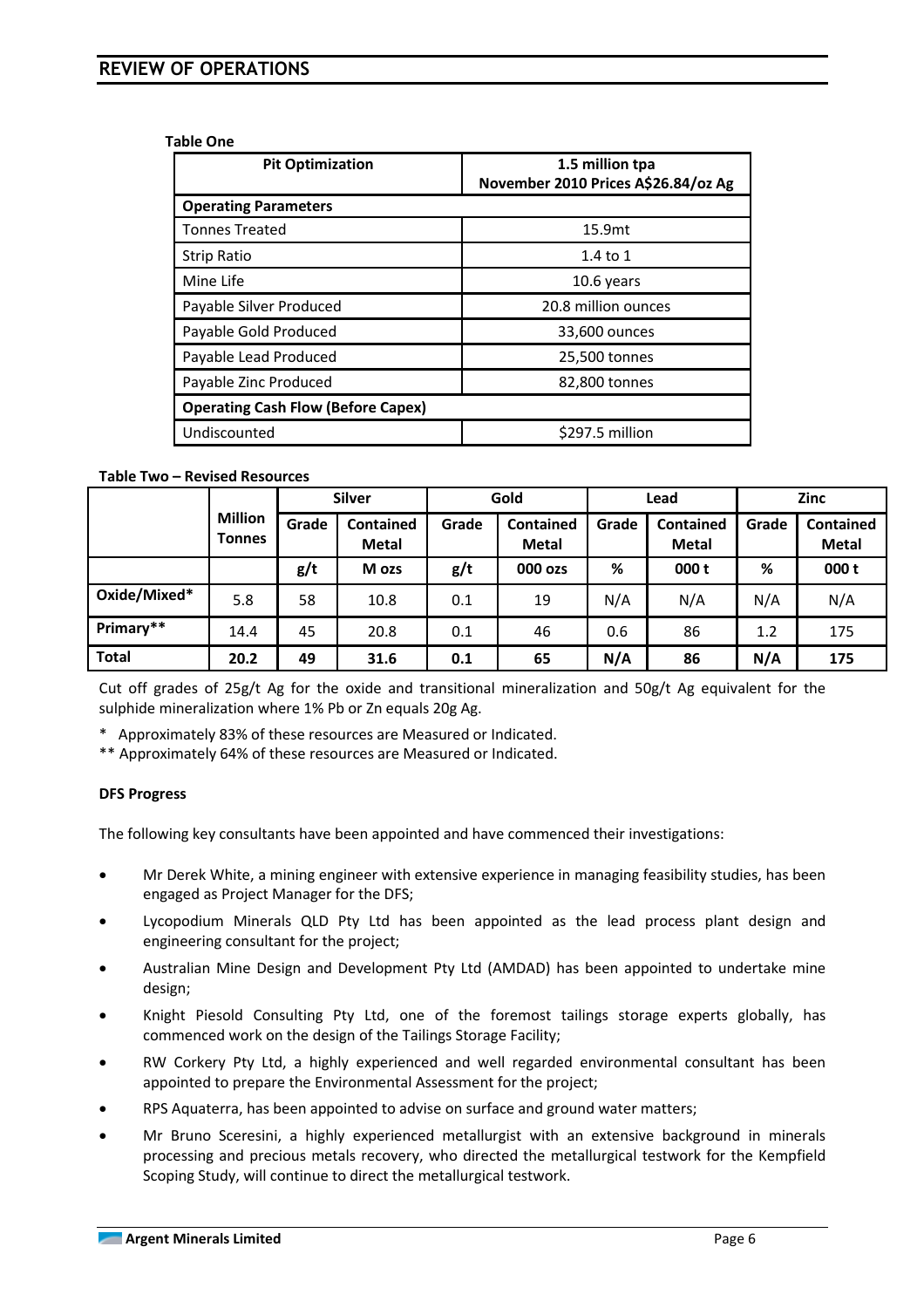# REVIEW OF OPERATIONS

**Table One**

| Pit Optimization | 1.5 million tpa<br>November 2010 Prices A$26.84/oz Ag |
|---|---|
| **Operating Parameters** | |
| Tonnes Treated | 15.9mt |
| Strip Ratio | 1.4 to 1 |
| Mine Life | 10.6 years |
| Payable Silver Produced | 20.8 million ounces |
| Payable Gold Produced | 33,600 ounces |
| Payable Lead Produced | 25,500 tonnes |
| Payable Zinc Produced | 82,800 tonnes |
| **Operating Cash Flow (Before Capex)** | |
| Undiscounted | $297.5 million |

**Table Two – Revised Resources**

| | Million Tonnes | Silver | | Gold | | Lead | | Zinc | |
|---|---|---|---|---|---|---|---|---|---|
| | | Grade | Contained Metal | Grade | Contained Metal | Grade | Contained Metal | Grade | Contained Metal |
| | | g/t | M ozs | g/t | 000 ozs | % | 000 t | % | 000 t |
| **Oxide/Mixed*** | 5.8 | 58 | 10.8 | 0.1 | 19 | N/A | N/A | N/A | N/A |
| **Primary**** | 14.4 | 45 | 20.8 | 0.1 | 46 | 0.6 | 86 | 1.2 | 175 |
| **Total** | **20.2** | **49** | **31.6** | **0.1** | **65** | **N/A** | **86** | **N/A** | **175** |

Cut off grades of 25g/t Ag for the oxide and transitional mineralization and 50g/t Ag equivalent for the sulphide mineralization where 1% Pb or Zn equals 20g Ag.

\* Approximately 83% of these resources are Measured or Indicated.

\*\* Approximately 64% of these resources are Measured or Indicated.

**DFS Progress**

The following key consultants have been appointed and have commenced their investigations:

- Mr Derek White, a mining engineer with extensive experience in managing feasibility studies, has been engaged as Project Manager for the DFS;
- Lycopodium Minerals QLD Pty Ltd has been appointed as the lead process plant design and engineering consultant for the project;
- Australian Mine Design and Development Pty Ltd (AMDAD) has been appointed to undertake mine design;
- Knight Piesold Consulting Pty Ltd, one of the foremost tailings storage experts globally, has commenced work on the design of the Tailings Storage Facility;
- RW Corkery Pty Ltd, a highly experienced and well regarded environmental consultant has been appointed to prepare the Environmental Assessment for the project;
- RPS Aquaterra, has been appointed to advise on surface and ground water matters;
- Mr Bruno Sceresini, a highly experienced metallurgist with an extensive background in minerals processing and precious metals recovery, who directed the metallurgical testwork for the Kempfield Scoping Study, will continue to direct the metallurgical testwork.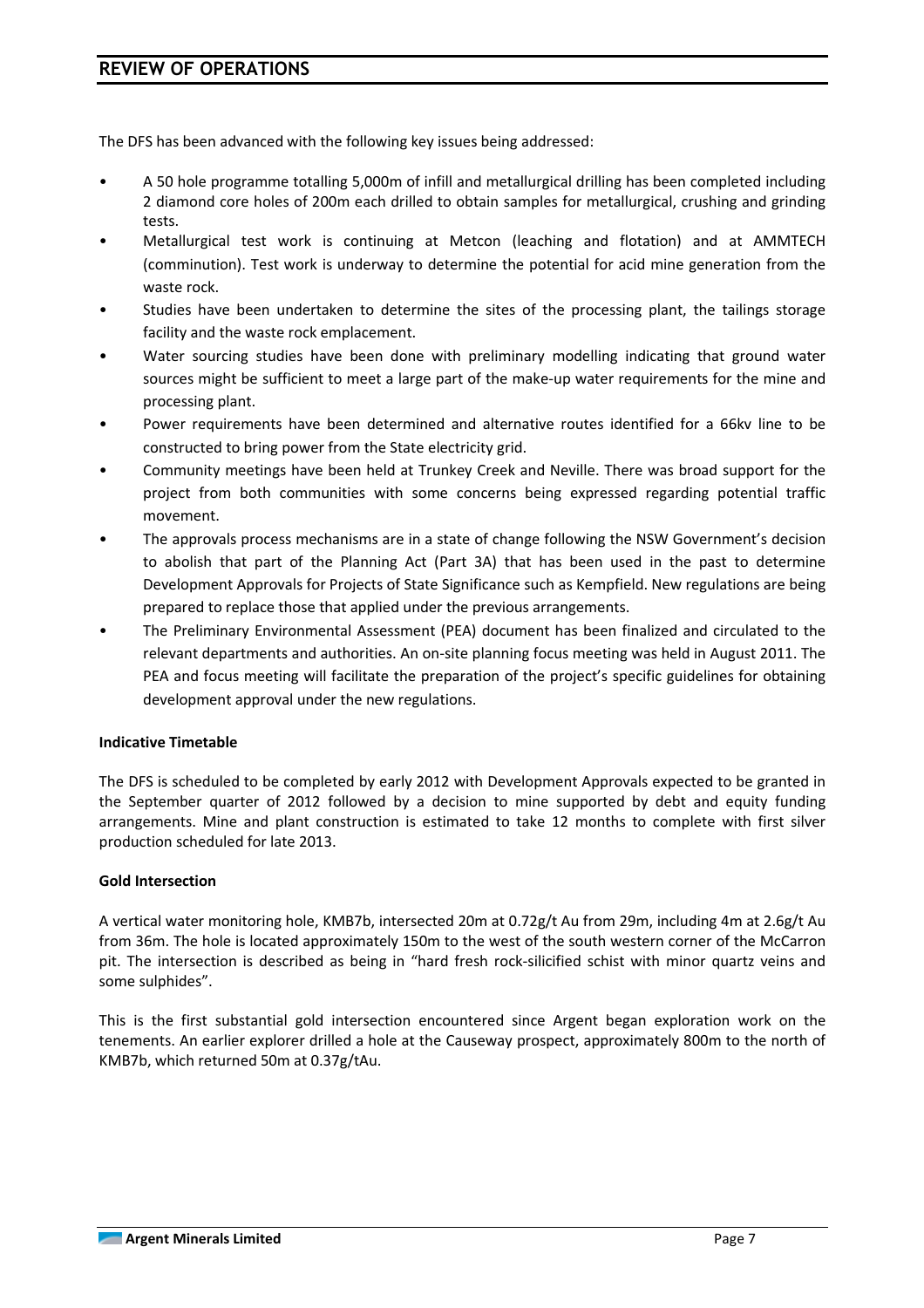The DFS has been advanced with the following key issues being addressed:

- A 50 hole programme totalling 5,000m of infill and metallurgical drilling has been completed including 2 diamond core holes of 200m each drilled to obtain samples for metallurgical, crushing and grinding tests.
- Metallurgical test work is continuing at Metcon (leaching and flotation) and at AMMTECH (comminution). Test work is underway to determine the potential for acid mine generation from the waste rock.
- Studies have been undertaken to determine the sites of the processing plant, the tailings storage facility and the waste rock emplacement.
- Water sourcing studies have been done with preliminary modelling indicating that ground water sources might be sufficient to meet a large part of the make-up water requirements for the mine and processing plant.
- Power requirements have been determined and alternative routes identified for a 66kv line to be constructed to bring power from the State electricity grid.
- Community meetings have been held at Trunkey Creek and Neville. There was broad support for the project from both communities with some concerns being expressed regarding potential traffic movement.
- The approvals process mechanisms are in a state of change following the NSW Government's decision to abolish that part of the Planning Act (Part 3A) that has been used in the past to determine Development Approvals for Projects of State Significance such as Kempfield. New regulations are being prepared to replace those that applied under the previous arrangements.
- The Preliminary Environmental Assessment (PEA) document has been finalized and circulated to the relevant departments and authorities. An on-site planning focus meeting was held in August 2011. The PEA and focus meeting will facilitate the preparation of the project's specific guidelines for obtaining development approval under the new regulations.

**Indicative Timetable**

The DFS is scheduled to be completed by early 2012 with Development Approvals expected to be granted in the September quarter of 2012 followed by a decision to mine supported by debt and equity funding arrangements. Mine and plant construction is estimated to take 12 months to complete with first silver production scheduled for late 2013.

**Gold Intersection**

A vertical water monitoring hole, KMB7b, intersected 20m at 0.72g/t Au from 29m, including 4m at 2.6g/t Au from 36m. The hole is located approximately 150m to the west of the south western corner of the McCarron pit. The intersection is described as being in "hard fresh rock-silicified schist with minor quartz veins and some sulphides".

This is the first substantial gold intersection encountered since Argent began exploration work on the tenements. An earlier explorer drilled a hole at the Causeway prospect, approximately 800m to the north of KMB7b, which returned 50m at 0.37g/tAu.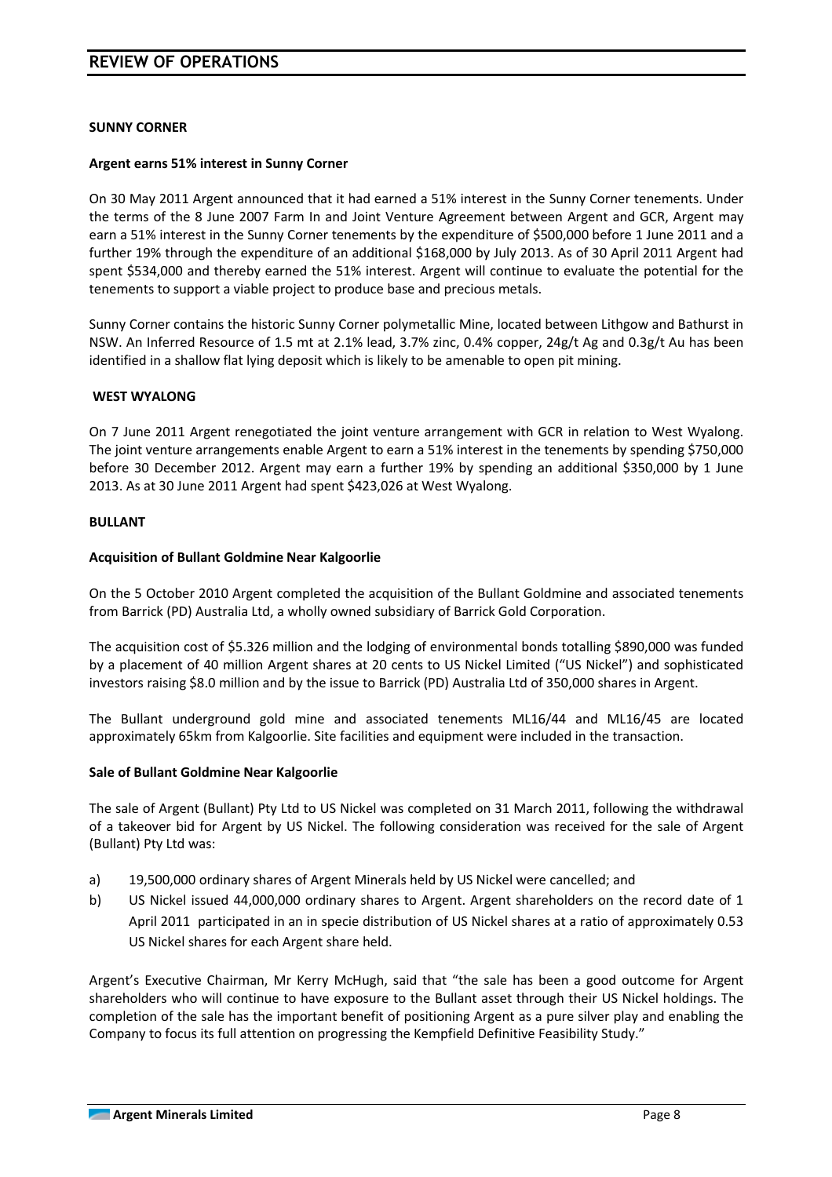# REVIEW OF OPERATIONS

## SUNNY CORNER

### Argent earns 51% interest in Sunny Corner

On 30 May 2011 Argent announced that it had earned a 51% interest in the Sunny Corner tenements. Under the terms of the 8 June 2007 Farm In and Joint Venture Agreement between Argent and GCR, Argent may earn a 51% interest in the Sunny Corner tenements by the expenditure of $500,000 before 1 June 2011 and a further 19% through the expenditure of an additional $168,000 by July 2013. As of 30 April 2011 Argent had spent $534,000 and thereby earned the 51% interest. Argent will continue to evaluate the potential for the tenements to support a viable project to produce base and precious metals.

Sunny Corner contains the historic Sunny Corner polymetallic Mine, located between Lithgow and Bathurst in NSW. An Inferred Resource of 1.5 mt at 2.1% lead, 3.7% zinc, 0.4% copper, 24g/t Ag and 0.3g/t Au has been identified in a shallow flat lying deposit which is likely to be amenable to open pit mining.

## WEST WYALONG

On 7 June 2011 Argent renegotiated the joint venture arrangement with GCR in relation to West Wyalong. The joint venture arrangements enable Argent to earn a 51% interest in the tenements by spending $750,000 before 30 December 2012. Argent may earn a further 19% by spending an additional $350,000 by 1 June 2013. As at 30 June 2011 Argent had spent $423,026 at West Wyalong.

## BULLANT

### Acquisition of Bullant Goldmine Near Kalgoorlie

On the 5 October 2010 Argent completed the acquisition of the Bullant Goldmine and associated tenements from Barrick (PD) Australia Ltd, a wholly owned subsidiary of Barrick Gold Corporation.

The acquisition cost of $5.326 million and the lodging of environmental bonds totalling $890,000 was funded by a placement of 40 million Argent shares at 20 cents to US Nickel Limited ("US Nickel") and sophisticated investors raising $8.0 million and by the issue to Barrick (PD) Australia Ltd of 350,000 shares in Argent.

The Bullant underground gold mine and associated tenements ML16/44 and ML16/45 are located approximately 65km from Kalgoorlie. Site facilities and equipment were included in the transaction.

### Sale of Bullant Goldmine Near Kalgoorlie

The sale of Argent (Bullant) Pty Ltd to US Nickel was completed on 31 March 2011, following the withdrawal of a takeover bid for Argent by US Nickel. The following consideration was received for the sale of Argent (Bullant) Pty Ltd was:

a) 19,500,000 ordinary shares of Argent Minerals held by US Nickel were cancelled; and

b) US Nickel issued 44,000,000 ordinary shares to Argent. Argent shareholders on the record date of 1 April 2011 participated in an in specie distribution of US Nickel shares at a ratio of approximately 0.53 US Nickel shares for each Argent share held.

Argent's Executive Chairman, Mr Kerry McHugh, said that "the sale has been a good outcome for Argent shareholders who will continue to have exposure to the Bullant asset through their US Nickel holdings. The completion of the sale has the important benefit of positioning Argent as a pure silver play and enabling the Company to focus its full attention on progressing the Kempfield Definitive Feasibility Study."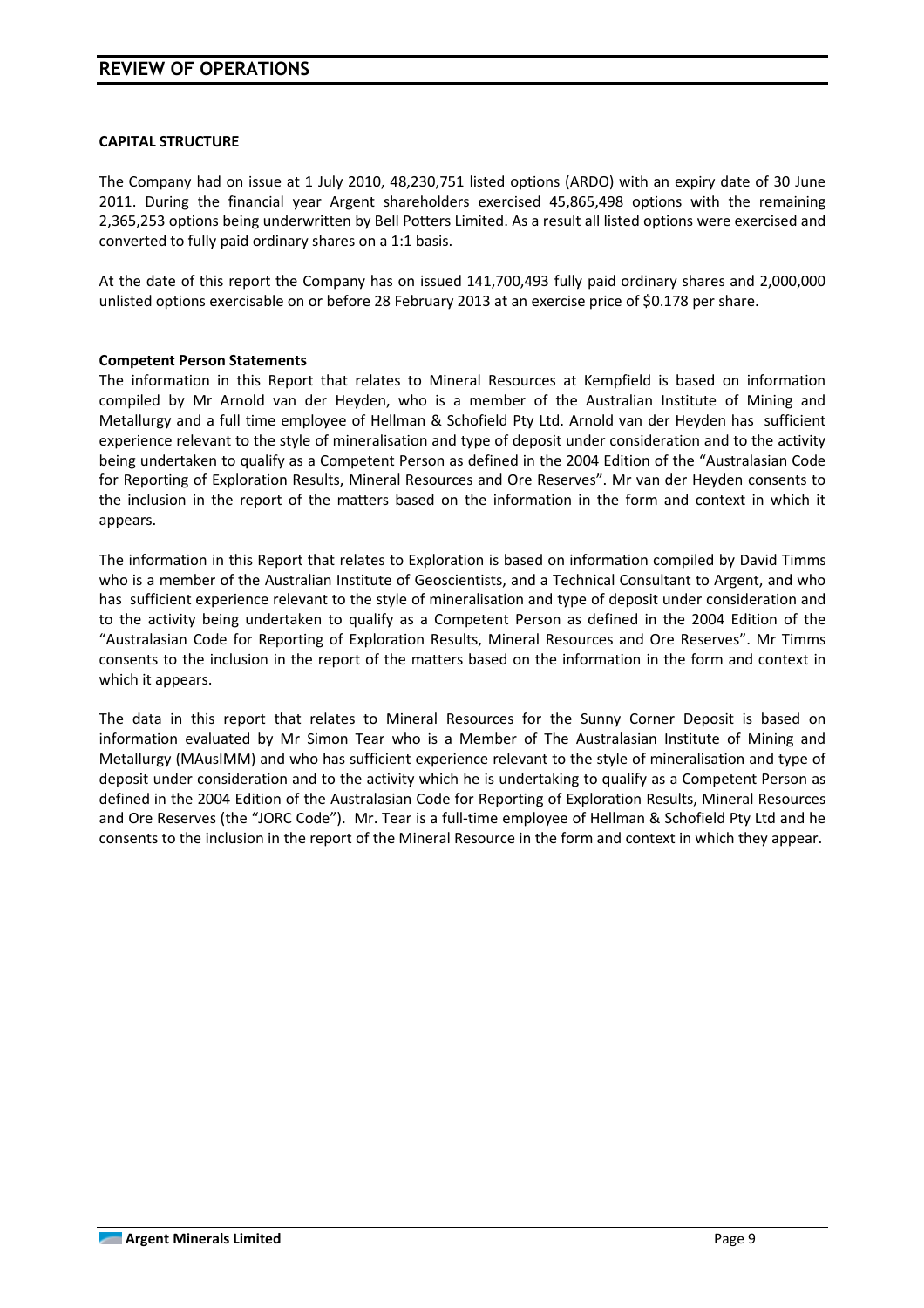**CAPITAL STRUCTURE**

The Company had on issue at 1 July 2010, 48,230,751 listed options (ARDO) with an expiry date of 30 June 2011. During the financial year Argent shareholders exercised 45,865,498 options with the remaining 2,365,253 options being underwritten by Bell Potters Limited. As a result all listed options were exercised and converted to fully paid ordinary shares on a 1:1 basis.

At the date of this report the Company has on issued 141,700,493 fully paid ordinary shares and 2,000,000 unlisted options exercisable on or before 28 February 2013 at an exercise price of $0.178 per share.

**Competent Person Statements**

The information in this Report that relates to Mineral Resources at Kempfield is based on information compiled by Mr Arnold van der Heyden, who is a member of the Australian Institute of Mining and Metallurgy and a full time employee of Hellman & Schofield Pty Ltd. Arnold van der Heyden has sufficient experience relevant to the style of mineralisation and type of deposit under consideration and to the activity being undertaken to qualify as a Competent Person as defined in the 2004 Edition of the "Australasian Code for Reporting of Exploration Results, Mineral Resources and Ore Reserves". Mr van der Heyden consents to the inclusion in the report of the matters based on the information in the form and context in which it appears.

The information in this Report that relates to Exploration is based on information compiled by David Timms who is a member of the Australian Institute of Geoscientists, and a Technical Consultant to Argent, and who has sufficient experience relevant to the style of mineralisation and type of deposit under consideration and to the activity being undertaken to qualify as a Competent Person as defined in the 2004 Edition of the "Australasian Code for Reporting of Exploration Results, Mineral Resources and Ore Reserves". Mr Timms consents to the inclusion in the report of the matters based on the information in the form and context in which it appears.

The data in this report that relates to Mineral Resources for the Sunny Corner Deposit is based on information evaluated by Mr Simon Tear who is a Member of The Australasian Institute of Mining and Metallurgy (MAusIMM) and who has sufficient experience relevant to the style of mineralisation and type of deposit under consideration and to the activity which he is undertaking to qualify as a Competent Person as defined in the 2004 Edition of the Australasian Code for Reporting of Exploration Results, Mineral Resources and Ore Reserves (the "JORC Code"). Mr. Tear is a full-time employee of Hellman & Schofield Pty Ltd and he consents to the inclusion in the report of the Mineral Resource in the form and context in which they appear.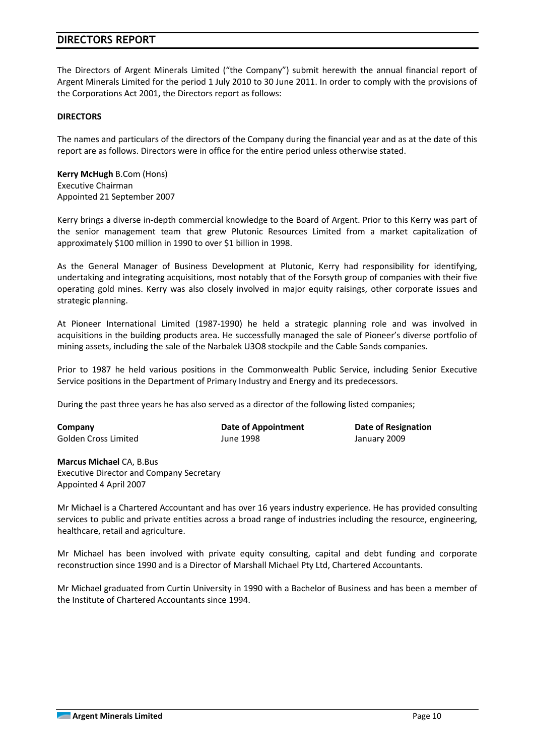# DIRECTORS REPORT

The Directors of Argent Minerals Limited ("the Company") submit herewith the annual financial report of Argent Minerals Limited for the period 1 July 2010 to 30 June 2011. In order to comply with the provisions of the Corporations Act 2001, the Directors report as follows:

**DIRECTORS**

The names and particulars of the directors of the Company during the financial year and as at the date of this report are as follows. Directors were in office for the entire period unless otherwise stated.

**Kerry McHugh** B.Com (Hons)
Executive Chairman
Appointed 21 September 2007

Kerry brings a diverse in-depth commercial knowledge to the Board of Argent. Prior to this Kerry was part of the senior management team that grew Plutonic Resources Limited from a market capitalization of approximately $100 million in 1990 to over $1 billion in 1998.

As the General Manager of Business Development at Plutonic, Kerry had responsibility for identifying, undertaking and integrating acquisitions, most notably that of the Forsyth group of companies with their five operating gold mines. Kerry was also closely involved in major equity raisings, other corporate issues and strategic planning.

At Pioneer International Limited (1987-1990) he held a strategic planning role and was involved in acquisitions in the building products area. He successfully managed the sale of Pioneer's diverse portfolio of mining assets, including the sale of the Narbalek $U_3O_8$ stockpile and the Cable Sands companies.

Prior to 1987 he held various positions in the Commonwealth Public Service, including Senior Executive Service positions in the Department of Primary Industry and Energy and its predecessors.

During the past three years he has also served as a director of the following listed companies;

| Company | Date of Appointment | Date of Resignation |
|---|---|---|
| Golden Cross Limited | June 1998 | January 2009 |

**Marcus Michael** CA, B.Bus
Executive Director and Company Secretary
Appointed 4 April 2007

Mr Michael is a Chartered Accountant and has over 16 years industry experience. He has provided consulting services to public and private entities across a broad range of industries including the resource, engineering, healthcare, retail and agriculture.

Mr Michael has been involved with private equity consulting, capital and debt funding and corporate reconstruction since 1990 and is a Director of Marshall Michael Pty Ltd, Chartered Accountants.

Mr Michael graduated from Curtin University in 1990 with a Bachelor of Business and has been a member of the Institute of Chartered Accountants since 1994.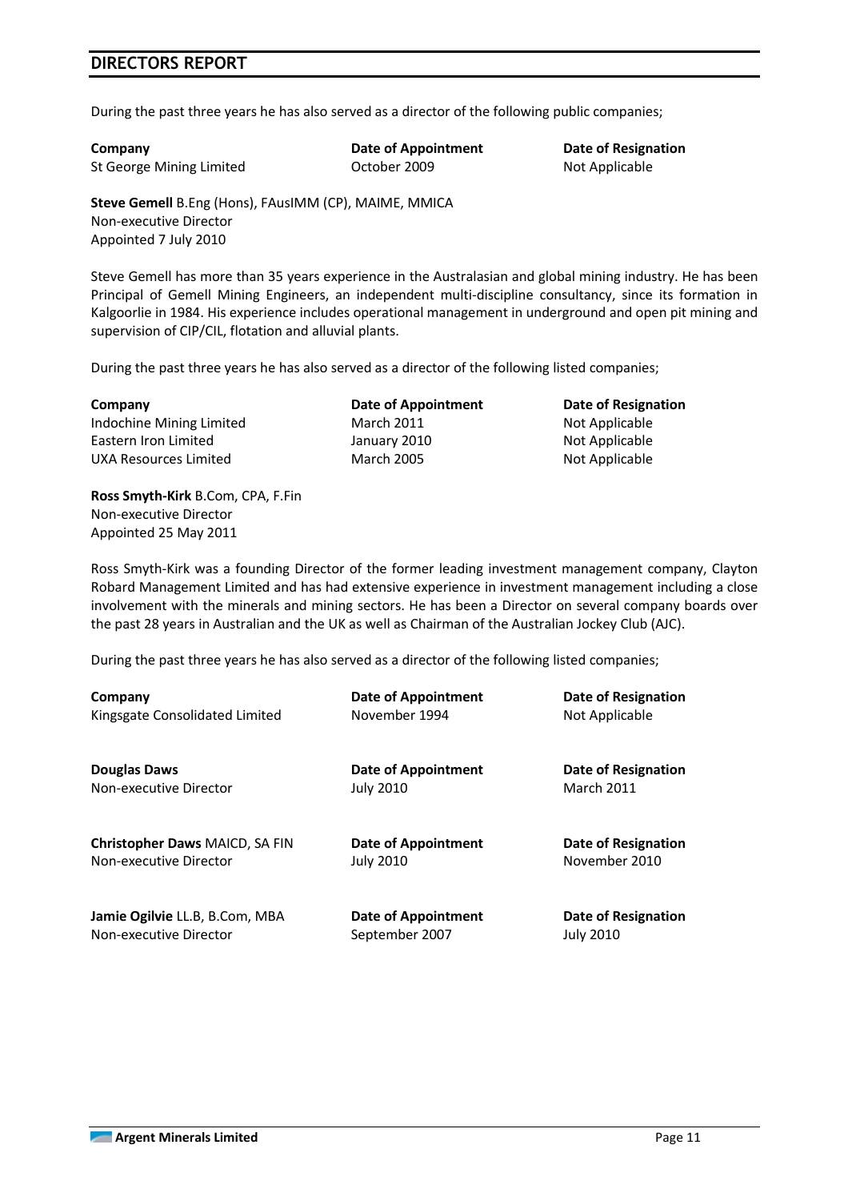During the past three years he has also served as a director of the following public companies;

| Company | Date of Appointment | Date of Resignation |
| --- | --- | --- |
| St George Mining Limited | October 2009 | Not Applicable |

**Steve Gemell** B.Eng (Hons), FAusIMM (CP), MAIME, MMICA
Non-executive Director
Appointed 7 July 2010

Steve Gemell has more than 35 years experience in the Australasian and global mining industry. He has been Principal of Gemell Mining Engineers, an independent multi-discipline consultancy, since its formation in Kalgoorlie in 1984. His experience includes operational management in underground and open pit mining and supervision of CIP/CIL, flotation and alluvial plants.

During the past three years he has also served as a director of the following listed companies;

| Company | Date of Appointment | Date of Resignation |
| --- | --- | --- |
| Indochine Mining Limited | March 2011 | Not Applicable |
| Eastern Iron Limited | January 2010 | Not Applicable |
| UXA Resources Limited | March 2005 | Not Applicable |

**Ross Smyth-Kirk** B.Com, CPA, F.Fin
Non-executive Director
Appointed 25 May 2011

Ross Smyth-Kirk was a founding Director of the former leading investment management company, Clayton Robard Management Limited and has had extensive experience in investment management including a close involvement with the minerals and mining sectors. He has been a Director on several company boards over the past 28 years in Australian and the UK as well as Chairman of the Australian Jockey Club (AJC).

During the past three years he has also served as a director of the following listed companies;

| Company | Date of Appointment | Date of Resignation |
| --- | --- | --- |
| Kingsgate Consolidated Limited | November 1994 | Not Applicable |

| **Douglas Daws** | **Date of Appointment** | **Date of Resignation** |
| --- | --- | --- |
| Non-executive Director | July 2010 | March 2011 |

| **Christopher Daws** MAICD, SA FIN | **Date of Appointment** | **Date of Resignation** |
| --- | --- | --- |
| Non-executive Director | July 2010 | November 2010 |

| **Jamie Ogilvie** LL.B, B.Com, MBA | **Date of Appointment** | **Date of Resignation** |
| --- | --- | --- |
| Non-executive Director | September 2007 | July 2010 |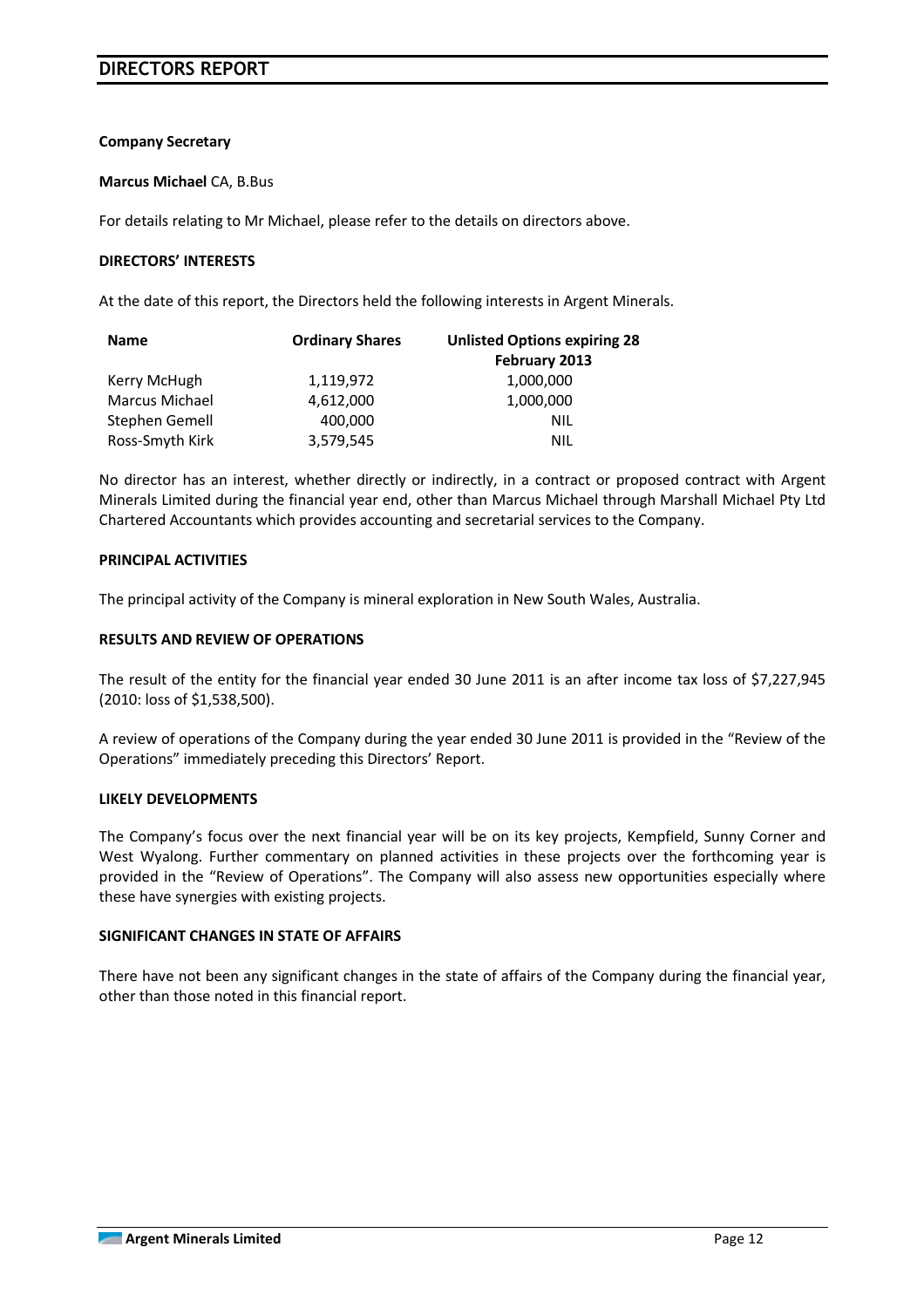# DIRECTORS REPORT

**Company Secretary**

**Marcus Michael** CA, B.Bus

For details relating to Mr Michael, please refer to the details on directors above.

**DIRECTORS' INTERESTS**

At the date of this report, the Directors held the following interests in Argent Minerals.

| Name | Ordinary Shares | Unlisted Options expiring 28 February 2013 |
|---|---|---|
| Kerry McHugh | 1,119,972 | 1,000,000 |
| Marcus Michael | 4,612,000 | 1,000,000 |
| Stephen Gemell | 400,000 | NIL |
| Ross-Smyth Kirk | 3,579,545 | NIL |

No director has an interest, whether directly or indirectly, in a contract or proposed contract with Argent Minerals Limited during the financial year end, other than Marcus Michael through Marshall Michael Pty Ltd Chartered Accountants which provides accounting and secretarial services to the Company.

**PRINCIPAL ACTIVITIES**

The principal activity of the Company is mineral exploration in New South Wales, Australia.

**RESULTS AND REVIEW OF OPERATIONS**

The result of the entity for the financial year ended 30 June 2011 is an after income tax loss of $7,227,945 (2010: loss of $1,538,500).

A review of operations of the Company during the year ended 30 June 2011 is provided in the "Review of the Operations" immediately preceding this Directors' Report.

**LIKELY DEVELOPMENTS**

The Company's focus over the next financial year will be on its key projects, Kempfield, Sunny Corner and West Wyalong. Further commentary on planned activities in these projects over the forthcoming year is provided in the "Review of Operations". The Company will also assess new opportunities especially where these have synergies with existing projects.

**SIGNIFICANT CHANGES IN STATE OF AFFAIRS**

There have not been any significant changes in the state of affairs of the Company during the financial year, other than those noted in this financial report.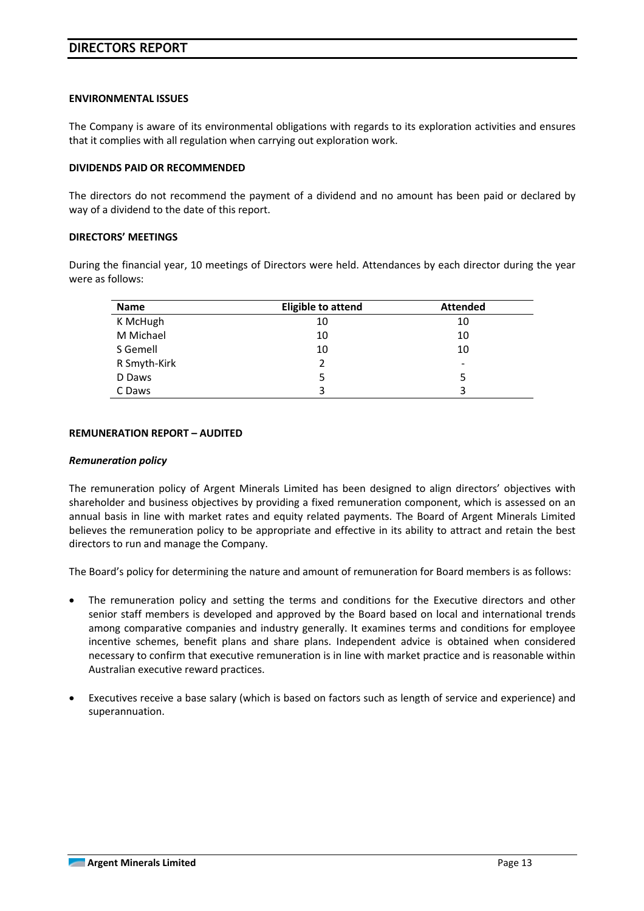## ENVIRONMENTAL ISSUES

The Company is aware of its environmental obligations with regards to its exploration activities and ensures that it complies with all regulation when carrying out exploration work.

## DIVIDENDS PAID OR RECOMMENDED

The directors do not recommend the payment of a dividend and no amount has been paid or declared by way of a dividend to the date of this report.

## DIRECTORS' MEETINGS

During the financial year, 10 meetings of Directors were held. Attendances by each director during the year were as follows:

| Name | Eligible to attend | Attended |
|---|---|---|
| K McHugh | 10 | 10 |
| M Michael | 10 | 10 |
| S Gemell | 10 | 10 |
| R Smyth-Kirk | 2 | - |
| D Daws | 5 | 5 |
| C Daws | 3 | 3 |

## REMUNERATION REPORT – AUDITED

***Remuneration policy***

The remuneration policy of Argent Minerals Limited has been designed to align directors' objectives with shareholder and business objectives by providing a fixed remuneration component, which is assessed on an annual basis in line with market rates and equity related payments. The Board of Argent Minerals Limited believes the remuneration policy to be appropriate and effective in its ability to attract and retain the best directors to run and manage the Company.

The Board's policy for determining the nature and amount of remuneration for Board members is as follows:

- The remuneration policy and setting the terms and conditions for the Executive directors and other senior staff members is developed and approved by the Board based on local and international trends among comparative companies and industry generally. It examines terms and conditions for employee incentive schemes, benefit plans and share plans. Independent advice is obtained when considered necessary to confirm that executive remuneration is in line with market practice and is reasonable within Australian executive reward practices.

- Executives receive a base salary (which is based on factors such as length of service and experience) and superannuation.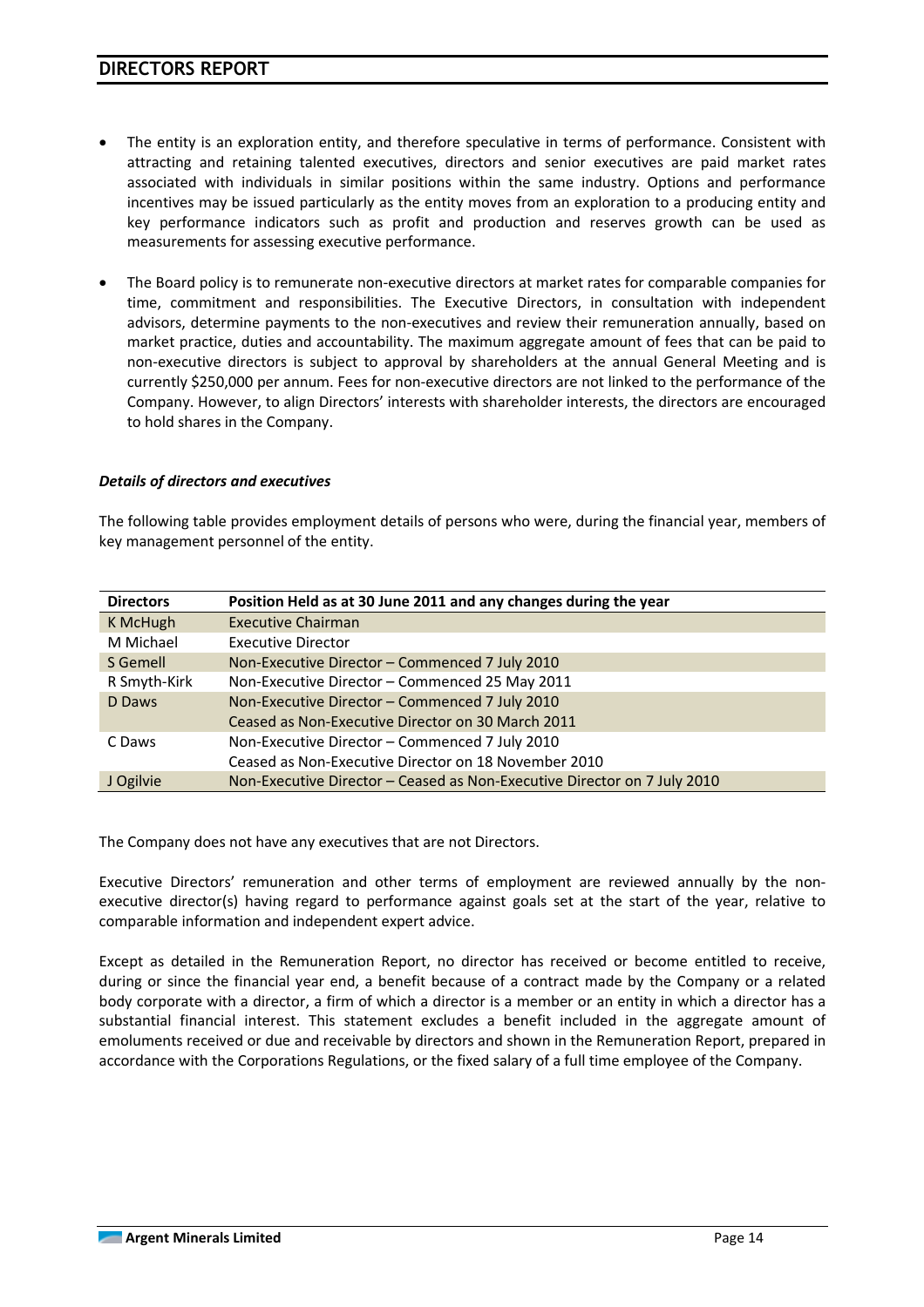- The entity is an exploration entity, and therefore speculative in terms of performance. Consistent with attracting and retaining talented executives, directors and senior executives are paid market rates associated with individuals in similar positions within the same industry. Options and performance incentives may be issued particularly as the entity moves from an exploration to a producing entity and key performance indicators such as profit and production and reserves growth can be used as measurements for assessing executive performance.

- The Board policy is to remunerate non-executive directors at market rates for comparable companies for time, commitment and responsibilities. The Executive Directors, in consultation with independent advisors, determine payments to the non-executives and review their remuneration annually, based on market practice, duties and accountability. The maximum aggregate amount of fees that can be paid to non-executive directors is subject to approval by shareholders at the annual General Meeting and is currently $250,000 per annum. Fees for non-executive directors are not linked to the performance of the Company. However, to align Directors' interests with shareholder interests, the directors are encouraged to hold shares in the Company.

***Details of directors and executives***

The following table provides employment details of persons who were, during the financial year, members of key management personnel of the entity.

| Directors | Position Held as at 30 June 2011 and any changes during the year |
|---|---|
| K McHugh | Executive Chairman |
| M Michael | Executive Director |
| S Gemell | Non-Executive Director – Commenced 7 July 2010 |
| R Smyth-Kirk | Non-Executive Director – Commenced 25 May 2011 |
| D Daws | Non-Executive Director – Commenced 7 July 2010<br>Ceased as Non-Executive Director on 30 March 2011 |
| C Daws | Non-Executive Director – Commenced 7 July 2010<br>Ceased as Non-Executive Director on 18 November 2010 |
| J Ogilvie | Non-Executive Director – Ceased as Non-Executive Director on 7 July 2010 |

The Company does not have any executives that are not Directors.

Executive Directors' remuneration and other terms of employment are reviewed annually by the non-executive director(s) having regard to performance against goals set at the start of the year, relative to comparable information and independent expert advice.

Except as detailed in the Remuneration Report, no director has received or become entitled to receive, during or since the financial year end, a benefit because of a contract made by the Company or a related body corporate with a director, a firm of which a director is a member or an entity in which a director has a substantial financial interest. This statement excludes a benefit included in the aggregate amount of emoluments received or due and receivable by directors and shown in the Remuneration Report, prepared in accordance with the Corporations Regulations, or the fixed salary of a full time employee of the Company.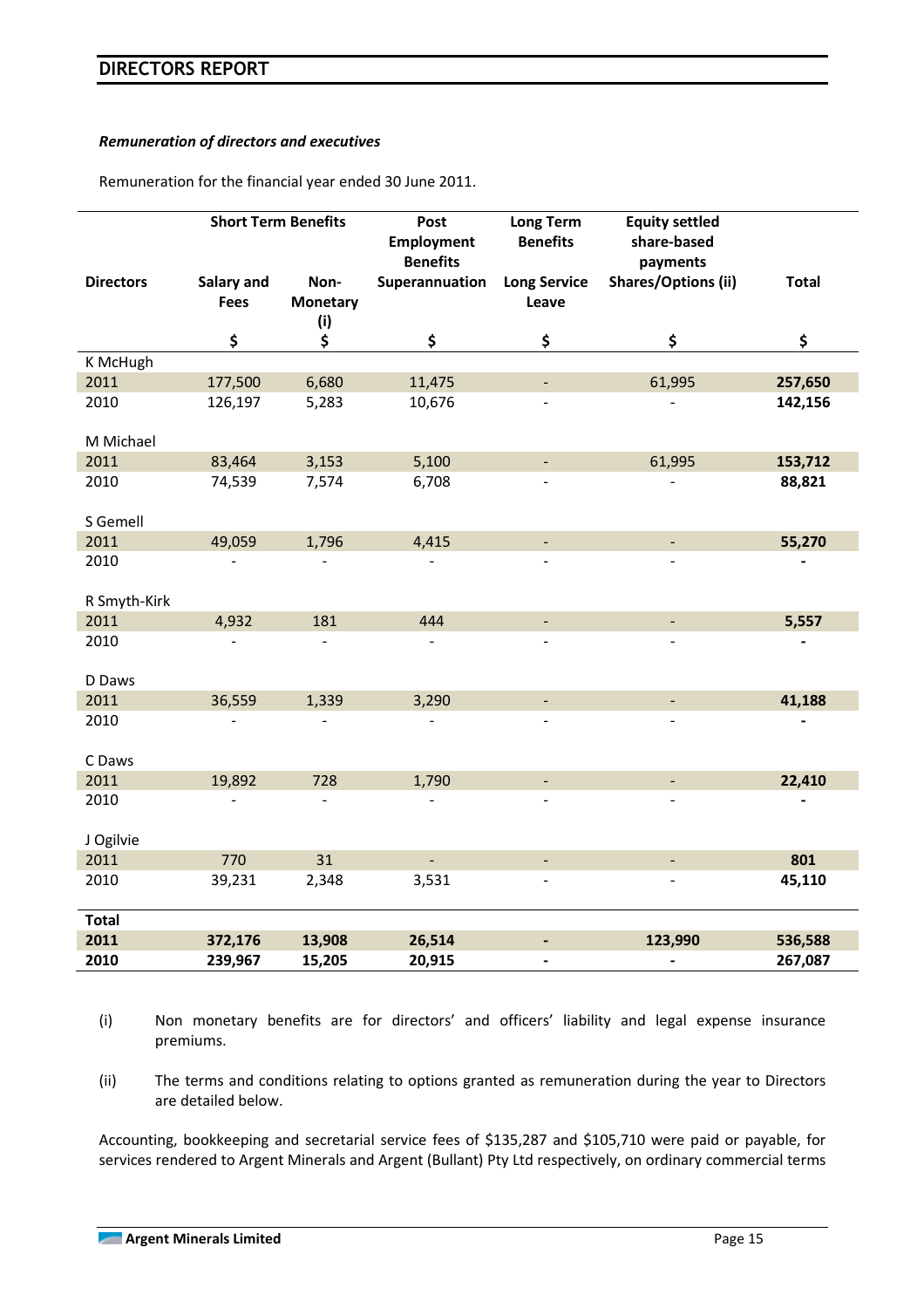## DIRECTORS REPORT

***Remuneration of directors and executives***

Remuneration for the financial year ended 30 June 2011.

| | Short Term Benefits | | Post Employment Benefits | Long Term Benefits | Equity settled share-based payments | |
|---|---|---|---|---|---|---|
| **Directors** | **Salary and Fees** | **Non-Monetary (i)** | **Superannuation** | **Long Service Leave** | **Shares/Options (ii)** | **Total** |
| | **$** | **$** | **$** | **$** | **$** | **$** |
| K McHugh | | | | | | |
| 2011 | 177,500 | 6,680 | 11,475 | - | 61,995 | **257,650** |
| 2010 | 126,197 | 5,283 | 10,676 | - | - | **142,156** |
| M Michael | | | | | | |
| 2011 | 83,464 | 3,153 | 5,100 | - | 61,995 | **153,712** |
| 2010 | 74,539 | 7,574 | 6,708 | - | - | **88,821** |
| S Gemell | | | | | | |
| 2011 | 49,059 | 1,796 | 4,415 | - | - | **55,270** |
| 2010 | - | - | - | - | - | **-** |
| R Smyth-Kirk | | | | | | |
| 2011 | 4,932 | 181 | 444 | - | - | **5,557** |
| 2010 | - | - | - | - | - | **-** |
| D Daws | | | | | | |
| 2011 | 36,559 | 1,339 | 3,290 | - | - | **41,188** |
| 2010 | - | - | - | - | - | **-** |
| C Daws | | | | | | |
| 2011 | 19,892 | 728 | 1,790 | - | - | **22,410** |
| 2010 | - | - | - | - | - | **-** |
| J Ogilvie | | | | | | |
| 2011 | 770 | 31 | - | - | - | **801** |
| 2010 | 39,231 | 2,348 | 3,531 | - | - | **45,110** |
| **Total** | | | | | | |
| **2011** | **372,176** | **13,908** | **26,514** | **-** | **123,990** | **536,588** |
| **2010** | **239,967** | **15,205** | **20,915** | **-** | **-** | **267,087** |

(i) Non monetary benefits are for directors' and officers' liability and legal expense insurance premiums.

(ii) The terms and conditions relating to options granted as remuneration during the year to Directors are detailed below.

Accounting, bookkeeping and secretarial service fees of $135,287 and $105,710 were paid or payable, for services rendered to Argent Minerals and Argent (Bullant) Pty Ltd respectively, on ordinary commercial terms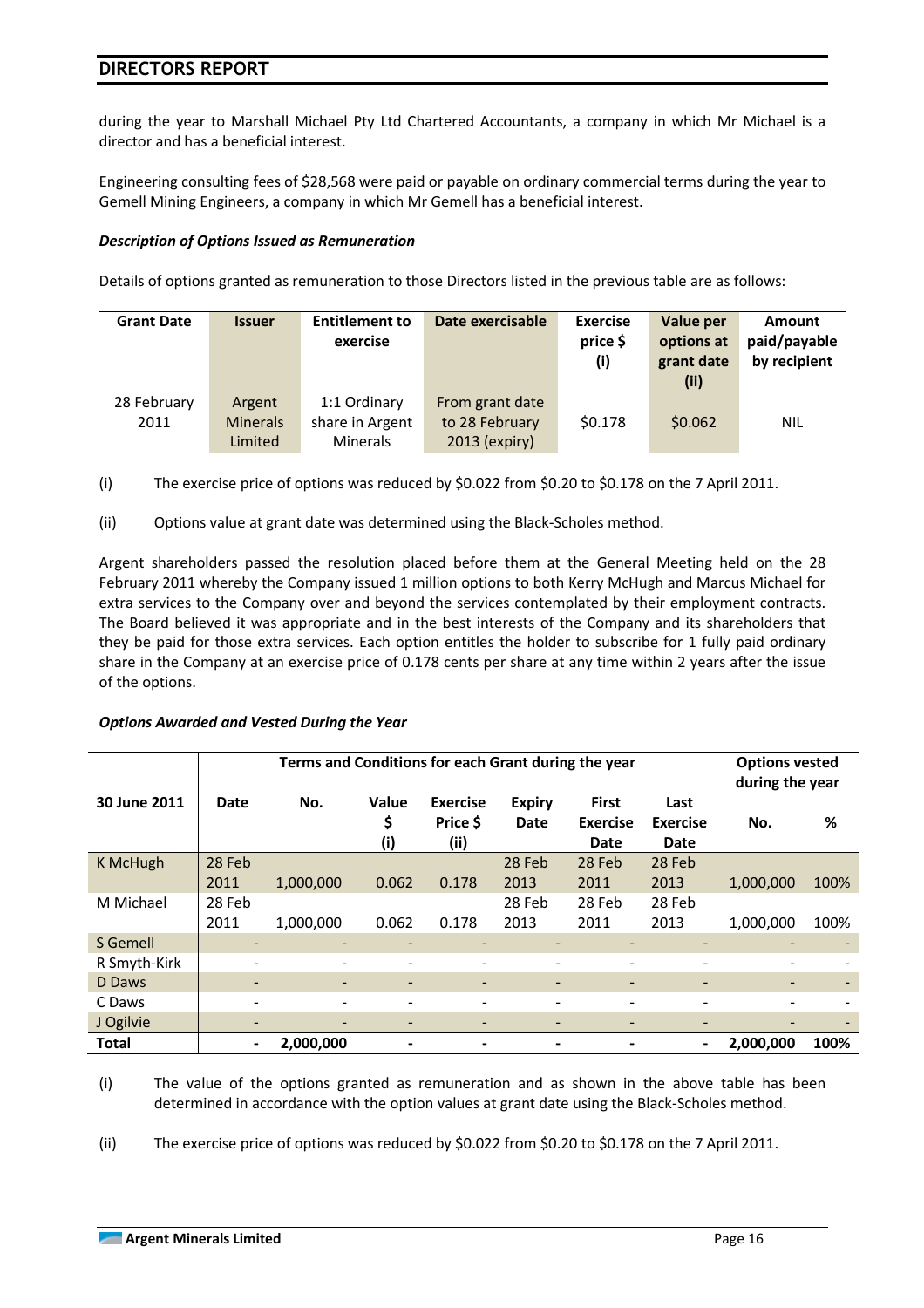during the year to Marshall Michael Pty Ltd Chartered Accountants, a company in which Mr Michael is a director and has a beneficial interest.

Engineering consulting fees of $28,568 were paid or payable on ordinary commercial terms during the year to Gemell Mining Engineers, a company in which Mr Gemell has a beneficial interest.

***Description of Options Issued as Remuneration***

Details of options granted as remuneration to those Directors listed in the previous table are as follows:

| Grant Date | Issuer | Entitlement to exercise | Date exercisable | Exercise price $ (i) | Value per options at grant date (ii) | Amount paid/payable by recipient |
|---|---|---|---|---|---|---|
| 28 February 2011 | Argent Minerals Limited | 1:1 Ordinary share in Argent Minerals | From grant date to 28 February 2013 (expiry) | $0.178 | $0.062 | NIL |

(i) The exercise price of options was reduced by $0.022 from $0.20 to $0.178 on the 7 April 2011.

(ii) Options value at grant date was determined using the Black-Scholes method.

Argent shareholders passed the resolution placed before them at the General Meeting held on the 28 February 2011 whereby the Company issued 1 million options to both Kerry McHugh and Marcus Michael for extra services to the Company over and beyond the services contemplated by their employment contracts. The Board believed it was appropriate and in the best interests of the Company and its shareholders that they be paid for those extra services. Each option entitles the holder to subscribe for 1 fully paid ordinary share in the Company at an exercise price of 0.178 cents per share at any time within 2 years after the issue of the options.

***Options Awarded and Vested During the Year***

| | Terms and Conditions for each Grant during the year | | | | | | | Options vested during the year | |
|---|---|---|---|---|---|---|---|---|---|
| 30 June 2011 | Date | No. | Value $ (i) | Exercise Price $ (ii) | Expiry Date | First Exercise Date | Last Exercise Date | No. | % |
| K McHugh | 28 Feb 2011 | 1,000,000 | 0.062 | 0.178 | 28 Feb 2013 | 28 Feb 2011 | 28 Feb 2013 | 1,000,000 | 100% |
| M Michael | 28 Feb 2011 | 1,000,000 | 0.062 | 0.178 | 28 Feb 2013 | 28 Feb 2011 | 28 Feb 2013 | 1,000,000 | 100% |
| S Gemell | - | - | - | - | - | - | - | - | - |
| R Smyth-Kirk | - | - | - | - | - | - | - | - | - |
| D Daws | - | - | - | - | - | - | - | - | - |
| C Daws | - | - | - | - | - | - | - | - | - |
| J Ogilvie | - | - | - | - | - | - | - | - | - |
| **Total** | - | **2,000,000** | - | - | - | - | - | **2,000,000** | **100%** |

(i) The value of the options granted as remuneration and as shown in the above table has been determined in accordance with the option values at grant date using the Black-Scholes method.

(ii) The exercise price of options was reduced by $0.022 from $0.20 to $0.178 on the 7 April 2011.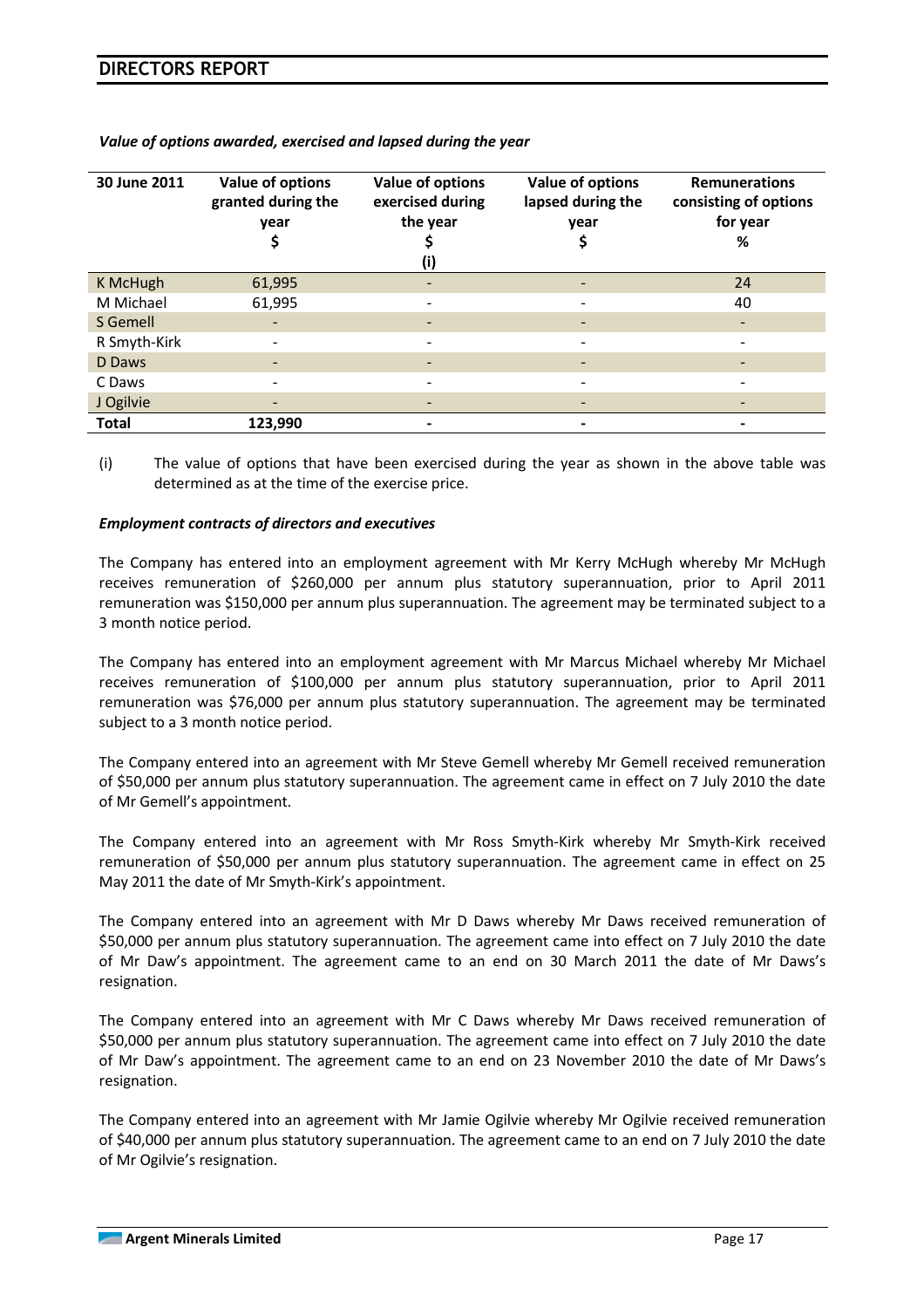## DIRECTORS REPORT

***Value of options awarded, exercised and lapsed during the year***

| 30 June 2011 | Value of options granted during the year $ | Value of options exercised during the year $ (i) | Value of options lapsed during the year $ | Remunerations consisting of options for year % |
|---|---|---|---|---|
| K McHugh | 61,995 | - | - | 24 |
| M Michael | 61,995 | - | - | 40 |
| S Gemell | - | - | - | - |
| R Smyth-Kirk | - | - | - | - |
| D Daws | - | - | - | - |
| C Daws | - | - | - | - |
| J Ogilvie | - | - | - | - |
| **Total** | **123,990** | **-** | **-** | **-** |

(i) The value of options that have been exercised during the year as shown in the above table was determined as at the time of the exercise price.

***Employment contracts of directors and executives***

The Company has entered into an employment agreement with Mr Kerry McHugh whereby Mr McHugh receives remuneration of $260,000 per annum plus statutory superannuation, prior to April 2011 remuneration was $150,000 per annum plus superannuation. The agreement may be terminated subject to a 3 month notice period.

The Company has entered into an employment agreement with Mr Marcus Michael whereby Mr Michael receives remuneration of $100,000 per annum plus statutory superannuation, prior to April 2011 remuneration was $76,000 per annum plus statutory superannuation. The agreement may be terminated subject to a 3 month notice period.

The Company entered into an agreement with Mr Steve Gemell whereby Mr Gemell received remuneration of $50,000 per annum plus statutory superannuation. The agreement came in effect on 7 July 2010 the date of Mr Gemell's appointment.

The Company entered into an agreement with Mr Ross Smyth-Kirk whereby Mr Smyth-Kirk received remuneration of $50,000 per annum plus statutory superannuation. The agreement came in effect on 25 May 2011 the date of Mr Smyth-Kirk's appointment.

The Company entered into an agreement with Mr D Daws whereby Mr Daws received remuneration of $50,000 per annum plus statutory superannuation. The agreement came into effect on 7 July 2010 the date of Mr Daw's appointment. The agreement came to an end on 30 March 2011 the date of Mr Daws's resignation.

The Company entered into an agreement with Mr C Daws whereby Mr Daws received remuneration of $50,000 per annum plus statutory superannuation. The agreement came into effect on 7 July 2010 the date of Mr Daw's appointment. The agreement came to an end on 23 November 2010 the date of Mr Daws's resignation.

The Company entered into an agreement with Mr Jamie Ogilvie whereby Mr Ogilvie received remuneration of $40,000 per annum plus statutory superannuation. The agreement came to an end on 7 July 2010 the date of Mr Ogilvie's resignation.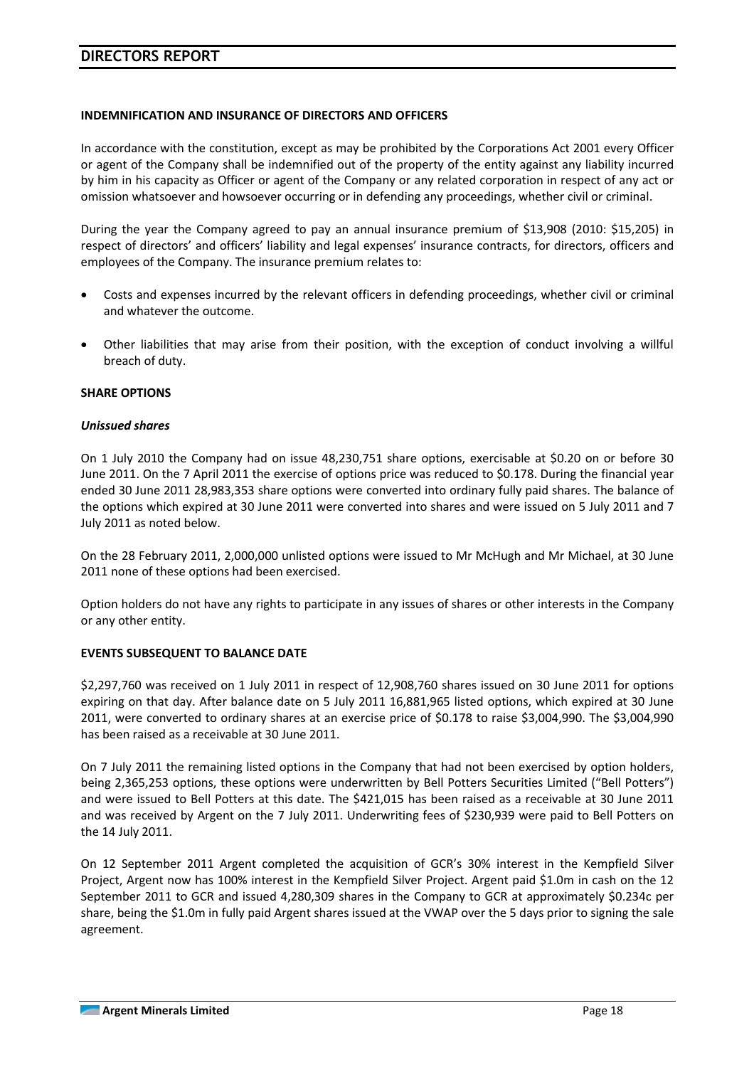## DIRECTORS REPORT

**INDEMNIFICATION AND INSURANCE OF DIRECTORS AND OFFICERS**

In accordance with the constitution, except as may be prohibited by the Corporations Act 2001 every Officer or agent of the Company shall be indemnified out of the property of the entity against any liability incurred by him in his capacity as Officer or agent of the Company or any related corporation in respect of any act or omission whatsoever and howsoever occurring or in defending any proceedings, whether civil or criminal.

During the year the Company agreed to pay an annual insurance premium of $13,908 (2010: $15,205) in respect of directors' and officers' liability and legal expenses' insurance contracts, for directors, officers and employees of the Company. The insurance premium relates to:

- Costs and expenses incurred by the relevant officers in defending proceedings, whether civil or criminal and whatever the outcome.
- Other liabilities that may arise from their position, with the exception of conduct involving a willful breach of duty.

**SHARE OPTIONS**

***Unissued shares***

On 1 July 2010 the Company had on issue 48,230,751 share options, exercisable at $0.20 on or before 30 June 2011. On the 7 April 2011 the exercise of options price was reduced to $0.178. During the financial year ended 30 June 2011 28,983,353 share options were converted into ordinary fully paid shares. The balance of the options which expired at 30 June 2011 were converted into shares and were issued on 5 July 2011 and 7 July 2011 as noted below.

On the 28 February 2011, 2,000,000 unlisted options were issued to Mr McHugh and Mr Michael, at 30 June 2011 none of these options had been exercised.

Option holders do not have any rights to participate in any issues of shares or other interests in the Company or any other entity.

**EVENTS SUBSEQUENT TO BALANCE DATE**

$2,297,760 was received on 1 July 2011 in respect of 12,908,760 shares issued on 30 June 2011 for options expiring on that day. After balance date on 5 July 2011 16,881,965 listed options, which expired at 30 June 2011, were converted to ordinary shares at an exercise price of $0.178 to raise $3,004,990. The $3,004,990 has been raised as a receivable at 30 June 2011.

On 7 July 2011 the remaining listed options in the Company that had not been exercised by option holders, being 2,365,253 options, these options were underwritten by Bell Potters Securities Limited ("Bell Potters") and were issued to Bell Potters at this date. The $421,015 has been raised as a receivable at 30 June 2011 and was received by Argent on the 7 July 2011. Underwriting fees of $230,939 were paid to Bell Potters on the 14 July 2011.

On 12 September 2011 Argent completed the acquisition of GCR's 30% interest in the Kempfield Silver Project, Argent now has 100% interest in the Kempfield Silver Project. Argent paid $1.0m in cash on the 12 September 2011 to GCR and issued 4,280,309 shares in the Company to GCR at approximately $0.234c per share, being the $1.0m in fully paid Argent shares issued at the VWAP over the 5 days prior to signing the sale agreement.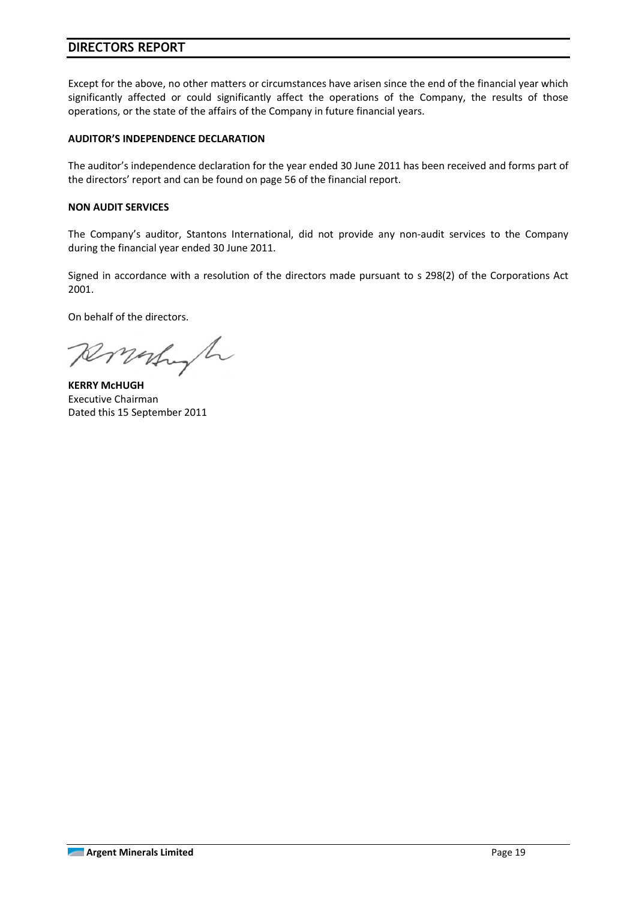# DIRECTORS REPORT

Except for the above, no other matters or circumstances have arisen since the end of the financial year which significantly affected or could significantly affect the operations of the Company, the results of those operations, or the state of the affairs of the Company in future financial years.

**AUDITOR'S INDEPENDENCE DECLARATION**

The auditor's independence declaration for the year ended 30 June 2011 has been received and forms part of the directors' report and can be found on page 56 of the financial report.

**NON AUDIT SERVICES**

The Company's auditor, Stantons International, did not provide any non-audit services to the Company during the financial year ended 30 June 2011.

Signed in accordance with a resolution of the directors made pursuant to s 298(2) of the Corporations Act 2001.

On behalf of the directors.

**KERRY McHUGH**
Executive Chairman
Dated this 15 September 2011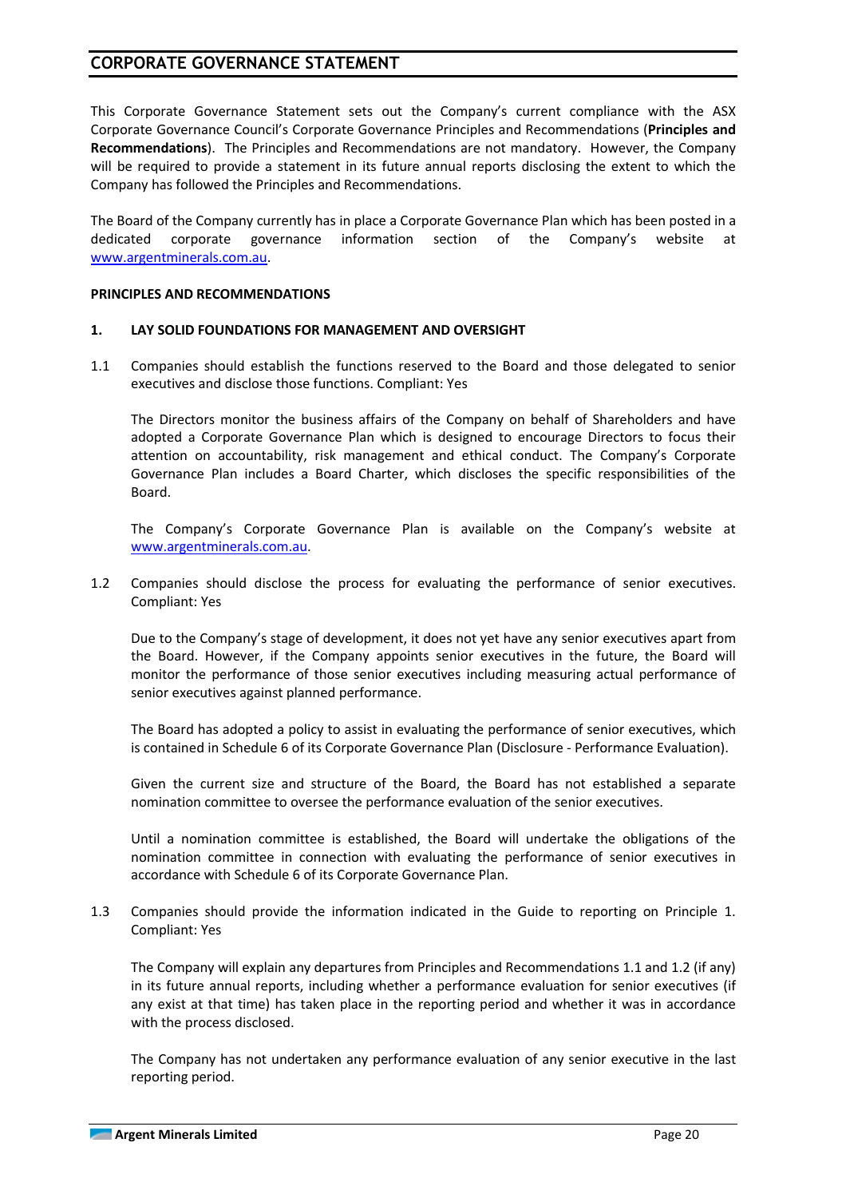# CORPORATE GOVERNANCE STATEMENT

This Corporate Governance Statement sets out the Company's current compliance with the ASX Corporate Governance Council's Corporate Governance Principles and Recommendations (**Principles and Recommendations**). The Principles and Recommendations are not mandatory. However, the Company will be required to provide a statement in its future annual reports disclosing the extent to which the Company has followed the Principles and Recommendations.

The Board of the Company currently has in place a Corporate Governance Plan which has been posted in a dedicated corporate governance information section of the Company's website at www.argentminerals.com.au.

## PRINCIPLES AND RECOMMENDATIONS

### 1. LAY SOLID FOUNDATIONS FOR MANAGEMENT AND OVERSIGHT

1.1 Companies should establish the functions reserved to the Board and those delegated to senior executives and disclose those functions. Compliant: Yes

The Directors monitor the business affairs of the Company on behalf of Shareholders and have adopted a Corporate Governance Plan which is designed to encourage Directors to focus their attention on accountability, risk management and ethical conduct. The Company's Corporate Governance Plan includes a Board Charter, which discloses the specific responsibilities of the Board.

The Company's Corporate Governance Plan is available on the Company's website at www.argentminerals.com.au.

1.2 Companies should disclose the process for evaluating the performance of senior executives. Compliant: Yes

Due to the Company's stage of development, it does not yet have any senior executives apart from the Board. However, if the Company appoints senior executives in the future, the Board will monitor the performance of those senior executives including measuring actual performance of senior executives against planned performance.

The Board has adopted a policy to assist in evaluating the performance of senior executives, which is contained in Schedule 6 of its Corporate Governance Plan (Disclosure - Performance Evaluation).

Given the current size and structure of the Board, the Board has not established a separate nomination committee to oversee the performance evaluation of the senior executives.

Until a nomination committee is established, the Board will undertake the obligations of the nomination committee in connection with evaluating the performance of senior executives in accordance with Schedule 6 of its Corporate Governance Plan.

1.3 Companies should provide the information indicated in the Guide to reporting on Principle 1. Compliant: Yes

The Company will explain any departures from Principles and Recommendations 1.1 and 1.2 (if any) in its future annual reports, including whether a performance evaluation for senior executives (if any exist at that time) has taken place in the reporting period and whether it was in accordance with the process disclosed.

The Company has not undertaken any performance evaluation of any senior executive in the last reporting period.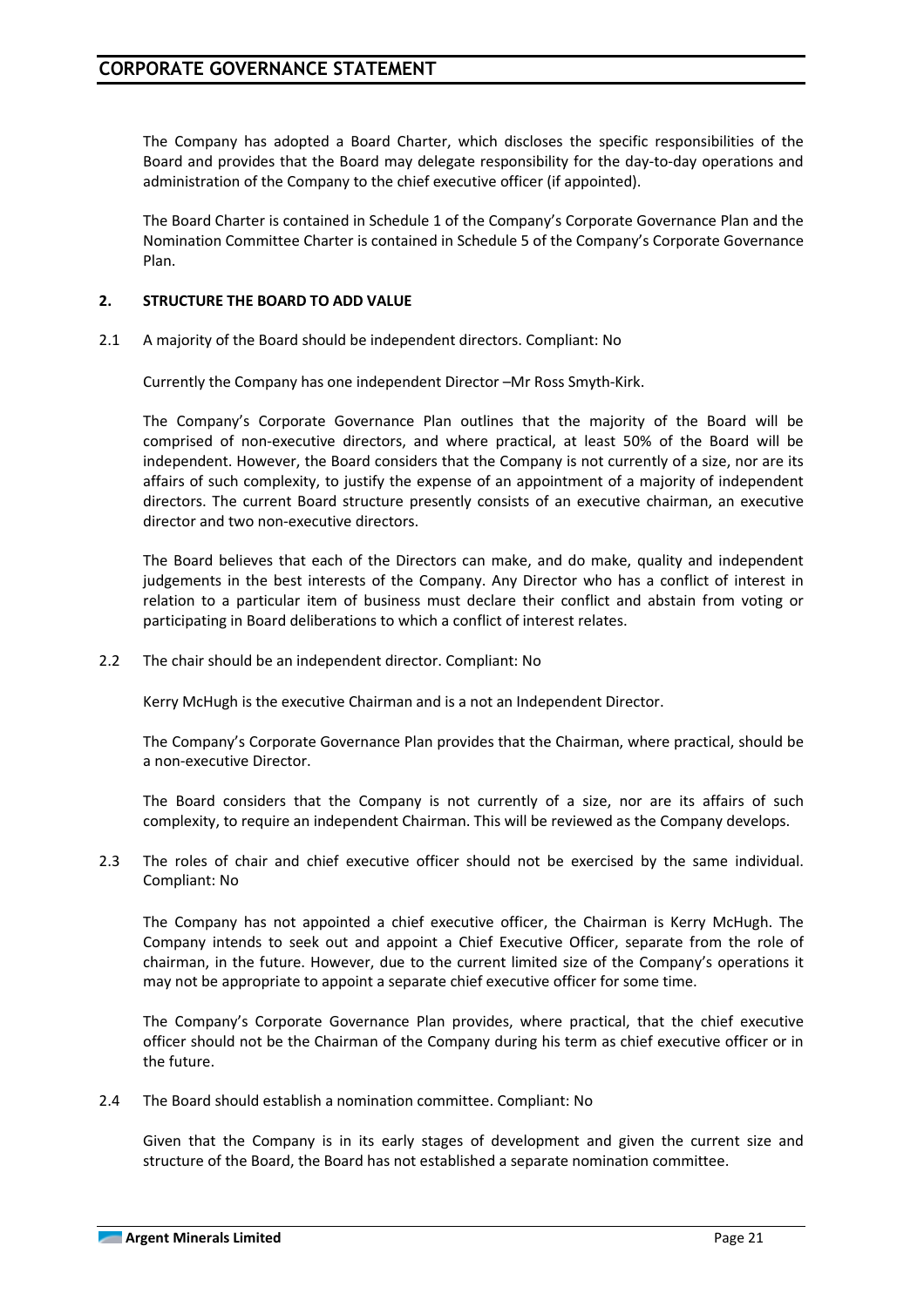The Company has adopted a Board Charter, which discloses the specific responsibilities of the Board and provides that the Board may delegate responsibility for the day-to-day operations and administration of the Company to the chief executive officer (if appointed).

The Board Charter is contained in Schedule 1 of the Company's Corporate Governance Plan and the Nomination Committee Charter is contained in Schedule 5 of the Company's Corporate Governance Plan.

## 2. STRUCTURE THE BOARD TO ADD VALUE

2.1 A majority of the Board should be independent directors. Compliant: No

Currently the Company has one independent Director –Mr Ross Smyth-Kirk.

The Company's Corporate Governance Plan outlines that the majority of the Board will be comprised of non-executive directors, and where practical, at least 50% of the Board will be independent. However, the Board considers that the Company is not currently of a size, nor are its affairs of such complexity, to justify the expense of an appointment of a majority of independent directors. The current Board structure presently consists of an executive chairman, an executive director and two non-executive directors.

The Board believes that each of the Directors can make, and do make, quality and independent judgements in the best interests of the Company. Any Director who has a conflict of interest in relation to a particular item of business must declare their conflict and abstain from voting or participating in Board deliberations to which a conflict of interest relates.

2.2 The chair should be an independent director. Compliant: No

Kerry McHugh is the executive Chairman and is a not an Independent Director.

The Company's Corporate Governance Plan provides that the Chairman, where practical, should be a non-executive Director.

The Board considers that the Company is not currently of a size, nor are its affairs of such complexity, to require an independent Chairman. This will be reviewed as the Company develops.

2.3 The roles of chair and chief executive officer should not be exercised by the same individual. Compliant: No

The Company has not appointed a chief executive officer, the Chairman is Kerry McHugh. The Company intends to seek out and appoint a Chief Executive Officer, separate from the role of chairman, in the future. However, due to the current limited size of the Company's operations it may not be appropriate to appoint a separate chief executive officer for some time.

The Company's Corporate Governance Plan provides, where practical, that the chief executive officer should not be the Chairman of the Company during his term as chief executive officer or in the future.

2.4 The Board should establish a nomination committee. Compliant: No

Given that the Company is in its early stages of development and given the current size and structure of the Board, the Board has not established a separate nomination committee.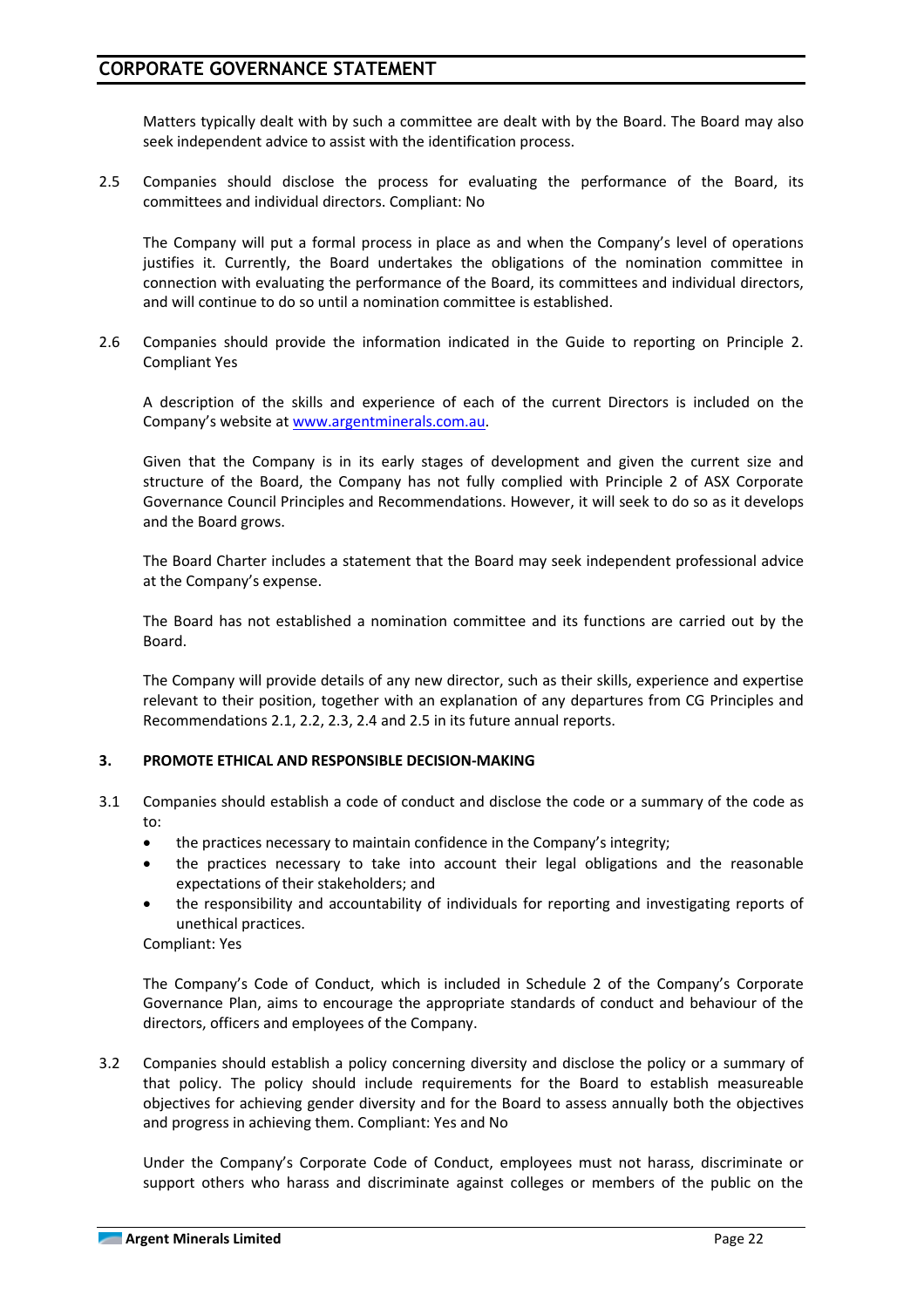Matters typically dealt with by such a committee are dealt with by the Board. The Board may also seek independent advice to assist with the identification process.

2.5 Companies should disclose the process for evaluating the performance of the Board, its committees and individual directors. Compliant: No

The Company will put a formal process in place as and when the Company's level of operations justifies it. Currently, the Board undertakes the obligations of the nomination committee in connection with evaluating the performance of the Board, its committees and individual directors, and will continue to do so until a nomination committee is established.

2.6 Companies should provide the information indicated in the Guide to reporting on Principle 2. Compliant Yes

A description of the skills and experience of each of the current Directors is included on the Company's website at www.argentminerals.com.au.

Given that the Company is in its early stages of development and given the current size and structure of the Board, the Company has not fully complied with Principle 2 of ASX Corporate Governance Council Principles and Recommendations. However, it will seek to do so as it develops and the Board grows.

The Board Charter includes a statement that the Board may seek independent professional advice at the Company's expense.

The Board has not established a nomination committee and its functions are carried out by the Board.

The Company will provide details of any new director, such as their skills, experience and expertise relevant to their position, together with an explanation of any departures from CG Principles and Recommendations 2.1, 2.2, 2.3, 2.4 and 2.5 in its future annual reports.

## 3. PROMOTE ETHICAL AND RESPONSIBLE DECISION-MAKING

3.1 Companies should establish a code of conduct and disclose the code or a summary of the code as to:

- the practices necessary to maintain confidence in the Company's integrity;
- the practices necessary to take into account their legal obligations and the reasonable expectations of their stakeholders; and
- the responsibility and accountability of individuals for reporting and investigating reports of unethical practices.

Compliant: Yes

The Company's Code of Conduct, which is included in Schedule 2 of the Company's Corporate Governance Plan, aims to encourage the appropriate standards of conduct and behaviour of the directors, officers and employees of the Company.

3.2 Companies should establish a policy concerning diversity and disclose the policy or a summary of that policy. The policy should include requirements for the Board to establish measureable objectives for achieving gender diversity and for the Board to assess annually both the objectives and progress in achieving them. Compliant: Yes and No

Under the Company's Corporate Code of Conduct, employees must not harass, discriminate or support others who harass and discriminate against colleges or members of the public on the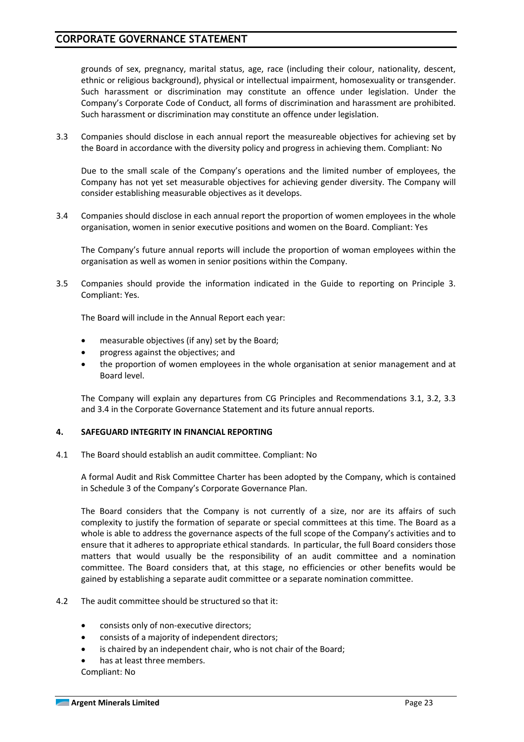grounds of sex, pregnancy, marital status, age, race (including their colour, nationality, descent, ethnic or religious background), physical or intellectual impairment, homosexuality or transgender. Such harassment or discrimination may constitute an offence under legislation. Under the Company's Corporate Code of Conduct, all forms of discrimination and harassment are prohibited. Such harassment or discrimination may constitute an offence under legislation.

3.3 Companies should disclose in each annual report the measureable objectives for achieving set by the Board in accordance with the diversity policy and progress in achieving them. Compliant: No

Due to the small scale of the Company's operations and the limited number of employees, the Company has not yet set measurable objectives for achieving gender diversity. The Company will consider establishing measurable objectives as it develops.

3.4 Companies should disclose in each annual report the proportion of women employees in the whole organisation, women in senior executive positions and women on the Board. Compliant: Yes

The Company's future annual reports will include the proportion of woman employees within the organisation as well as women in senior positions within the Company.

3.5 Companies should provide the information indicated in the Guide to reporting on Principle 3. Compliant: Yes.

The Board will include in the Annual Report each year:

- measurable objectives (if any) set by the Board;
- progress against the objectives; and
- the proportion of women employees in the whole organisation at senior management and at Board level.

The Company will explain any departures from CG Principles and Recommendations 3.1, 3.2, 3.3 and 3.4 in the Corporate Governance Statement and its future annual reports.

### 4. SAFEGUARD INTEGRITY IN FINANCIAL REPORTING

4.1 The Board should establish an audit committee. Compliant: No

A formal Audit and Risk Committee Charter has been adopted by the Company, which is contained in Schedule 3 of the Company's Corporate Governance Plan.

The Board considers that the Company is not currently of a size, nor are its affairs of such complexity to justify the formation of separate or special committees at this time. The Board as a whole is able to address the governance aspects of the full scope of the Company's activities and to ensure that it adheres to appropriate ethical standards. In particular, the full Board considers those matters that would usually be the responsibility of an audit committee and a nomination committee. The Board considers that, at this stage, no efficiencies or other benefits would be gained by establishing a separate audit committee or a separate nomination committee.

4.2 The audit committee should be structured so that it:

- consists only of non-executive directors;
- consists of a majority of independent directors;
- is chaired by an independent chair, who is not chair of the Board;
- has at least three members.

Compliant: No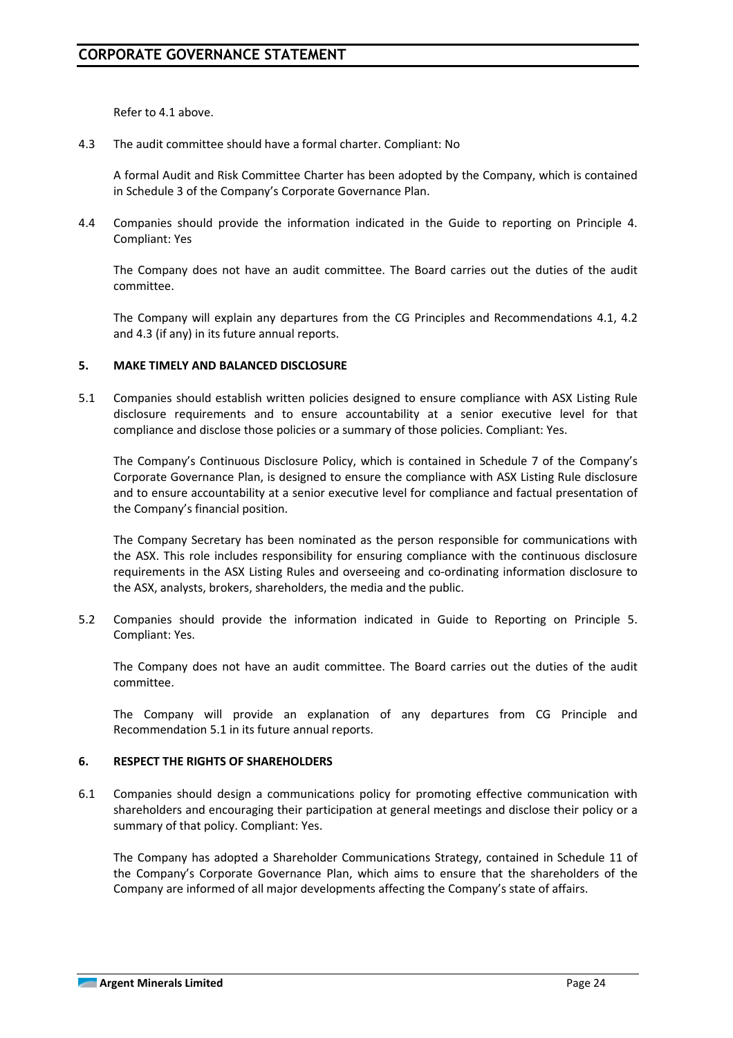Refer to 4.1 above.

4.3 The audit committee should have a formal charter. Compliant: No

A formal Audit and Risk Committee Charter has been adopted by the Company, which is contained in Schedule 3 of the Company's Corporate Governance Plan.

4.4 Companies should provide the information indicated in the Guide to reporting on Principle 4. Compliant: Yes

The Company does not have an audit committee. The Board carries out the duties of the audit committee.

The Company will explain any departures from the CG Principles and Recommendations 4.1, 4.2 and 4.3 (if any) in its future annual reports.

### 5. MAKE TIMELY AND BALANCED DISCLOSURE

5.1 Companies should establish written policies designed to ensure compliance with ASX Listing Rule disclosure requirements and to ensure accountability at a senior executive level for that compliance and disclose those policies or a summary of those policies. Compliant: Yes.

The Company's Continuous Disclosure Policy, which is contained in Schedule 7 of the Company's Corporate Governance Plan, is designed to ensure the compliance with ASX Listing Rule disclosure and to ensure accountability at a senior executive level for compliance and factual presentation of the Company's financial position.

The Company Secretary has been nominated as the person responsible for communications with the ASX. This role includes responsibility for ensuring compliance with the continuous disclosure requirements in the ASX Listing Rules and overseeing and co-ordinating information disclosure to the ASX, analysts, brokers, shareholders, the media and the public.

5.2 Companies should provide the information indicated in Guide to Reporting on Principle 5. Compliant: Yes.

The Company does not have an audit committee. The Board carries out the duties of the audit committee.

The Company will provide an explanation of any departures from CG Principle and Recommendation 5.1 in its future annual reports.

### 6. RESPECT THE RIGHTS OF SHAREHOLDERS

6.1 Companies should design a communications policy for promoting effective communication with shareholders and encouraging their participation at general meetings and disclose their policy or a summary of that policy. Compliant: Yes.

The Company has adopted a Shareholder Communications Strategy, contained in Schedule 11 of the Company's Corporate Governance Plan, which aims to ensure that the shareholders of the Company are informed of all major developments affecting the Company's state of affairs.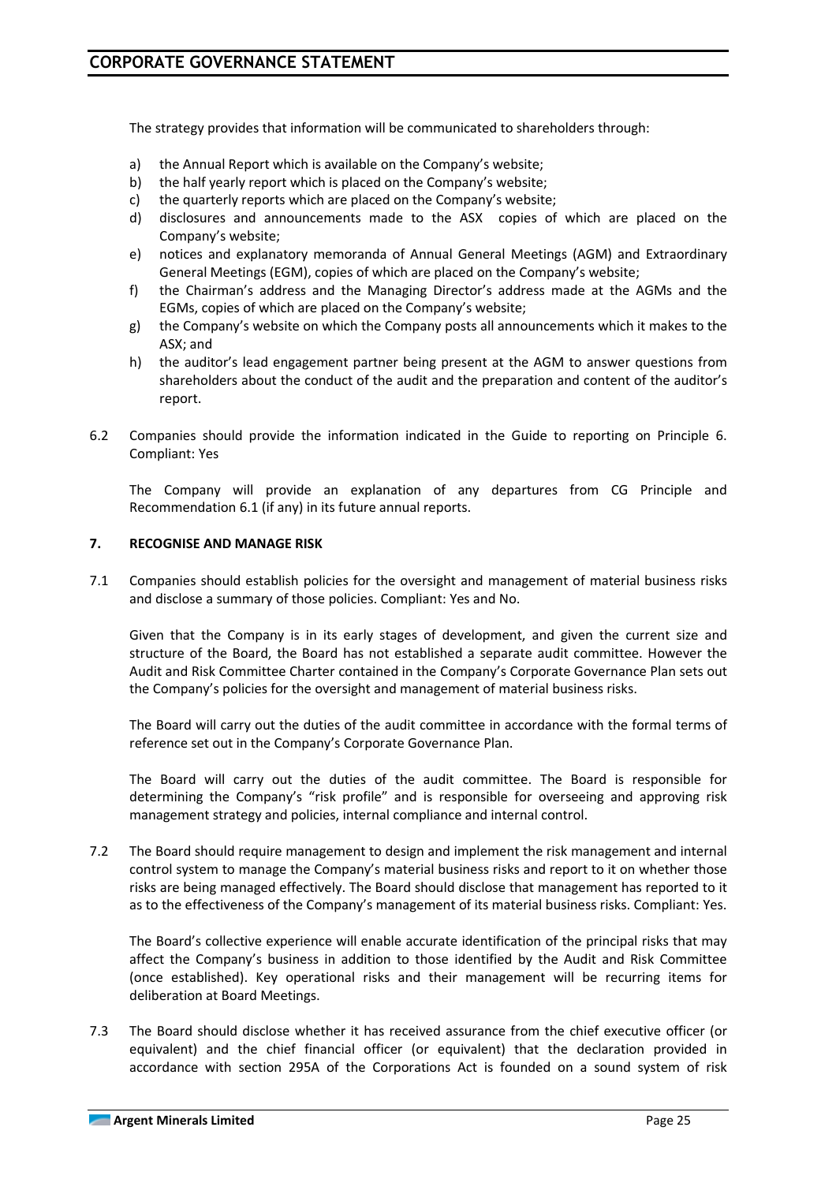The strategy provides that information will be communicated to shareholders through:

a) the Annual Report which is available on the Company's website;
b) the half yearly report which is placed on the Company's website;
c) the quarterly reports which are placed on the Company's website;
d) disclosures and announcements made to the ASX copies of which are placed on the Company's website;
e) notices and explanatory memoranda of Annual General Meetings (AGM) and Extraordinary General Meetings (EGM), copies of which are placed on the Company's website;
f) the Chairman's address and the Managing Director's address made at the AGMs and the EGMs, copies of which are placed on the Company's website;
g) the Company's website on which the Company posts all announcements which it makes to the ASX; and
h) the auditor's lead engagement partner being present at the AGM to answer questions from shareholders about the conduct of the audit and the preparation and content of the auditor's report.

6.2 Companies should provide the information indicated in the Guide to reporting on Principle 6. Compliant: Yes

The Company will provide an explanation of any departures from CG Principle and Recommendation 6.1 (if any) in its future annual reports.

**7. RECOGNISE AND MANAGE RISK**

7.1 Companies should establish policies for the oversight and management of material business risks and disclose a summary of those policies. Compliant: Yes and No.

Given that the Company is in its early stages of development, and given the current size and structure of the Board, the Board has not established a separate audit committee. However the Audit and Risk Committee Charter contained in the Company's Corporate Governance Plan sets out the Company's policies for the oversight and management of material business risks.

The Board will carry out the duties of the audit committee in accordance with the formal terms of reference set out in the Company's Corporate Governance Plan.

The Board will carry out the duties of the audit committee. The Board is responsible for determining the Company's "risk profile" and is responsible for overseeing and approving risk management strategy and policies, internal compliance and internal control.

7.2 The Board should require management to design and implement the risk management and internal control system to manage the Company's material business risks and report to it on whether those risks are being managed effectively. The Board should disclose that management has reported to it as to the effectiveness of the Company's management of its material business risks. Compliant: Yes.

The Board's collective experience will enable accurate identification of the principal risks that may affect the Company's business in addition to those identified by the Audit and Risk Committee (once established). Key operational risks and their management will be recurring items for deliberation at Board Meetings.

7.3 The Board should disclose whether it has received assurance from the chief executive officer (or equivalent) and the chief financial officer (or equivalent) that the declaration provided in accordance with section 295A of the Corporations Act is founded on a sound system of risk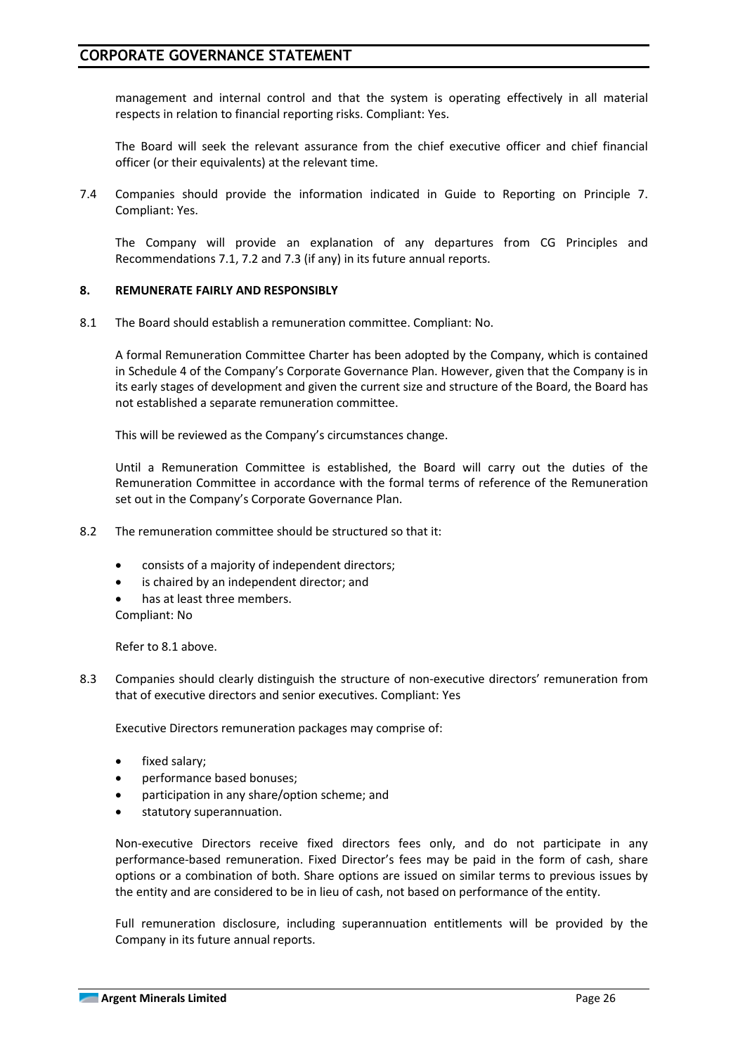management and internal control and that the system is operating effectively in all material respects in relation to financial reporting risks. Compliant: Yes.

The Board will seek the relevant assurance from the chief executive officer and chief financial officer (or their equivalents) at the relevant time.

7.4 Companies should provide the information indicated in Guide to Reporting on Principle 7. Compliant: Yes.

The Company will provide an explanation of any departures from CG Principles and Recommendations 7.1, 7.2 and 7.3 (if any) in its future annual reports.

### 8. REMUNERATE FAIRLY AND RESPONSIBLY

8.1 The Board should establish a remuneration committee. Compliant: No.

A formal Remuneration Committee Charter has been adopted by the Company, which is contained in Schedule 4 of the Company's Corporate Governance Plan. However, given that the Company is in its early stages of development and given the current size and structure of the Board, the Board has not established a separate remuneration committee.

This will be reviewed as the Company's circumstances change.

Until a Remuneration Committee is established, the Board will carry out the duties of the Remuneration Committee in accordance with the formal terms of reference of the Remuneration set out in the Company's Corporate Governance Plan.

8.2 The remuneration committee should be structured so that it:

- consists of a majority of independent directors;
- is chaired by an independent director; and
- has at least three members.

Compliant: No

Refer to 8.1 above.

8.3 Companies should clearly distinguish the structure of non-executive directors' remuneration from that of executive directors and senior executives. Compliant: Yes

Executive Directors remuneration packages may comprise of:

- fixed salary;
- performance based bonuses;
- participation in any share/option scheme; and
- statutory superannuation.

Non-executive Directors receive fixed directors fees only, and do not participate in any performance-based remuneration. Fixed Director's fees may be paid in the form of cash, share options or a combination of both. Share options are issued on similar terms to previous issues by the entity and are considered to be in lieu of cash, not based on performance of the entity.

Full remuneration disclosure, including superannuation entitlements will be provided by the Company in its future annual reports.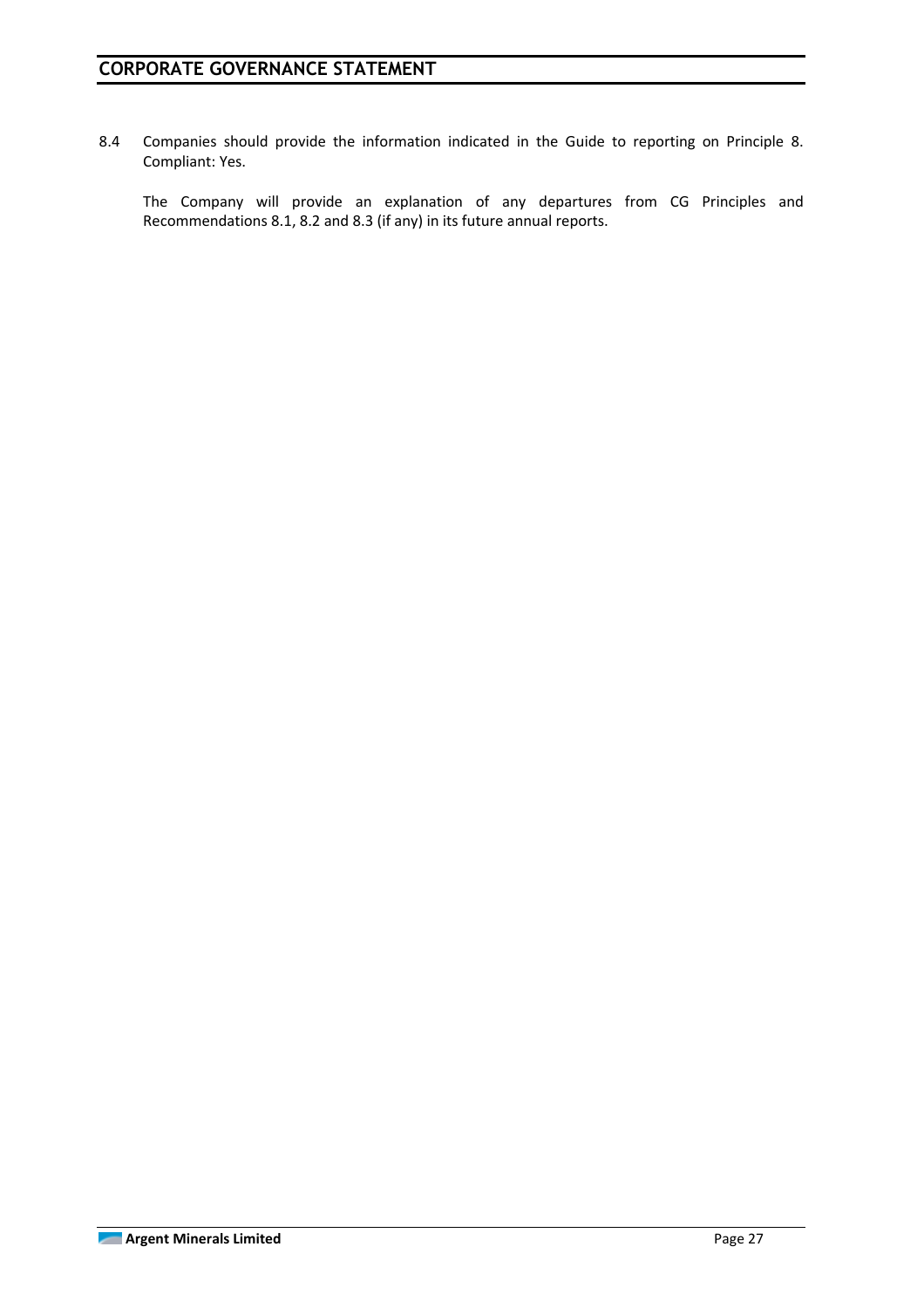8.4 Companies should provide the information indicated in the Guide to reporting on Principle 8. Compliant: Yes.

The Company will provide an explanation of any departures from CG Principles and Recommendations 8.1, 8.2 and 8.3 (if any) in its future annual reports.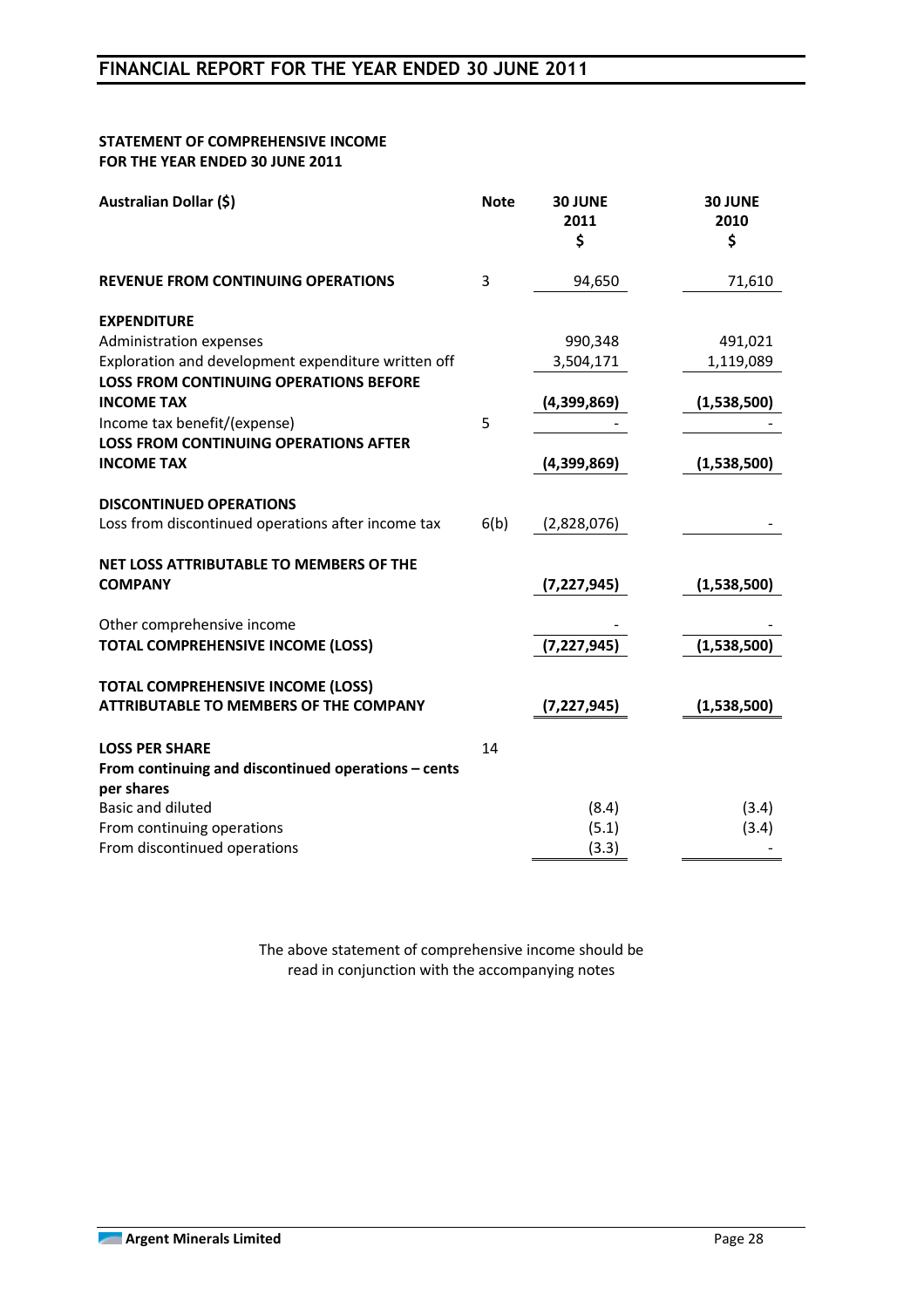**STATEMENT OF COMPREHENSIVE INCOME**
**FOR THE YEAR ENDED 30 JUNE 2011**

| Australian Dollar ($) | Note | 30 JUNE 2011 $ | 30 JUNE 2010 $ |
|---|---|---|---|
| **REVENUE FROM CONTINUING OPERATIONS** | 3 | 94,650 | 71,610 |
| **EXPENDITURE** | | | |
| Administration expenses | | 990,348 | 491,021 |
| Exploration and development expenditure written off | | 3,504,171 | 1,119,089 |
| **LOSS FROM CONTINUING OPERATIONS BEFORE INCOME TAX** | | **(4,399,869)** | **(1,538,500)** |
| Income tax benefit/(expense) | 5 | - | - |
| **LOSS FROM CONTINUING OPERATIONS AFTER INCOME TAX** | | **(4,399,869)** | **(1,538,500)** |
| **DISCONTINUED OPERATIONS** | | | |
| Loss from discontinued operations after income tax | 6(b) | (2,828,076) | - |
| **NET LOSS ATTRIBUTABLE TO MEMBERS OF THE COMPANY** | | **(7,227,945)** | **(1,538,500)** |
| Other comprehensive income | | - | - |
| **TOTAL COMPREHENSIVE INCOME (LOSS)** | | **(7,227,945)** | **(1,538,500)** |
| **TOTAL COMPREHENSIVE INCOME (LOSS) ATTRIBUTABLE TO MEMBERS OF THE COMPANY** | | **(7,227,945)** | **(1,538,500)** |
| **LOSS PER SHARE** | 14 | | |
| **From continuing and discontinued operations – cents per shares** | | | |
| Basic and diluted | | (8.4) | (3.4) |
| From continuing operations | | (5.1) | (3.4) |
| From discontinued operations | | (3.3) | - |

The above statement of comprehensive income should be read in conjunction with the accompanying notes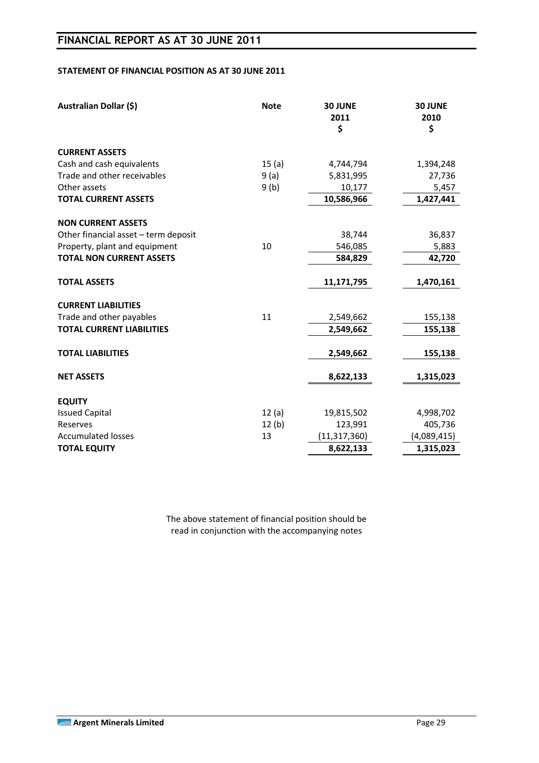# FINANCIAL REPORT AS AT 30 JUNE 2011

**STATEMENT OF FINANCIAL POSITION AS AT 30 JUNE 2011**

| Australian Dollar ($) | Note | 30 JUNE 2011 $ | 30 JUNE 2010 $ |
|---|---|---|---|
| **CURRENT ASSETS** | | | |
| Cash and cash equivalents | 15 (a) | 4,744,794 | 1,394,248 |
| Trade and other receivables | 9 (a) | 5,831,995 | 27,736 |
| Other assets | 9 (b) | 10,177 | 5,457 |
| **TOTAL CURRENT ASSETS** | | **10,586,966** | **1,427,441** |
| **NON CURRENT ASSETS** | | | |
| Other financial asset – term deposit | | 38,744 | 36,837 |
| Property, plant and equipment | 10 | 546,085 | 5,883 |
| **TOTAL NON CURRENT ASSETS** | | **584,829** | **42,720** |
| **TOTAL ASSETS** | | **11,171,795** | **1,470,161** |
| **CURRENT LIABILITIES** | | | |
| Trade and other payables | 11 | 2,549,662 | 155,138 |
| **TOTAL CURRENT LIABILITIES** | | **2,549,662** | **155,138** |
| **TOTAL LIABILITIES** | | **2,549,662** | **155,138** |
| **NET ASSETS** | | **8,622,133** | **1,315,023** |
| **EQUITY** | | | |
| Issued Capital | 12 (a) | 19,815,502 | 4,998,702 |
| Reserves | 12 (b) | 123,991 | 405,736 |
| Accumulated losses | 13 | (11,317,360) | (4,089,415) |
| **TOTAL EQUITY** | | **8,622,133** | **1,315,023** |

The above statement of financial position should be read in conjunction with the accompanying notes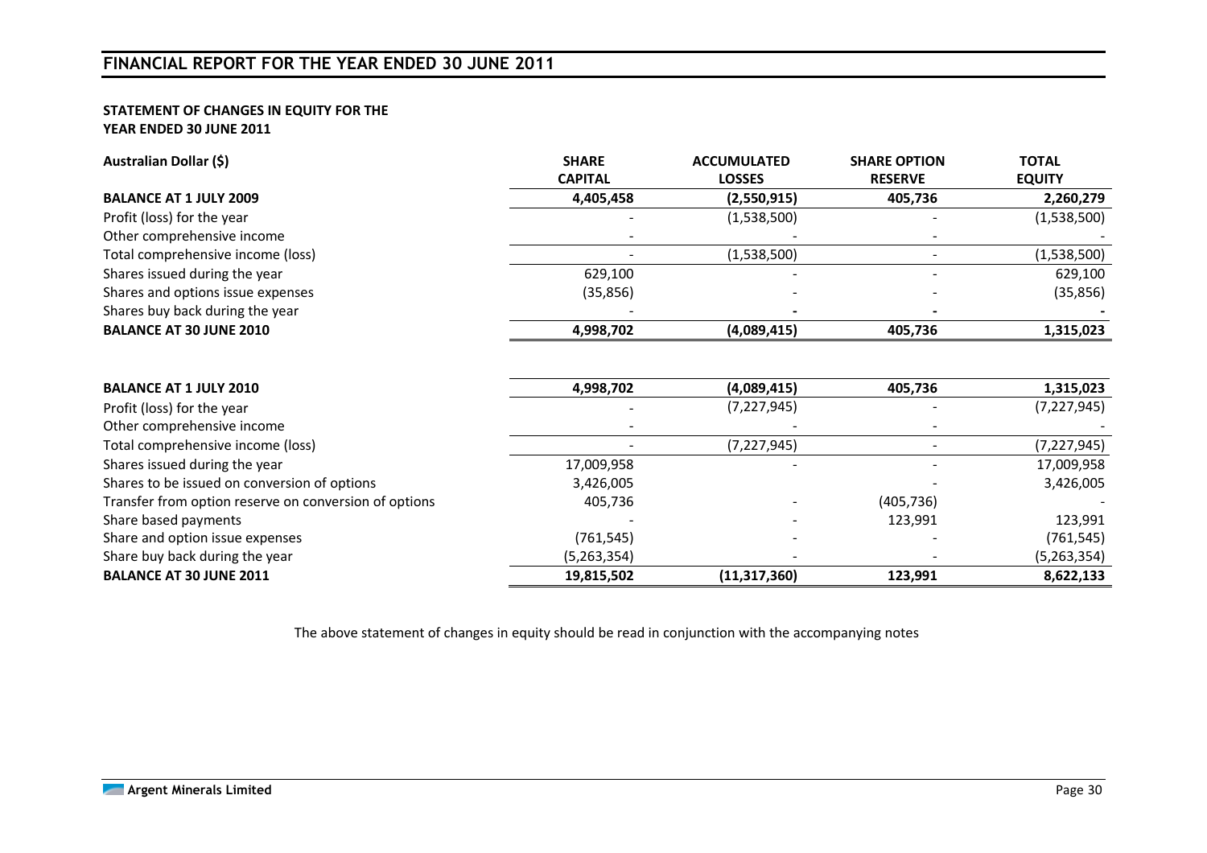# FINANCIAL REPORT FOR THE YEAR ENDED 30 JUNE 2011

**STATEMENT OF CHANGES IN EQUITY FOR THE YEAR ENDED 30 JUNE 2011**

| Australian Dollar ($) | SHARE CAPITAL | ACCUMULATED LOSSES | SHARE OPTION RESERVE | TOTAL EQUITY |
|---|---|---|---|---|
| **BALANCE AT 1 JULY 2009** | **4,405,458** | **(2,550,915)** | **405,736** | **2,260,279** |
| Profit (loss) for the year | - | (1,538,500) | - | (1,538,500) |
| Other comprehensive income | - | - | - | - |
| Total comprehensive income (loss) | - | (1,538,500) | - | (1,538,500) |
| Shares issued during the year | 629,100 | - | - | 629,100 |
| Shares and options issue expenses | (35,856) | - | - | (35,856) |
| Shares buy back during the year | - | - | - | - |
| **BALANCE AT 30 JUNE 2010** | **4,998,702** | **(4,089,415)** | **405,736** | **1,315,023** |
| | | | | |
| **BALANCE AT 1 JULY 2010** | **4,998,702** | **(4,089,415)** | **405,736** | **1,315,023** |
| Profit (loss) for the year | - | (7,227,945) | - | (7,227,945) |
| Other comprehensive income | - | - | - | - |
| Total comprehensive income (loss) | - | (7,227,945) | - | (7,227,945) |
| Shares issued during the year | 17,009,958 | - | - | 17,009,958 |
| Shares to be issued on conversion of options | 3,426,005 | | - | 3,426,005 |
| Transfer from option reserve on conversion of options | 405,736 | - | (405,736) | - |
| Share based payments | - | - | 123,991 | 123,991 |
| Share and option issue expenses | (761,545) | - | - | (761,545) |
| Share buy back during the year | (5,263,354) | - | - | (5,263,354) |
| **BALANCE AT 30 JUNE 2011** | **19,815,502** | **(11,317,360)** | **123,991** | **8,622,133** |

The above statement of changes in equity should be read in conjunction with the accompanying notes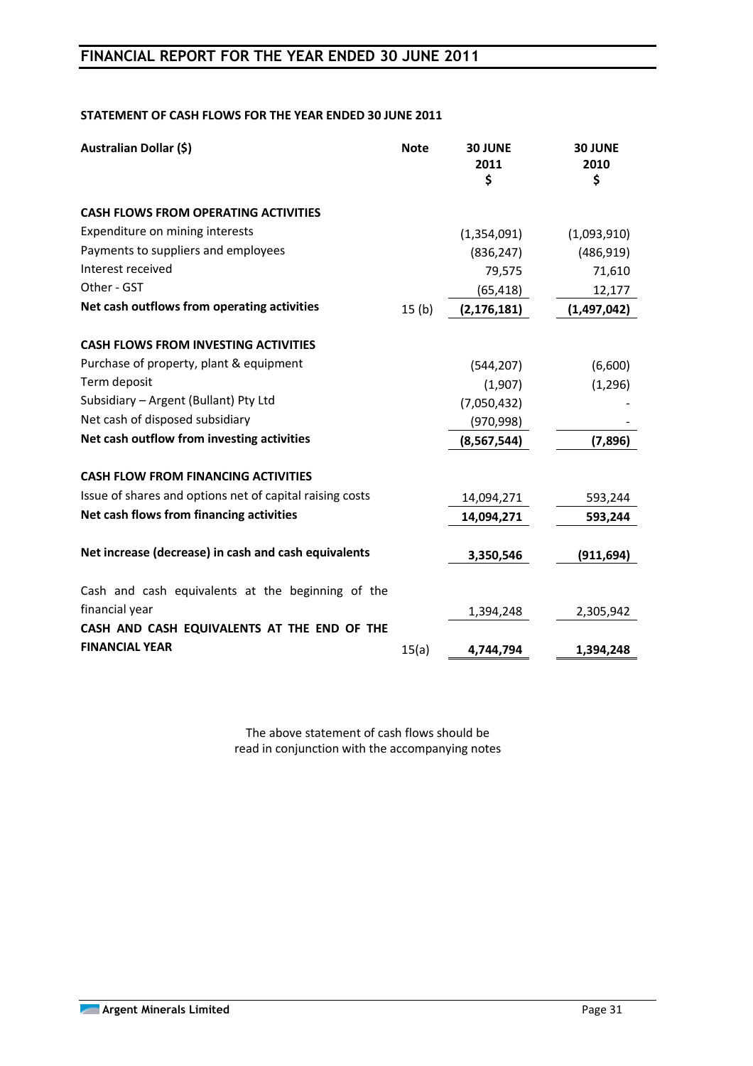## STATEMENT OF CASH FLOWS FOR THE YEAR ENDED 30 JUNE 2011

| Australian Dollar ($) | Note | 30 JUNE 2011 $ | 30 JUNE 2010 $ |
|---|---|---|---|
| **CASH FLOWS FROM OPERATING ACTIVITIES** | | | |
| Expenditure on mining interests | | (1,354,091) | (1,093,910) |
| Payments to suppliers and employees | | (836,247) | (486,919) |
| Interest received | | 79,575 | 71,610 |
| Other - GST | | (65,418) | 12,177 |
| **Net cash outflows from operating activities** | 15 (b) | **(2,176,181)** | **(1,497,042)** |
| **CASH FLOWS FROM INVESTING ACTIVITIES** | | | |
| Purchase of property, plant & equipment | | (544,207) | (6,600) |
| Term deposit | | (1,907) | (1,296) |
| Subsidiary – Argent (Bullant) Pty Ltd | | (7,050,432) | - |
| Net cash of disposed subsidiary | | (970,998) | - |
| **Net cash outflow from investing activities** | | **(8,567,544)** | **(7,896)** |
| **CASH FLOW FROM FINANCING ACTIVITIES** | | | |
| Issue of shares and options net of capital raising costs | | 14,094,271 | 593,244 |
| **Net cash flows from financing activities** | | **14,094,271** | **593,244** |
| **Net increase (decrease) in cash and cash equivalents** | | **3,350,546** | **(911,694)** |
| Cash and cash equivalents at the beginning of the financial year | | 1,394,248 | 2,305,942 |
| **CASH AND CASH EQUIVALENTS AT THE END OF THE FINANCIAL YEAR** | 15(a) | **4,744,794** | **1,394,248** |

The above statement of cash flows should be read in conjunction with the accompanying notes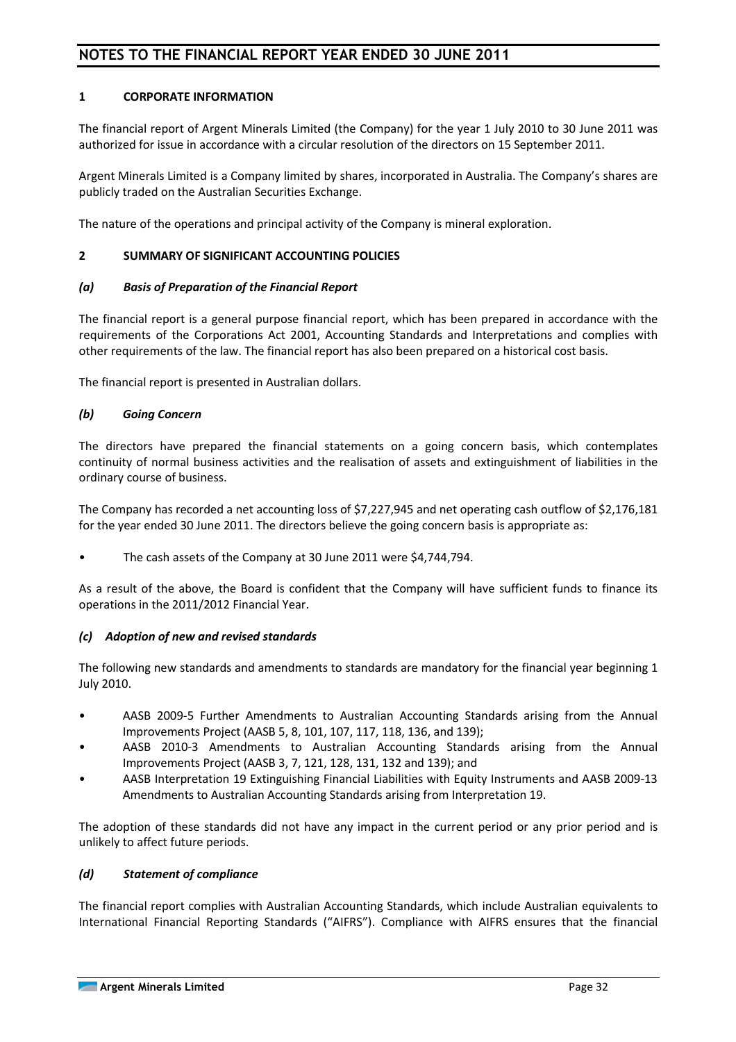# NOTES TO THE FINANCIAL REPORT YEAR ENDED 30 JUNE 2011

## 1 CORPORATE INFORMATION

The financial report of Argent Minerals Limited (the Company) for the year 1 July 2010 to 30 June 2011 was authorized for issue in accordance with a circular resolution of the directors on 15 September 2011.

Argent Minerals Limited is a Company limited by shares, incorporated in Australia. The Company's shares are publicly traded on the Australian Securities Exchange.

The nature of the operations and principal activity of the Company is mineral exploration.

## 2 SUMMARY OF SIGNIFICANT ACCOUNTING POLICIES

### *(a) Basis of Preparation of the Financial Report*

The financial report is a general purpose financial report, which has been prepared in accordance with the requirements of the Corporations Act 2001, Accounting Standards and Interpretations and complies with other requirements of the law. The financial report has also been prepared on a historical cost basis.

The financial report is presented in Australian dollars.

### *(b) Going Concern*

The directors have prepared the financial statements on a going concern basis, which contemplates continuity of normal business activities and the realisation of assets and extinguishment of liabilities in the ordinary course of business.

The Company has recorded a net accounting loss of $7,227,945 and net operating cash outflow of $2,176,181 for the year ended 30 June 2011. The directors believe the going concern basis is appropriate as:

- The cash assets of the Company at 30 June 2011 were $4,744,794.

As a result of the above, the Board is confident that the Company will have sufficient funds to finance its operations in the 2011/2012 Financial Year.

### *(c) Adoption of new and revised standards*

The following new standards and amendments to standards are mandatory for the financial year beginning 1 July 2010.

- AASB 2009-5 Further Amendments to Australian Accounting Standards arising from the Annual Improvements Project (AASB 5, 8, 101, 107, 117, 118, 136, and 139);
- AASB 2010-3 Amendments to Australian Accounting Standards arising from the Annual Improvements Project (AASB 3, 7, 121, 128, 131, 132 and 139); and
- AASB Interpretation 19 Extinguishing Financial Liabilities with Equity Instruments and AASB 2009-13 Amendments to Australian Accounting Standards arising from Interpretation 19.

The adoption of these standards did not have any impact in the current period or any prior period and is unlikely to affect future periods.

### *(d) Statement of compliance*

The financial report complies with Australian Accounting Standards, which include Australian equivalents to International Financial Reporting Standards ("AIFRS"). Compliance with AIFRS ensures that the financial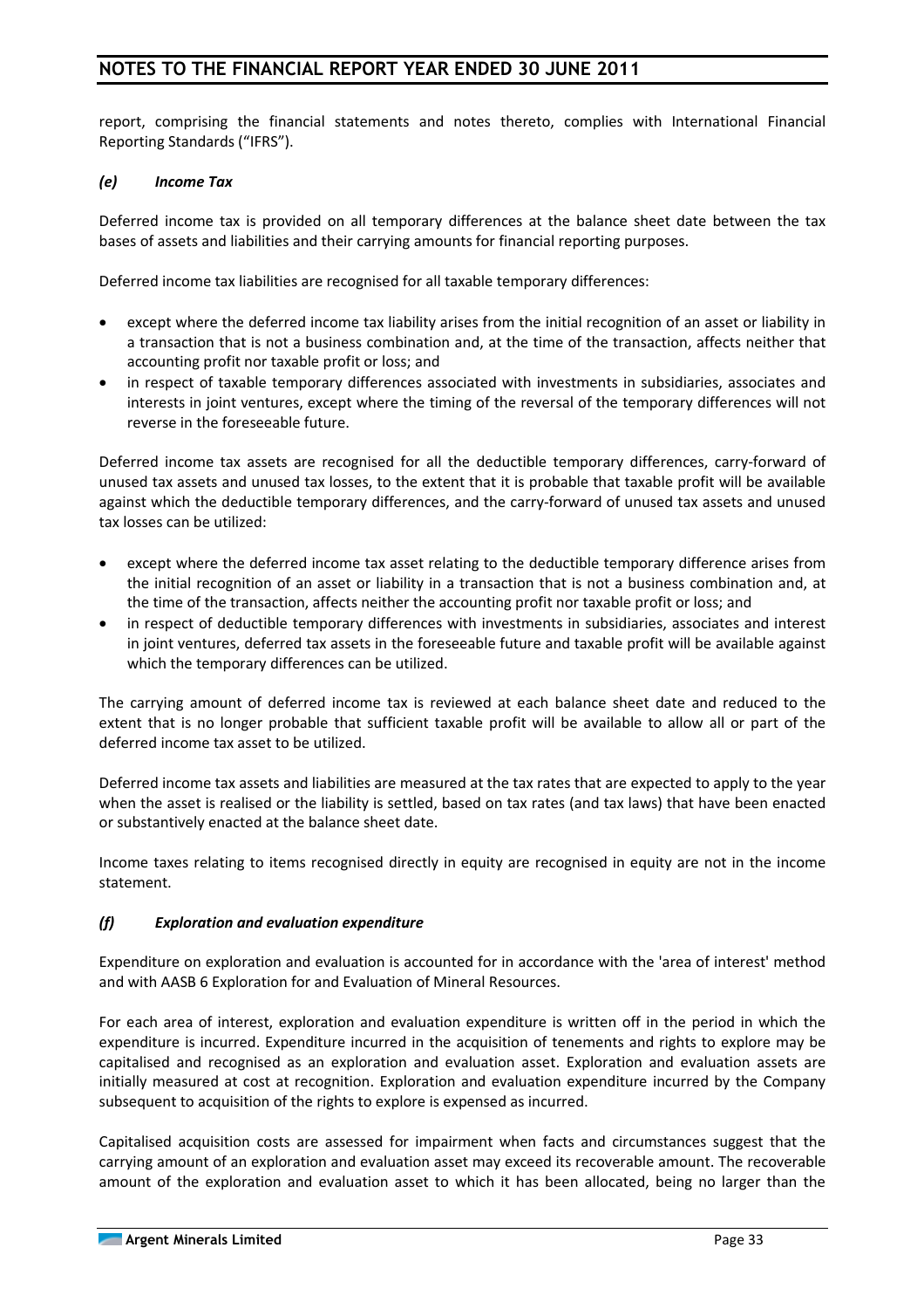report, comprising the financial statements and notes thereto, complies with International Financial Reporting Standards ("IFRS").

### *(e) Income Tax*

Deferred income tax is provided on all temporary differences at the balance sheet date between the tax bases of assets and liabilities and their carrying amounts for financial reporting purposes.

Deferred income tax liabilities are recognised for all taxable temporary differences:

- except where the deferred income tax liability arises from the initial recognition of an asset or liability in a transaction that is not a business combination and, at the time of the transaction, affects neither that accounting profit nor taxable profit or loss; and
- in respect of taxable temporary differences associated with investments in subsidiaries, associates and interests in joint ventures, except where the timing of the reversal of the temporary differences will not reverse in the foreseeable future.

Deferred income tax assets are recognised for all the deductible temporary differences, carry-forward of unused tax assets and unused tax losses, to the extent that it is probable that taxable profit will be available against which the deductible temporary differences, and the carry-forward of unused tax assets and unused tax losses can be utilized:

- except where the deferred income tax asset relating to the deductible temporary difference arises from the initial recognition of an asset or liability in a transaction that is not a business combination and, at the time of the transaction, affects neither the accounting profit nor taxable profit or loss; and
- in respect of deductible temporary differences with investments in subsidiaries, associates and interest in joint ventures, deferred tax assets in the foreseeable future and taxable profit will be available against which the temporary differences can be utilized.

The carrying amount of deferred income tax is reviewed at each balance sheet date and reduced to the extent that is no longer probable that sufficient taxable profit will be available to allow all or part of the deferred income tax asset to be utilized.

Deferred income tax assets and liabilities are measured at the tax rates that are expected to apply to the year when the asset is realised or the liability is settled, based on tax rates (and tax laws) that have been enacted or substantively enacted at the balance sheet date.

Income taxes relating to items recognised directly in equity are recognised in equity are not in the income statement.

### *(f) Exploration and evaluation expenditure*

Expenditure on exploration and evaluation is accounted for in accordance with the 'area of interest' method and with AASB 6 Exploration for and Evaluation of Mineral Resources.

For each area of interest, exploration and evaluation expenditure is written off in the period in which the expenditure is incurred. Expenditure incurred in the acquisition of tenements and rights to explore may be capitalised and recognised as an exploration and evaluation asset. Exploration and evaluation assets are initially measured at cost at recognition. Exploration and evaluation expenditure incurred by the Company subsequent to acquisition of the rights to explore is expensed as incurred.

Capitalised acquisition costs are assessed for impairment when facts and circumstances suggest that the carrying amount of an exploration and evaluation asset may exceed its recoverable amount. The recoverable amount of the exploration and evaluation asset to which it has been allocated, being no larger than the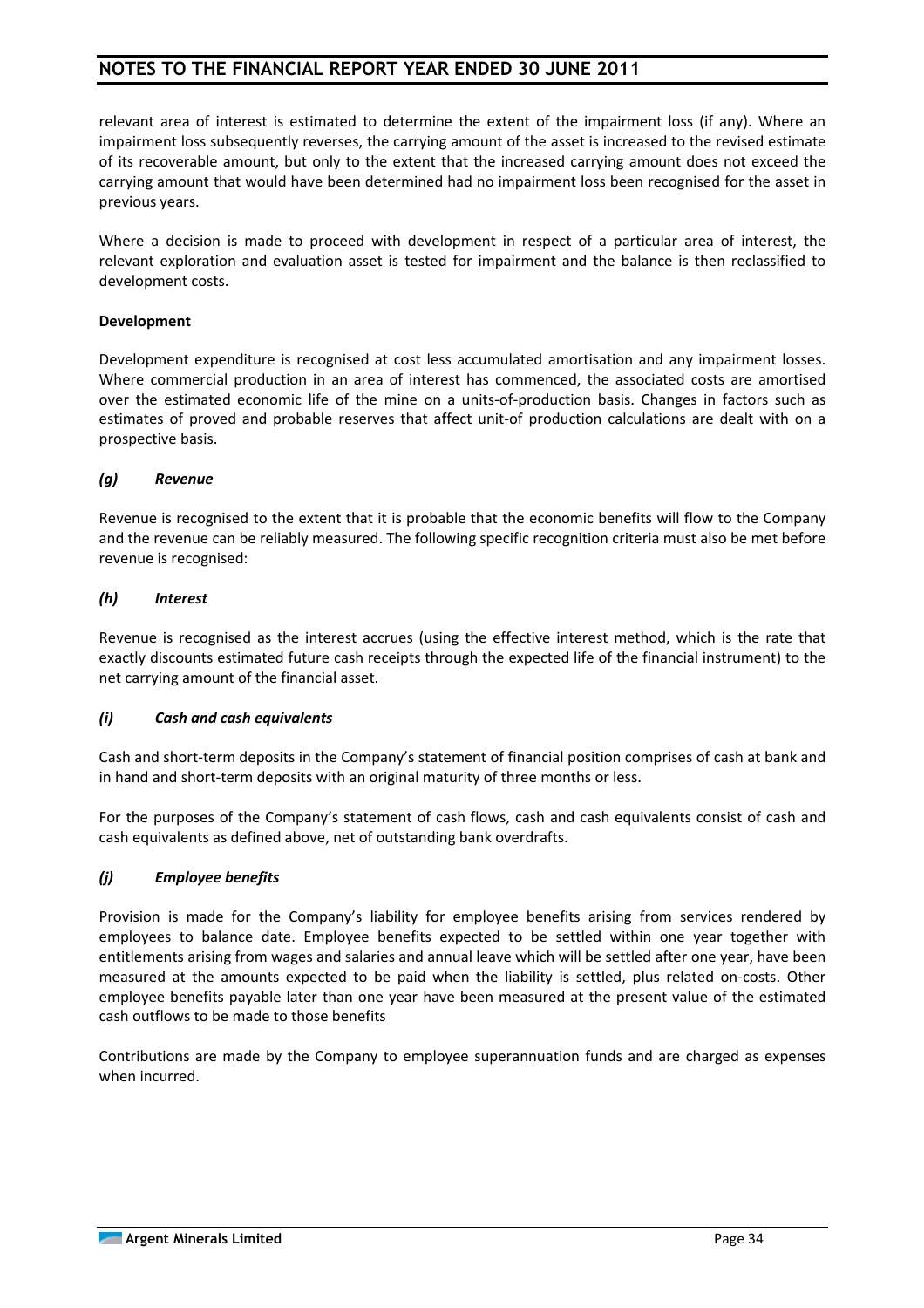relevant area of interest is estimated to determine the extent of the impairment loss (if any). Where an impairment loss subsequently reverses, the carrying amount of the asset is increased to the revised estimate of its recoverable amount, but only to the extent that the increased carrying amount does not exceed the carrying amount that would have been determined had no impairment loss been recognised for the asset in previous years.

Where a decision is made to proceed with development in respect of a particular area of interest, the relevant exploration and evaluation asset is tested for impairment and the balance is then reclassified to development costs.

**Development**

Development expenditure is recognised at cost less accumulated amortisation and any impairment losses. Where commercial production in an area of interest has commenced, the associated costs are amortised over the estimated economic life of the mine on a units-of-production basis. Changes in factors such as estimates of proved and probable reserves that affect unit-of production calculations are dealt with on a prospective basis.

### *(g) Revenue*

Revenue is recognised to the extent that it is probable that the economic benefits will flow to the Company and the revenue can be reliably measured. The following specific recognition criteria must also be met before revenue is recognised:

### *(h) Interest*

Revenue is recognised as the interest accrues (using the effective interest method, which is the rate that exactly discounts estimated future cash receipts through the expected life of the financial instrument) to the net carrying amount of the financial asset.

### *(i) Cash and cash equivalents*

Cash and short-term deposits in the Company's statement of financial position comprises of cash at bank and in hand and short-term deposits with an original maturity of three months or less.

For the purposes of the Company's statement of cash flows, cash and cash equivalents consist of cash and cash equivalents as defined above, net of outstanding bank overdrafts.

### *(j) Employee benefits*

Provision is made for the Company's liability for employee benefits arising from services rendered by employees to balance date. Employee benefits expected to be settled within one year together with entitlements arising from wages and salaries and annual leave which will be settled after one year, have been measured at the amounts expected to be paid when the liability is settled, plus related on-costs. Other employee benefits payable later than one year have been measured at the present value of the estimated cash outflows to be made to those benefits

Contributions are made by the Company to employee superannuation funds and are charged as expenses when incurred.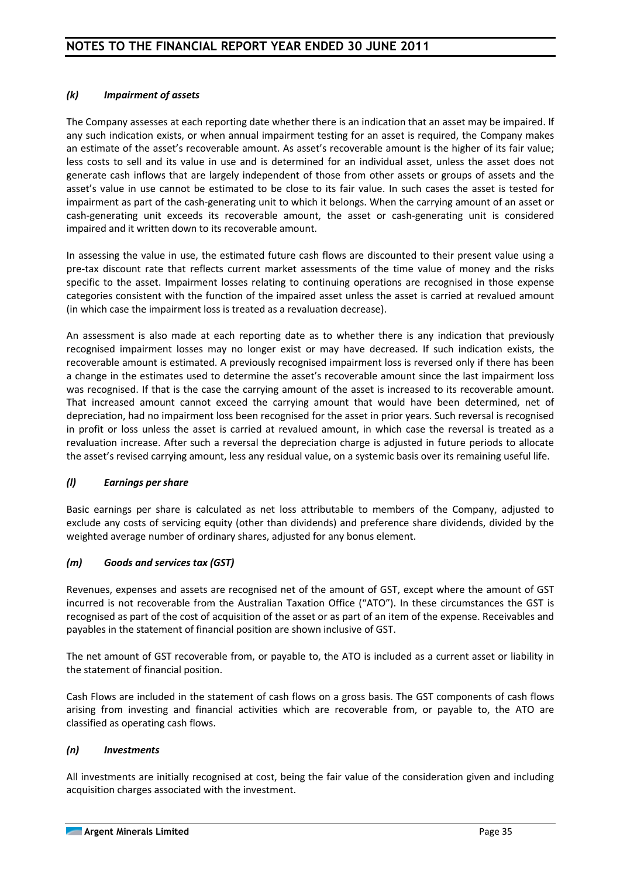### *(k) Impairment of assets*

The Company assesses at each reporting date whether there is an indication that an asset may be impaired. If any such indication exists, or when annual impairment testing for an asset is required, the Company makes an estimate of the asset's recoverable amount. As asset's recoverable amount is the higher of its fair value; less costs to sell and its value in use and is determined for an individual asset, unless the asset does not generate cash inflows that are largely independent of those from other assets or groups of assets and the asset's value in use cannot be estimated to be close to its fair value. In such cases the asset is tested for impairment as part of the cash-generating unit to which it belongs. When the carrying amount of an asset or cash-generating unit exceeds its recoverable amount, the asset or cash-generating unit is considered impaired and it written down to its recoverable amount.

In assessing the value in use, the estimated future cash flows are discounted to their present value using a pre-tax discount rate that reflects current market assessments of the time value of money and the risks specific to the asset. Impairment losses relating to continuing operations are recognised in those expense categories consistent with the function of the impaired asset unless the asset is carried at revalued amount (in which case the impairment loss is treated as a revaluation decrease).

An assessment is also made at each reporting date as to whether there is any indication that previously recognised impairment losses may no longer exist or may have decreased. If such indication exists, the recoverable amount is estimated. A previously recognised impairment loss is reversed only if there has been a change in the estimates used to determine the asset's recoverable amount since the last impairment loss was recognised. If that is the case the carrying amount of the asset is increased to its recoverable amount. That increased amount cannot exceed the carrying amount that would have been determined, net of depreciation, had no impairment loss been recognised for the asset in prior years. Such reversal is recognised in profit or loss unless the asset is carried at revalued amount, in which case the reversal is treated as a revaluation increase. After such a reversal the depreciation charge is adjusted in future periods to allocate the asset's revised carrying amount, less any residual value, on a systemic basis over its remaining useful life.

### *(l) Earnings per share*

Basic earnings per share is calculated as net loss attributable to members of the Company, adjusted to exclude any costs of servicing equity (other than dividends) and preference share dividends, divided by the weighted average number of ordinary shares, adjusted for any bonus element.

### *(m) Goods and services tax (GST)*

Revenues, expenses and assets are recognised net of the amount of GST, except where the amount of GST incurred is not recoverable from the Australian Taxation Office ("ATO"). In these circumstances the GST is recognised as part of the cost of acquisition of the asset or as part of an item of the expense. Receivables and payables in the statement of financial position are shown inclusive of GST.

The net amount of GST recoverable from, or payable to, the ATO is included as a current asset or liability in the statement of financial position.

Cash Flows are included in the statement of cash flows on a gross basis. The GST components of cash flows arising from investing and financial activities which are recoverable from, or payable to, the ATO are classified as operating cash flows.

### *(n) Investments*

All investments are initially recognised at cost, being the fair value of the consideration given and including acquisition charges associated with the investment.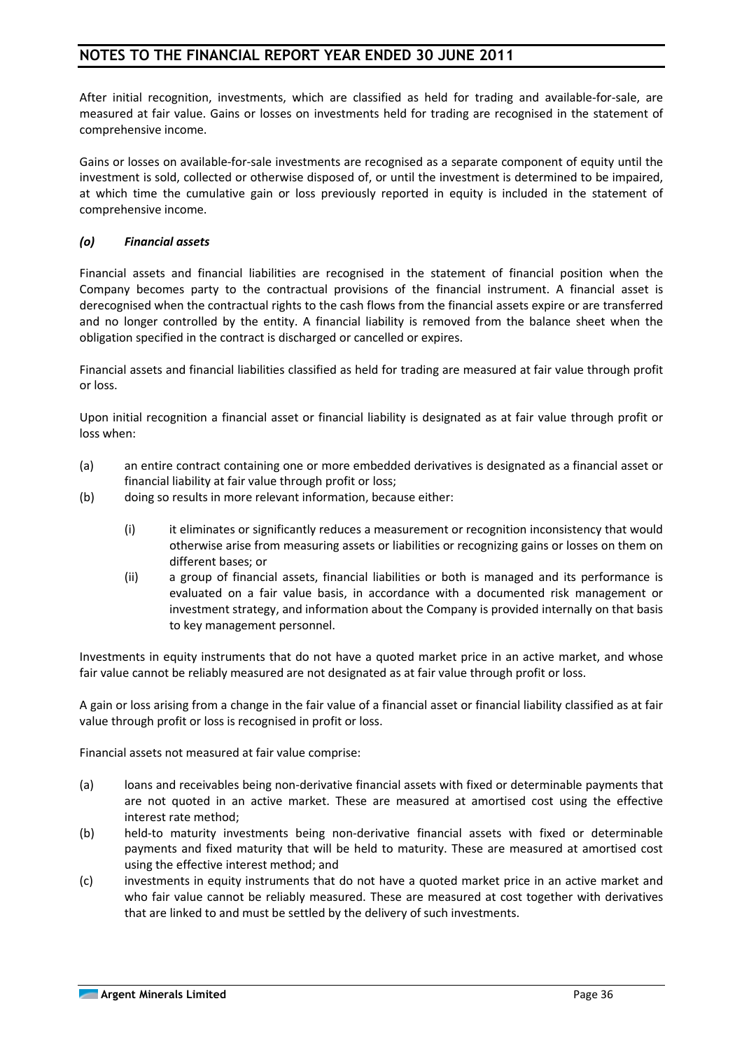After initial recognition, investments, which are classified as held for trading and available-for-sale, are measured at fair value. Gains or losses on investments held for trading are recognised in the statement of comprehensive income.

Gains or losses on available-for-sale investments are recognised as a separate component of equity until the investment is sold, collected or otherwise disposed of, or until the investment is determined to be impaired, at which time the cumulative gain or loss previously reported in equity is included in the statement of comprehensive income.

### *(o) Financial assets*

Financial assets and financial liabilities are recognised in the statement of financial position when the Company becomes party to the contractual provisions of the financial instrument. A financial asset is derecognised when the contractual rights to the cash flows from the financial assets expire or are transferred and no longer controlled by the entity. A financial liability is removed from the balance sheet when the obligation specified in the contract is discharged or cancelled or expires.

Financial assets and financial liabilities classified as held for trading are measured at fair value through profit or loss.

Upon initial recognition a financial asset or financial liability is designated as at fair value through profit or loss when:

(a) an entire contract containing one or more embedded derivatives is designated as a financial asset or financial liability at fair value through profit or loss;

(b) doing so results in more relevant information, because either:

  (i) it eliminates or significantly reduces a measurement or recognition inconsistency that would otherwise arise from measuring assets or liabilities or recognizing gains or losses on them on different bases; or

  (ii) a group of financial assets, financial liabilities or both is managed and its performance is evaluated on a fair value basis, in accordance with a documented risk management or investment strategy, and information about the Company is provided internally on that basis to key management personnel.

Investments in equity instruments that do not have a quoted market price in an active market, and whose fair value cannot be reliably measured are not designated as at fair value through profit or loss.

A gain or loss arising from a change in the fair value of a financial asset or financial liability classified as at fair value through profit or loss is recognised in profit or loss.

Financial assets not measured at fair value comprise:

(a) loans and receivables being non-derivative financial assets with fixed or determinable payments that are not quoted in an active market. These are measured at amortised cost using the effective interest rate method;

(b) held-to maturity investments being non-derivative financial assets with fixed or determinable payments and fixed maturity that will be held to maturity. These are measured at amortised cost using the effective interest method; and

(c) investments in equity instruments that do not have a quoted market price in an active market and who fair value cannot be reliably measured. These are measured at cost together with derivatives that are linked to and must be settled by the delivery of such investments.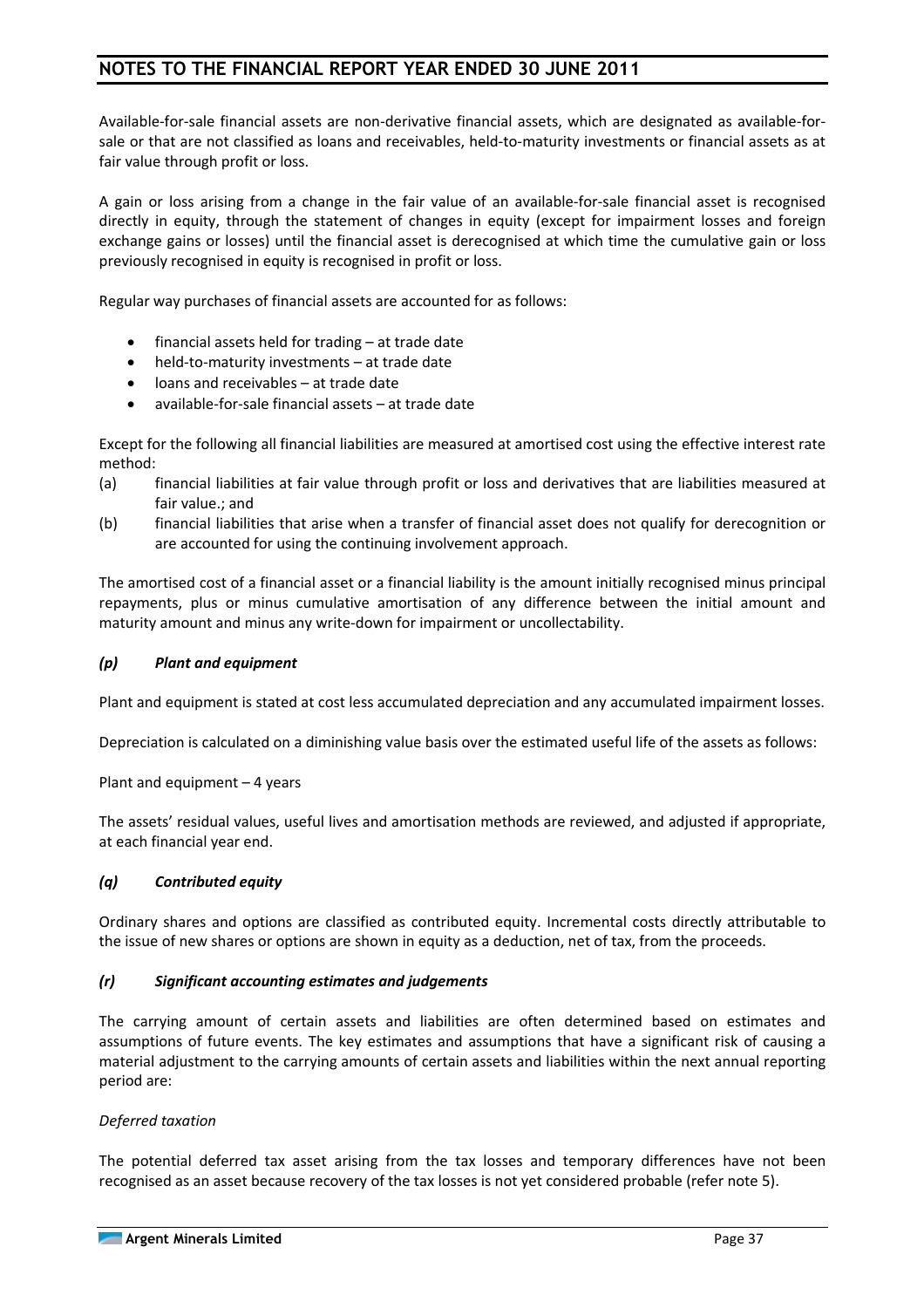Available-for-sale financial assets are non-derivative financial assets, which are designated as available-for-sale or that are not classified as loans and receivables, held-to-maturity investments or financial assets as at fair value through profit or loss.

A gain or loss arising from a change in the fair value of an available-for-sale financial asset is recognised directly in equity, through the statement of changes in equity (except for impairment losses and foreign exchange gains or losses) until the financial asset is derecognised at which time the cumulative gain or loss previously recognised in equity is recognised in profit or loss.

Regular way purchases of financial assets are accounted for as follows:

- financial assets held for trading – at trade date
- held-to-maturity investments – at trade date
- loans and receivables – at trade date
- available-for-sale financial assets – at trade date

Except for the following all financial liabilities are measured at amortised cost using the effective interest rate method:

(a) financial liabilities at fair value through profit or loss and derivatives that are liabilities measured at fair value.; and

(b) financial liabilities that arise when a transfer of financial asset does not qualify for derecognition or are accounted for using the continuing involvement approach.

The amortised cost of a financial asset or a financial liability is the amount initially recognised minus principal repayments, plus or minus cumulative amortisation of any difference between the initial amount and maturity amount and minus any write-down for impairment or uncollectability.

### *(p) Plant and equipment*

Plant and equipment is stated at cost less accumulated depreciation and any accumulated impairment losses.

Depreciation is calculated on a diminishing value basis over the estimated useful life of the assets as follows:

Plant and equipment – 4 years

The assets' residual values, useful lives and amortisation methods are reviewed, and adjusted if appropriate, at each financial year end.

### *(q) Contributed equity*

Ordinary shares and options are classified as contributed equity. Incremental costs directly attributable to the issue of new shares or options are shown in equity as a deduction, net of tax, from the proceeds.

### *(r) Significant accounting estimates and judgements*

The carrying amount of certain assets and liabilities are often determined based on estimates and assumptions of future events. The key estimates and assumptions that have a significant risk of causing a material adjustment to the carrying amounts of certain assets and liabilities within the next annual reporting period are:

*Deferred taxation*

The potential deferred tax asset arising from the tax losses and temporary differences have not been recognised as an asset because recovery of the tax losses is not yet considered probable (refer note 5).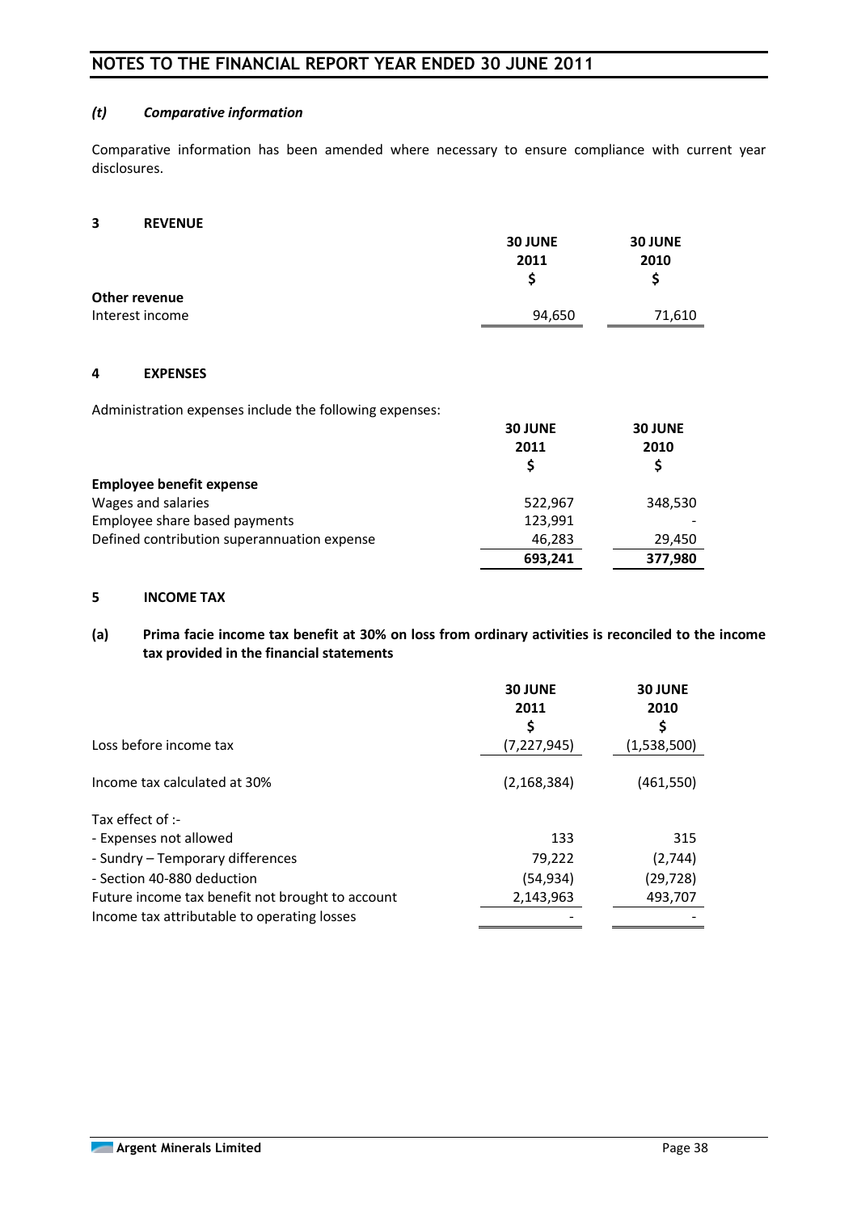#### *(t) Comparative information*

Comparative information has been amended where necessary to ensure compliance with current year disclosures.

### 3 REVENUE

| | 30 JUNE 2011 $ | 30 JUNE 2010 $ |
|---|---|---|
| **Other revenue** | | |
| Interest income | 94,650 | 71,610 |

### 4 EXPENSES

Administration expenses include the following expenses:

| | 30 JUNE 2011 $ | 30 JUNE 2010 $ |
|---|---|---|
| **Employee benefit expense** | | |
| Wages and salaries | 522,967 | 348,530 |
| Employee share based payments | 123,991 | - |
| Defined contribution superannuation expense | 46,283 | 29,450 |
| | **693,241** | **377,980** |

### 5 INCOME TAX

#### (a) Prima facie income tax benefit at 30% on loss from ordinary activities is reconciled to the income tax provided in the financial statements

| | 30 JUNE 2011 $ | 30 JUNE 2010 $ |
|---|---|---|
| Loss before income tax | (7,227,945) | (1,538,500) |
| Income tax calculated at 30% | (2,168,384) | (461,550) |
| Tax effect of :- | | |
| - Expenses not allowed | 133 | 315 |
| - Sundry – Temporary differences | 79,222 | (2,744) |
| - Section 40-880 deduction | (54,934) | (29,728) |
| Future income tax benefit not brought to account | 2,143,963 | 493,707 |
| Income tax attributable to operating losses | - | - |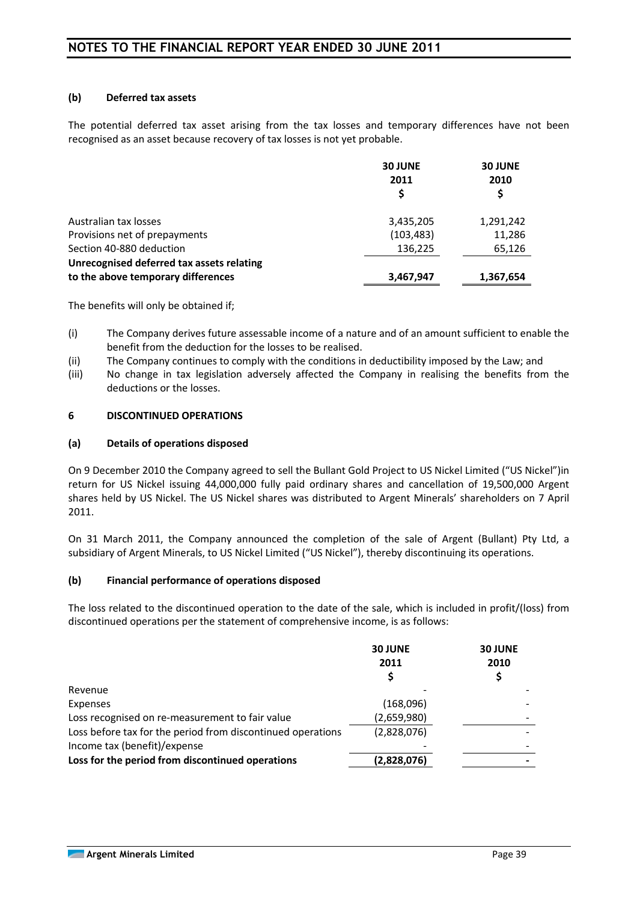#### (b) Deferred tax assets

The potential deferred tax asset arising from the tax losses and temporary differences have not been recognised as an asset because recovery of tax losses is not yet probable.

| | 30 JUNE 2011 $ | 30 JUNE 2010 $ |
|---|---|---|
| Australian tax losses | 3,435,205 | 1,291,242 |
| Provisions net of prepayments | (103,483) | 11,286 |
| Section 40-880 deduction | 136,225 | 65,126 |
| **Unrecognised deferred tax assets relating to the above temporary differences** | **3,467,947** | **1,367,654** |

The benefits will only be obtained if;

(i) The Company derives future assessable income of a nature and of an amount sufficient to enable the benefit from the deduction for the losses to be realised.

(ii) The Company continues to comply with the conditions in deductibility imposed by the Law; and

(iii) No change in tax legislation adversely affected the Company in realising the benefits from the deductions or the losses.

## 6 DISCONTINUED OPERATIONS

#### (a) Details of operations disposed

On 9 December 2010 the Company agreed to sell the Bullant Gold Project to US Nickel Limited ("US Nickel")in return for US Nickel issuing 44,000,000 fully paid ordinary shares and cancellation of 19,500,000 Argent shares held by US Nickel. The US Nickel shares was distributed to Argent Minerals' shareholders on 7 April 2011.

On 31 March 2011, the Company announced the completion of the sale of Argent (Bullant) Pty Ltd, a subsidiary of Argent Minerals, to US Nickel Limited ("US Nickel"), thereby discontinuing its operations.

#### (b) Financial performance of operations disposed

The loss related to the discontinued operation to the date of the sale, which is included in profit/(loss) from discontinued operations per the statement of comprehensive income, is as follows:

| | 30 JUNE 2011 $ | 30 JUNE 2010 $ |
|---|---|---|
| Revenue | - | - |
| Expenses | (168,096) | - |
| Loss recognised on re-measurement to fair value | (2,659,980) | - |
| Loss before tax for the period from discontinued operations | (2,828,076) | - |
| Income tax (benefit)/expense | - | - |
| **Loss for the period from discontinued operations** | **(2,828,076)** | **-** |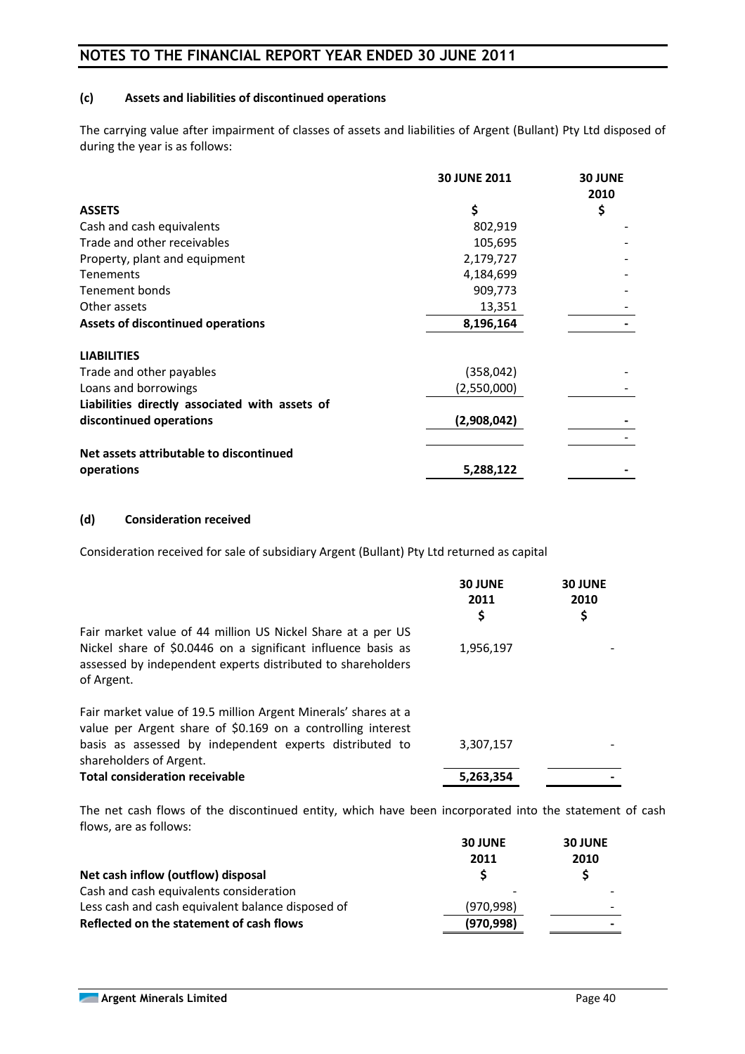#### (c) Assets and liabilities of discontinued operations

The carrying value after impairment of classes of assets and liabilities of Argent (Bullant) Pty Ltd disposed of during the year is as follows:

| | 30 JUNE 2011 | 30 JUNE 2010 |
|---|---|---|
| **ASSETS** | **$** | **$** |
| Cash and cash equivalents | 802,919 | - |
| Trade and other receivables | 105,695 | - |
| Property, plant and equipment | 2,179,727 | - |
| Tenements | 4,184,699 | - |
| Tenement bonds | 909,773 | - |
| Other assets | 13,351 | - |
| **Assets of discontinued operations** | **8,196,164** | **-** |
| | | |
| **LIABILITIES** | | |
| Trade and other payables | (358,042) | - |
| Loans and borrowings | (2,550,000) | - |
| **Liabilities directly associated with assets of discontinued operations** | **(2,908,042)** | **-** |
| | | - |
| **Net assets attributable to discontinued operations** | **5,288,122** | **-** |

#### (d) Consideration received

Consideration received for sale of subsidiary Argent (Bullant) Pty Ltd returned as capital

| | 30 JUNE 2011 $ | 30 JUNE 2010 $ |
|---|---|---|
| Fair market value of 44 million US Nickel Share at a per US Nickel share of $0.0446 on a significant influence basis as assessed by independent experts distributed to shareholders of Argent. | 1,956,197 | - |
| Fair market value of 19.5 million Argent Minerals' shares at a value per Argent share of $0.169 on a controlling interest basis as assessed by independent experts distributed to shareholders of Argent. | 3,307,157 | - |
| **Total consideration receivable** | **5,263,354** | **-** |

The net cash flows of the discontinued entity, which have been incorporated into the statement of cash flows, are as follows:

| | 30 JUNE 2011 | 30 JUNE 2010 |
|---|---|---|
| **Net cash inflow (outflow) disposal** | **$** | **$** |
| Cash and cash equivalents consideration | - | - |
| Less cash and cash equivalent balance disposed of | (970,998) | - |
| **Reflected on the statement of cash flows** | **(970,998)** | **-** |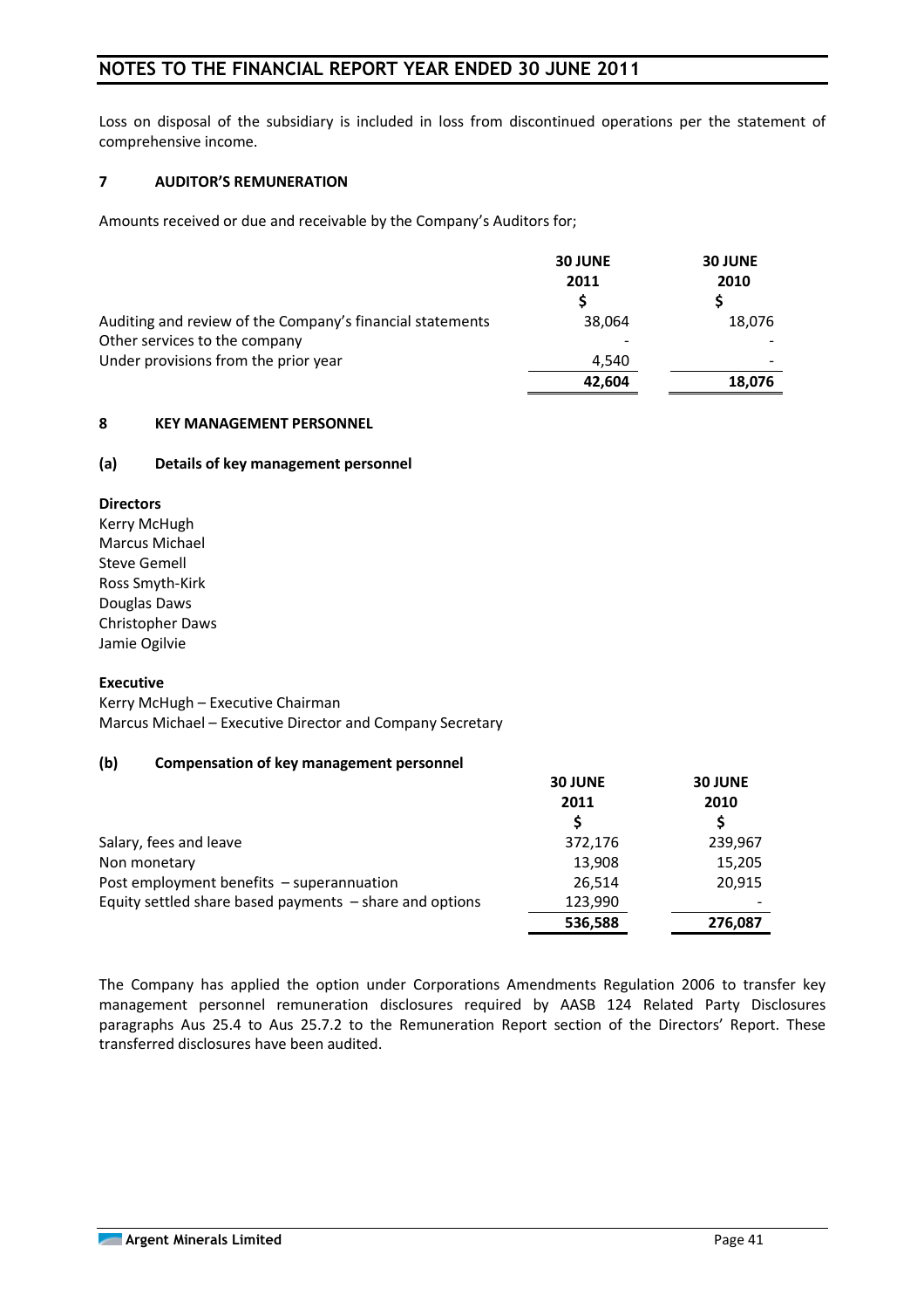Loss on disposal of the subsidiary is included in loss from discontinued operations per the statement of comprehensive income.

## 7 AUDITOR'S REMUNERATION

Amounts received or due and receivable by the Company's Auditors for;

| | 30 JUNE 2011 $ | 30 JUNE 2010 $ |
|---|---|---|
| Auditing and review of the Company's financial statements | 38,064 | 18,076 |
| Other services to the company | - | - |
| Under provisions from the prior year | 4,540 | - |
| | **42,604** | **18,076** |

## 8 KEY MANAGEMENT PERSONNEL

### (a) Details of key management personnel

**Directors**

Kerry McHugh
Marcus Michael
Steve Gemell
Ross Smyth-Kirk
Douglas Daws
Christopher Daws
Jamie Ogilvie

**Executive**

Kerry McHugh – Executive Chairman
Marcus Michael – Executive Director and Company Secretary

### (b) Compensation of key management personnel

| | 30 JUNE 2011 $ | 30 JUNE 2010 $ |
|---|---|---|
| Salary, fees and leave | 372,176 | 239,967 |
| Non monetary | 13,908 | 15,205 |
| Post employment benefits – superannuation | 26,514 | 20,915 |
| Equity settled share based payments – share and options | 123,990 | - |
| | **536,588** | **276,087** |

The Company has applied the option under Corporations Amendments Regulation 2006 to transfer key management personnel remuneration disclosures required by AASB 124 Related Party Disclosures paragraphs Aus 25.4 to Aus 25.7.2 to the Remuneration Report section of the Directors' Report. These transferred disclosures have been audited.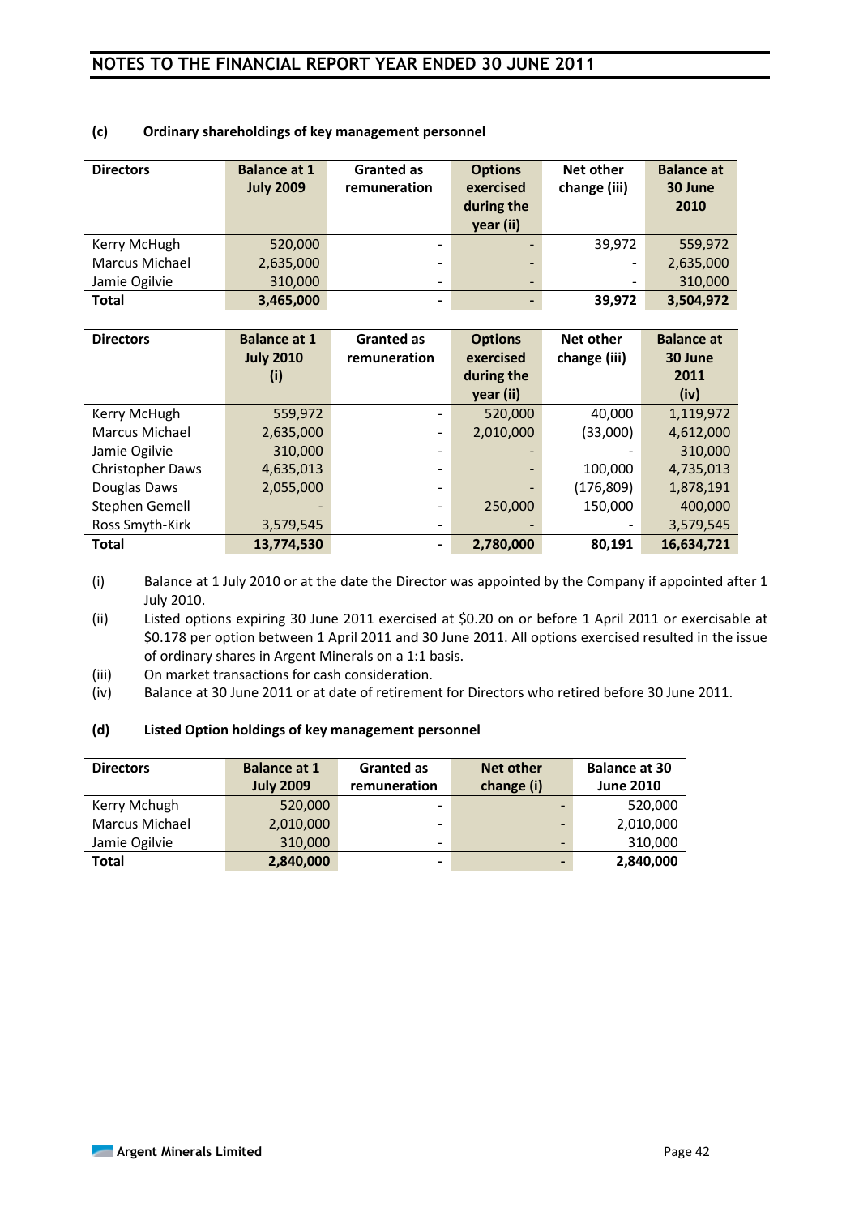# NOTES TO THE FINANCIAL REPORT YEAR ENDED 30 JUNE 2011

### (c) Ordinary shareholdings of key management personnel

| Directors | Balance at 1 July 2009 | Granted as remuneration | Options exercised during the year (ii) | Net other change (iii) | Balance at 30 June 2010 |
|---|---|---|---|---|---|
| Kerry McHugh | 520,000 | - | - | 39,972 | 559,972 |
| Marcus Michael | 2,635,000 | - | - | - | 2,635,000 |
| Jamie Ogilvie | 310,000 | - | - | - | 310,000 |
| **Total** | **3,465,000** | **-** | **-** | **39,972** | **3,504,972** |

| Directors | Balance at 1 July 2010 (i) | Granted as remuneration | Options exercised during the year (ii) | Net other change (iii) | Balance at 30 June 2011 (iv) |
|---|---|---|---|---|---|
| Kerry McHugh | 559,972 | - | 520,000 | 40,000 | 1,119,972 |
| Marcus Michael | 2,635,000 | - | 2,010,000 | (33,000) | 4,612,000 |
| Jamie Ogilvie | 310,000 | - | - | - | 310,000 |
| Christopher Daws | 4,635,013 | - | - | 100,000 | 4,735,013 |
| Douglas Daws | 2,055,000 | - | - | (176,809) | 1,878,191 |
| Stephen Gemell | - | - | 250,000 | 150,000 | 400,000 |
| Ross Smyth-Kirk | 3,579,545 | - | - | - | 3,579,545 |
| **Total** | **13,774,530** | **-** | **2,780,000** | **80,191** | **16,634,721** |

(i) Balance at 1 July 2010 or at the date the Director was appointed by the Company if appointed after 1 July 2010.

(ii) Listed options expiring 30 June 2011 exercised at \$0.20 on or before 1 April 2011 or exercisable at \$0.178 per option between 1 April 2011 and 30 June 2011. All options exercised resulted in the issue of ordinary shares in Argent Minerals on a 1:1 basis.

(iii) On market transactions for cash consideration.

(iv) Balance at 30 June 2011 or at date of retirement for Directors who retired before 30 June 2011.

### (d) Listed Option holdings of key management personnel

| Directors | Balance at 1 July 2009 | Granted as remuneration | Net other change (i) | Balance at 30 June 2010 |
|---|---|---|---|---|
| Kerry Mchugh | 520,000 | - | - | 520,000 |
| Marcus Michael | 2,010,000 | - | - | 2,010,000 |
| Jamie Ogilvie | 310,000 | - | - | 310,000 |
| **Total** | **2,840,000** | **-** | **-** | **2,840,000** |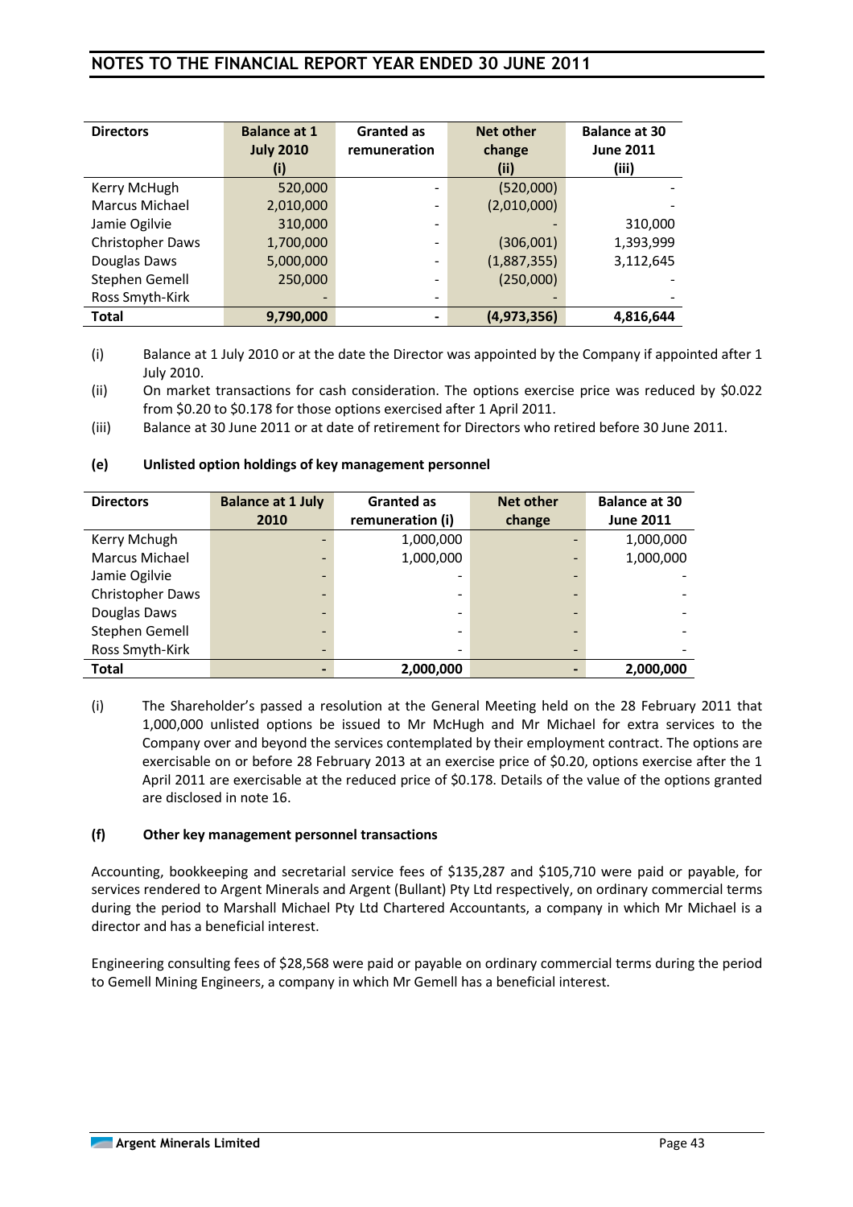| Directors | Balance at 1 July 2010 (i) | Granted as remuneration | Net other change (ii) | Balance at 30 June 2011 (iii) |
|---|---|---|---|---|
| Kerry McHugh | 520,000 | - | (520,000) | - |
| Marcus Michael | 2,010,000 | - | (2,010,000) | - |
| Jamie Ogilvie | 310,000 | - | - | 310,000 |
| Christopher Daws | 1,700,000 | - | (306,001) | 1,393,999 |
| Douglas Daws | 5,000,000 | - | (1,887,355) | 3,112,645 |
| Stephen Gemell | 250,000 | - | (250,000) | - |
| Ross Smyth-Kirk | - | - | - | - |
| **Total** | **9,790,000** | **-** | **(4,973,356)** | **4,816,644** |

(i) Balance at 1 July 2010 or at the date the Director was appointed by the Company if appointed after 1 July 2010.

(ii) On market transactions for cash consideration. The options exercise price was reduced by $0.022 from $0.20 to $0.178 for those options exercised after 1 April 2011.

(iii) Balance at 30 June 2011 or at date of retirement for Directors who retired before 30 June 2011.

**(e) Unlisted option holdings of key management personnel**

| Directors | Balance at 1 July 2010 | Granted as remuneration (i) | Net other change | Balance at 30 June 2011 |
|---|---|---|---|---|
| Kerry Mchugh | - | 1,000,000 | - | 1,000,000 |
| Marcus Michael | - | 1,000,000 | - | 1,000,000 |
| Jamie Ogilvie | - | - | - | - |
| Christopher Daws | - | - | - | - |
| Douglas Daws | - | - | - | - |
| Stephen Gemell | - | - | - | - |
| Ross Smyth-Kirk | - | - | - | - |
| **Total** | **-** | **2,000,000** | **-** | **2,000,000** |

(i) The Shareholder's passed a resolution at the General Meeting held on the 28 February 2011 that 1,000,000 unlisted options be issued to Mr McHugh and Mr Michael for extra services to the Company over and beyond the services contemplated by their employment contract. The options are exercisable on or before 28 February 2013 at an exercise price of $0.20, options exercise after the 1 April 2011 are exercisable at the reduced price of $0.178. Details of the value of the options granted are disclosed in note 16.

**(f) Other key management personnel transactions**

Accounting, bookkeeping and secretarial service fees of $135,287 and $105,710 were paid or payable, for services rendered to Argent Minerals and Argent (Bullant) Pty Ltd respectively, on ordinary commercial terms during the period to Marshall Michael Pty Ltd Chartered Accountants, a company in which Mr Michael is a director and has a beneficial interest.

Engineering consulting fees of $28,568 were paid or payable on ordinary commercial terms during the period to Gemell Mining Engineers, a company in which Mr Gemell has a beneficial interest.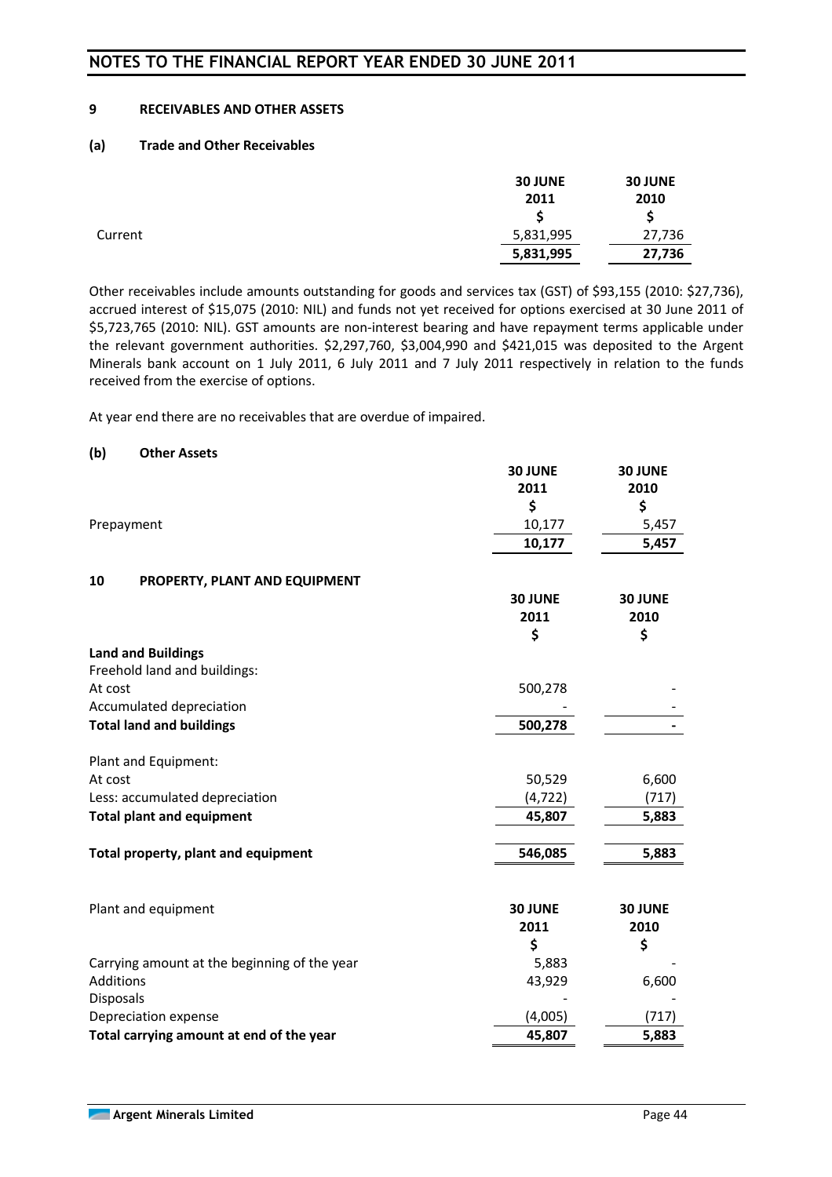## 9 RECEIVABLES AND OTHER ASSETS

### (a) Trade and Other Receivables

| | 30 JUNE 2011 $ | 30 JUNE 2010 $ |
|---|---|---|
| Current | 5,831,995 | 27,736 |
| | **5,831,995** | **27,736** |

Other receivables include amounts outstanding for goods and services tax (GST) of $93,155 (2010: $27,736), accrued interest of $15,075 (2010: NIL) and funds not yet received for options exercised at 30 June 2011 of $5,723,765 (2010: NIL). GST amounts are non-interest bearing and have repayment terms applicable under the relevant government authorities. $2,297,760, $3,004,990 and $421,015 was deposited to the Argent Minerals bank account on 1 July 2011, 6 July 2011 and 7 July 2011 respectively in relation to the funds received from the exercise of options.

At year end there are no receivables that are overdue of impaired.

### (b) Other Assets

| | 30 JUNE 2011 $ | 30 JUNE 2010 $ |
|---|---|---|
| Prepayment | 10,177 | 5,457 |
| | **10,177** | **5,457** |

## 10 PROPERTY, PLANT AND EQUIPMENT

| | 30 JUNE 2011 $ | 30 JUNE 2010 $ |
|---|---|---|
| **Land and Buildings** | | |
| Freehold land and buildings: | | |
| At cost | 500,278 | - |
| Accumulated depreciation | - | - |
| **Total land and buildings** | **500,278** | **-** |
| | | |
| Plant and Equipment: | | |
| At cost | 50,529 | 6,600 |
| Less: accumulated depreciation | (4,722) | (717) |
| **Total plant and equipment** | **45,807** | **5,883** |
| | | |
| **Total property, plant and equipment** | **546,085** | **5,883** |

| Plant and equipment | 30 JUNE 2011 $ | 30 JUNE 2010 $ |
|---|---|---|
| Carrying amount at the beginning of the year | 5,883 | - |
| Additions | 43,929 | 6,600 |
| Disposals | - | - |
| Depreciation expense | (4,005) | (717) |
| **Total carrying amount at end of the year** | **45,807** | **5,883** |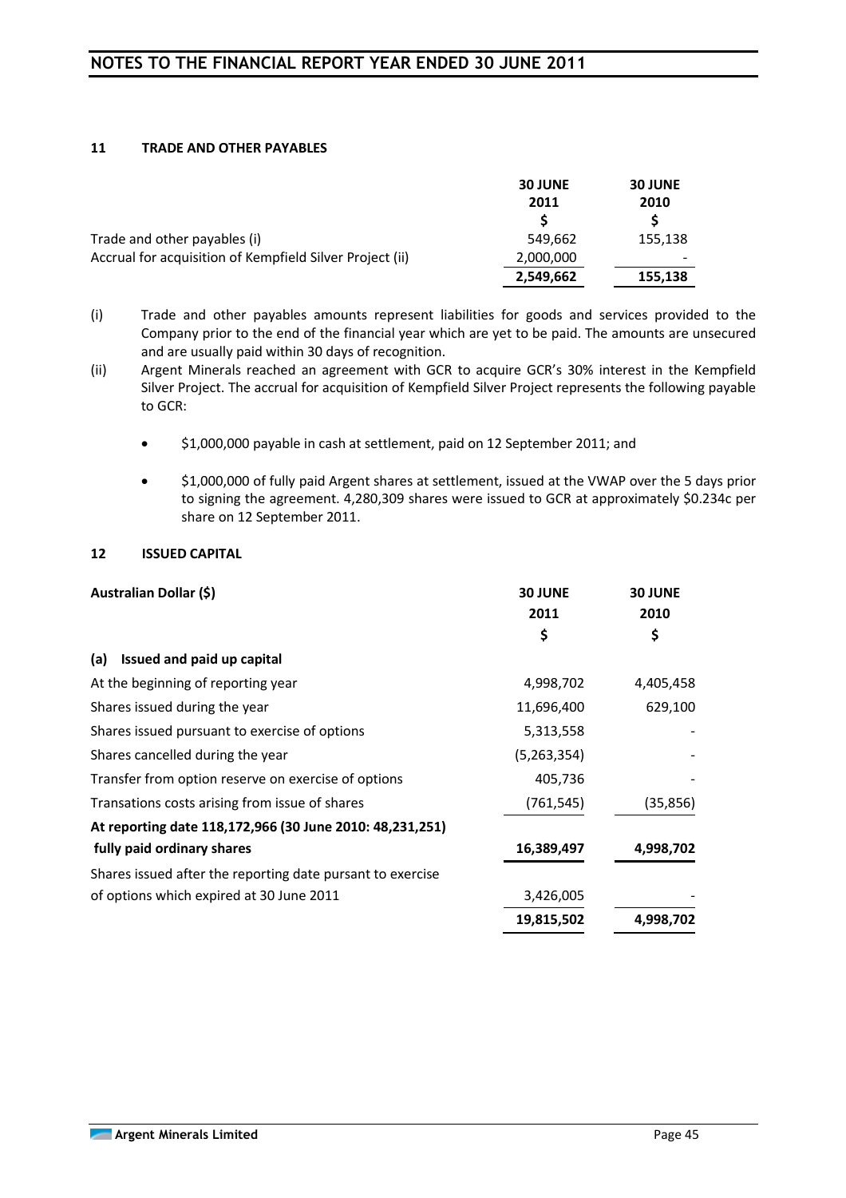# NOTES TO THE FINANCIAL REPORT YEAR ENDED 30 JUNE 2011

## 11 TRADE AND OTHER PAYABLES

| | 30 JUNE 2011 $ | 30 JUNE 2010 $ |
|---|---|---|
| Trade and other payables (i) | 549,662 | 155,138 |
| Accrual for acquisition of Kempfield Silver Project (ii) | 2,000,000 | - |
| | **2,549,662** | **155,138** |

(i) Trade and other payables amounts represent liabilities for goods and services provided to the Company prior to the end of the financial year which are yet to be paid. The amounts are unsecured and are usually paid within 30 days of recognition.

(ii) Argent Minerals reached an agreement with GCR to acquire GCR's 30% interest in the Kempfield Silver Project. The accrual for acquisition of Kempfield Silver Project represents the following payable to GCR:

- $1,000,000 payable in cash at settlement, paid on 12 September 2011; and
- $1,000,000 of fully paid Argent shares at settlement, issued at the VWAP over the 5 days prior to signing the agreement. 4,280,309 shares were issued to GCR at approximately $0.234c per share on 12 September 2011.

## 12 ISSUED CAPITAL

| Australian Dollar ($) | 30 JUNE 2011 $ | 30 JUNE 2010 $ |
|---|---|---|
| **(a) Issued and paid up capital** | | |
| At the beginning of reporting year | 4,998,702 | 4,405,458 |
| Shares issued during the year | 11,696,400 | 629,100 |
| Shares issued pursuant to exercise of options | 5,313,558 | - |
| Shares cancelled during the year | (5,263,354) | - |
| Transfer from option reserve on exercise of options | 405,736 | - |
| Transations costs arising from issue of shares | (761,545) | (35,856) |
| **At reporting date 118,172,966 (30 June 2010: 48,231,251) fully paid ordinary shares** | **16,389,497** | **4,998,702** |
| Shares issued after the reporting date pursant to exercise of options which expired at 30 June 2011 | 3,426,005 | - |
| | **19,815,502** | **4,998,702** |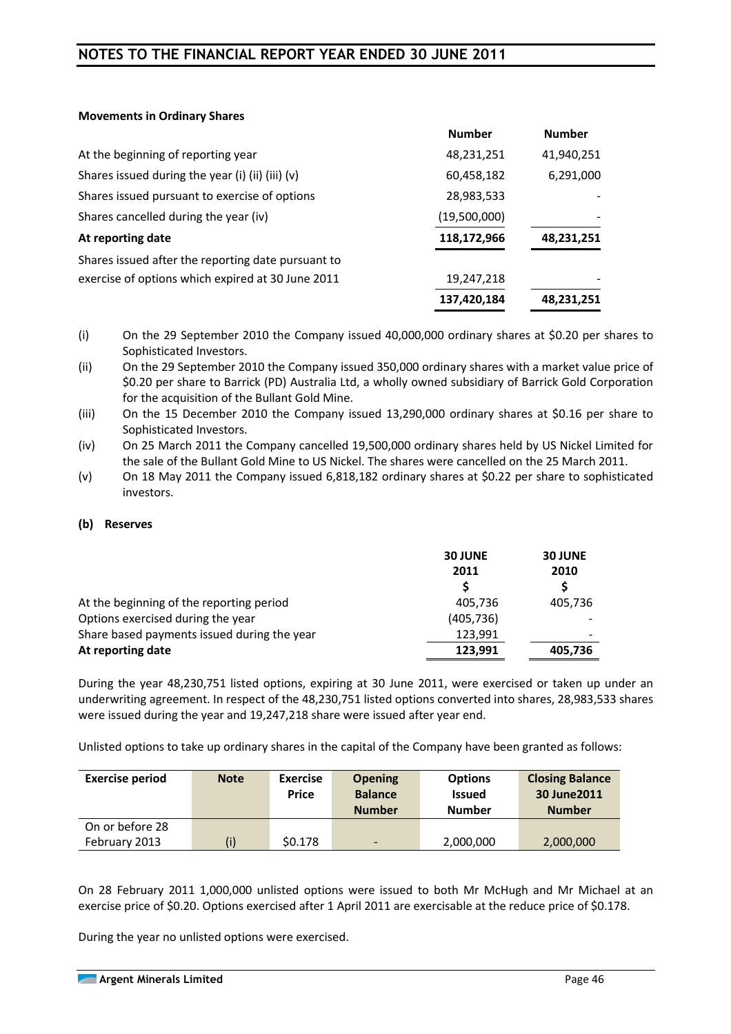**Movements in Ordinary Shares**

| | Number | Number |
|---|---|---|
| At the beginning of reporting year | 48,231,251 | 41,940,251 |
| Shares issued during the year (i) (ii) (iii) (v) | 60,458,182 | 6,291,000 |
| Shares issued pursuant to exercise of options | 28,983,533 | - |
| Shares cancelled during the year (iv) | (19,500,000) | - |
| **At reporting date** | **118,172,966** | **48,231,251** |
| Shares issued after the reporting date pursuant to exercise of options which expired at 30 June 2011 | 19,247,218 | - |
| | **137,420,184** | **48,231,251** |

(i) On the 29 September 2010 the Company issued 40,000,000 ordinary shares at $0.20 per shares to Sophisticated Investors.

(ii) On the 29 September 2010 the Company issued 350,000 ordinary shares with a market value price of $0.20 per share to Barrick (PD) Australia Ltd, a wholly owned subsidiary of Barrick Gold Corporation for the acquisition of the Bullant Gold Mine.

(iii) On the 15 December 2010 the Company issued 13,290,000 ordinary shares at $0.16 per share to Sophisticated Investors.

(iv) On 25 March 2011 the Company cancelled 19,500,000 ordinary shares held by US Nickel Limited for the sale of the Bullant Gold Mine to US Nickel. The shares were cancelled on the 25 March 2011.

(v) On 18 May 2011 the Company issued 6,818,182 ordinary shares at $0.22 per share to sophisticated investors.

**(b) Reserves**

| | 30 JUNE 2011 $ | 30 JUNE 2010 $ |
|---|---|---|
| At the beginning of the reporting period | 405,736 | 405,736 |
| Options exercised during the year | (405,736) | - |
| Share based payments issued during the year | 123,991 | - |
| **At reporting date** | **123,991** | **405,736** |

During the year 48,230,751 listed options, expiring at 30 June 2011, were exercised or taken up under an underwriting agreement. In respect of the 48,230,751 listed options converted into shares, 28,983,533 shares were issued during the year and 19,247,218 share were issued after year end.

Unlisted options to take up ordinary shares in the capital of the Company have been granted as follows:

| Exercise period | Note | Exercise Price | Opening Balance Number | Options Issued Number | Closing Balance 30 June2011 Number |
|---|---|---|---|---|---|
| On or before 28 February 2013 | (i) | $0.178 | - | 2,000,000 | 2,000,000 |

On 28 February 2011 1,000,000 unlisted options were issued to both Mr McHugh and Mr Michael at an exercise price of $0.20. Options exercised after 1 April 2011 are exercisable at the reduce price of $0.178.

During the year no unlisted options were exercised.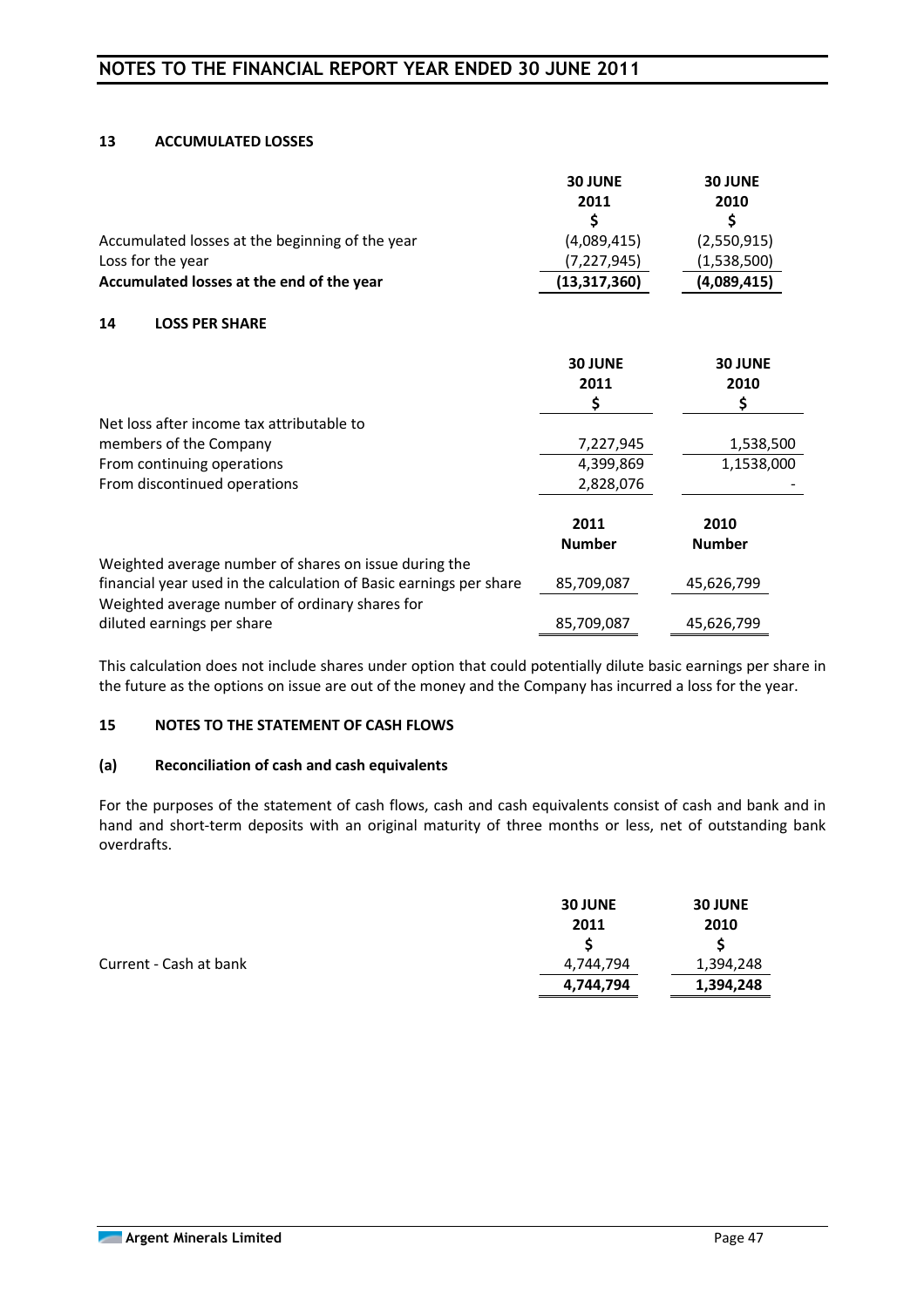## 13 ACCUMULATED LOSSES

| | 30 JUNE 2011 $ | 30 JUNE 2010 $ |
|---|---|---|
| Accumulated losses at the beginning of the year | (4,089,415) | (2,550,915) |
| Loss for the year | (7,227,945) | (1,538,500) |
| **Accumulated losses at the end of the year** | **(13,317,360)** | **(4,089,415)** |

## 14 LOSS PER SHARE

| | 30 JUNE 2011 $ | 30 JUNE 2010 $ |
|---|---|---|
| Net loss after income tax attributable to members of the Company | 7,227,945 | 1,538,500 |
| From continuing operations | 4,399,869 | 1,1538,000 |
| From discontinued operations | 2,828,076 | - |

| | 2011 Number | 2010 Number |
|---|---|---|
| Weighted average number of shares on issue during the financial year used in the calculation of Basic earnings per share | 85,709,087 | 45,626,799 |
| Weighted average number of ordinary shares for diluted earnings per share | 85,709,087 | 45,626,799 |

This calculation does not include shares under option that could potentially dilute basic earnings per share in the future as the options on issue are out of the money and the Company has incurred a loss for the year.

## 15 NOTES TO THE STATEMENT OF CASH FLOWS

### (a) Reconciliation of cash and cash equivalents

For the purposes of the statement of cash flows, cash and cash equivalents consist of cash and bank and in hand and short-term deposits with an original maturity of three months or less, net of outstanding bank overdrafts.

| | 30 JUNE 2011 $ | 30 JUNE 2010 $ |
|---|---|---|
| Current - Cash at bank | 4,744,794 | 1,394,248 |
| | **4,744,794** | **1,394,248** |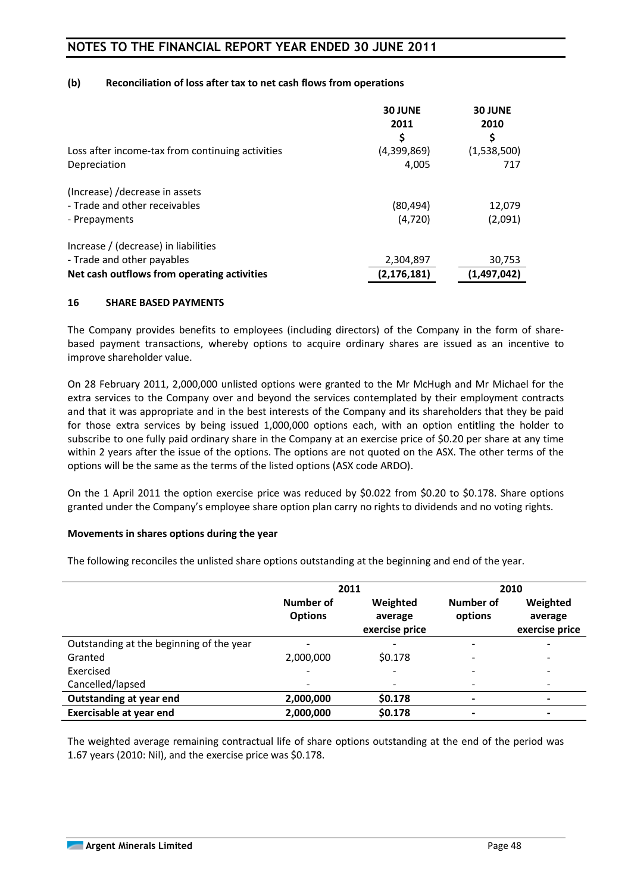### (b) Reconciliation of loss after tax to net cash flows from operations

| | 30 JUNE 2011 $ | 30 JUNE 2010 $ |
|---|---|---|
| Loss after income-tax from continuing activities | (4,399,869) | (1,538,500) |
| Depreciation | 4,005 | 717 |
| (Increase) /decrease in assets | | |
| - Trade and other receivables | (80,494) | 12,079 |
| - Prepayments | (4,720) | (2,091) |
| Increase / (decrease) in liabilities | | |
| - Trade and other payables | 2,304,897 | 30,753 |
| **Net cash outflows from operating activities** | **(2,176,181)** | **(1,497,042)** |

## 16 SHARE BASED PAYMENTS

The Company provides benefits to employees (including directors) of the Company in the form of share-based payment transactions, whereby options to acquire ordinary shares are issued as an incentive to improve shareholder value.

On 28 February 2011, 2,000,000 unlisted options were granted to the Mr McHugh and Mr Michael for the extra services to the Company over and beyond the services contemplated by their employment contracts and that it was appropriate and in the best interests of the Company and its shareholders that they be paid for those extra services by being issued 1,000,000 options each, with an option entitling the holder to subscribe to one fully paid ordinary share in the Company at an exercise price of $0.20 per share at any time within 2 years after the issue of the options. The options are not quoted on the ASX. The other terms of the options will be the same as the terms of the listed options (ASX code ARDO).

On the 1 April 2011 the option exercise price was reduced by $0.022 from $0.20 to $0.178. Share options granted under the Company's employee share option plan carry no rights to dividends and no voting rights.

**Movements in shares options during the year**

The following reconciles the unlisted share options outstanding at the beginning and end of the year.

| | 2011 | | 2010 | |
|---|---|---|---|---|
| | **Number of Options** | **Weighted average exercise price** | **Number of options** | **Weighted average exercise price** |
| Outstanding at the beginning of the year | - | - | - | - |
| Granted | 2,000,000 | $0.178 | - | - |
| Exercised | - | - | - | - |
| Cancelled/lapsed | - | - | - | - |
| **Outstanding at year end** | **2,000,000** | **$0.178** | **-** | **-** |
| **Exercisable at year end** | **2,000,000** | **$0.178** | **-** | **-** |

The weighted average remaining contractual life of share options outstanding at the end of the period was 1.67 years (2010: Nil), and the exercise price was $0.178.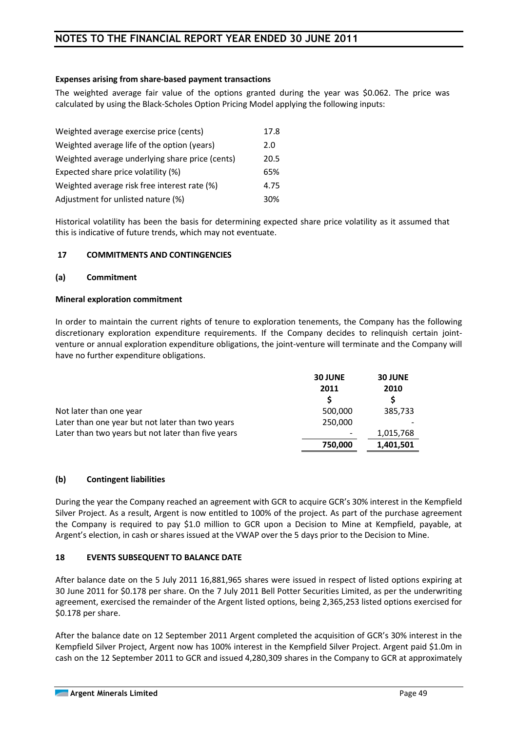**Expenses arising from share-based payment transactions**

The weighted average fair value of the options granted during the year was $0.062. The price was calculated by using the Black-Scholes Option Pricing Model applying the following inputs:

| | |
|---|---|
| Weighted average exercise price (cents) | 17.8 |
| Weighted average life of the option (years) | 2.0 |
| Weighted average underlying share price (cents) | 20.5 |
| Expected share price volatility (%) | 65% |
| Weighted average risk free interest rate (%) | 4.75 |
| Adjustment for unlisted nature (%) | 30% |

Historical volatility has been the basis for determining expected share price volatility as it assumed that this is indicative of future trends, which may not eventuate.

## 17 COMMITMENTS AND CONTINGENCIES

### (a) Commitment

**Mineral exploration commitment**

In order to maintain the current rights of tenure to exploration tenements, the Company has the following discretionary exploration expenditure requirements. If the Company decides to relinquish certain joint-venture or annual exploration expenditure obligations, the joint-venture will terminate and the Company will have no further expenditure obligations.

| | 30 JUNE 2011 $ | 30 JUNE 2010 $ |
|---|---|---|
| Not later than one year | 500,000 | 385,733 |
| Later than one year but not later than two years | 250,000 | - |
| Later than two years but not later than five years | - | 1,015,768 |
| | **750,000** | **1,401,501** |

### (b) Contingent liabilities

During the year the Company reached an agreement with GCR to acquire GCR's 30% interest in the Kempfield Silver Project. As a result, Argent is now entitled to 100% of the project. As part of the purchase agreement the Company is required to pay $1.0 million to GCR upon a Decision to Mine at Kempfield, payable, at Argent's election, in cash or shares issued at the VWAP over the 5 days prior to the Decision to Mine.

## 18 EVENTS SUBSEQUENT TO BALANCE DATE

After balance date on the 5 July 2011 16,881,965 shares were issued in respect of listed options expiring at 30 June 2011 for $0.178 per share. On the 7 July 2011 Bell Potter Securities Limited, as per the underwriting agreement, exercised the remainder of the Argent listed options, being 2,365,253 listed options exercised for $0.178 per share.

After the balance date on 12 September 2011 Argent completed the acquisition of GCR's 30% interest in the Kempfield Silver Project, Argent now has 100% interest in the Kempfield Silver Project. Argent paid $1.0m in cash on the 12 September 2011 to GCR and issued 4,280,309 shares in the Company to GCR at approximately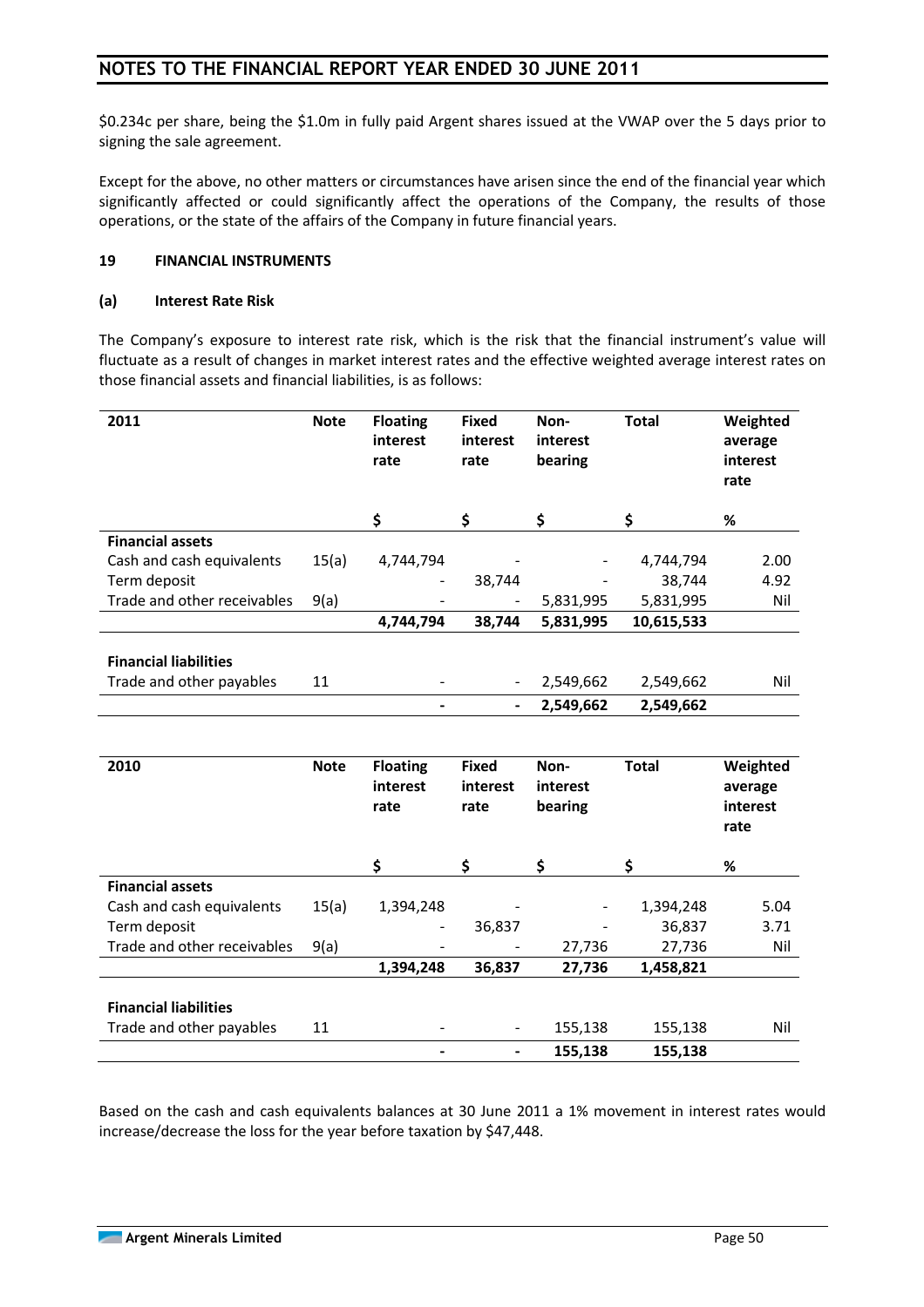$0.234c per share, being the $1.0m in fully paid Argent shares issued at the VWAP over the 5 days prior to signing the sale agreement.

Except for the above, no other matters or circumstances have arisen since the end of the financial year which significantly affected or could significantly affect the operations of the Company, the results of those operations, or the state of the affairs of the Company in future financial years.

**19 FINANCIAL INSTRUMENTS**

**(a) Interest Rate Risk**

The Company's exposure to interest rate risk, which is the risk that the financial instrument's value will fluctuate as a result of changes in market interest rates and the effective weighted average interest rates on those financial assets and financial liabilities, is as follows:

| 2011 | Note | Floating interest rate | Fixed interest rate | Non-interest bearing | Total | Weighted average interest rate |
|---|---|---|---|---|---|---|
| | | $ | $ | $ | $ | % |
| **Financial assets** | | | | | | |
| Cash and cash equivalents | 15(a) | 4,744,794 | - | - | 4,744,794 | 2.00 |
| Term deposit | | - | 38,744 | - | 38,744 | 4.92 |
| Trade and other receivables | 9(a) | - | - | 5,831,995 | 5,831,995 | Nil |
| | | **4,744,794** | **38,744** | **5,831,995** | **10,615,533** | |
| **Financial liabilities** | | | | | | |
| Trade and other payables | 11 | - | - | 2,549,662 | 2,549,662 | Nil |
| | | **-** | **-** | **2,549,662** | **2,549,662** | |

| 2010 | Note | Floating interest rate | Fixed interest rate | Non-interest bearing | Total | Weighted average interest rate |
|---|---|---|---|---|---|---|
| | | $ | $ | $ | $ | % |
| **Financial assets** | | | | | | |
| Cash and cash equivalents | 15(a) | 1,394,248 | - | - | 1,394,248 | 5.04 |
| Term deposit | | - | 36,837 | - | 36,837 | 3.71 |
| Trade and other receivables | 9(a) | - | - | 27,736 | 27,736 | Nil |
| | | **1,394,248** | **36,837** | **27,736** | **1,458,821** | |
| **Financial liabilities** | | | | | | |
| Trade and other payables | 11 | - | - | 155,138 | 155,138 | Nil |
| | | **-** | **-** | **155,138** | **155,138** | |

Based on the cash and cash equivalents balances at 30 June 2011 a 1% movement in interest rates would increase/decrease the loss for the year before taxation by $47,448.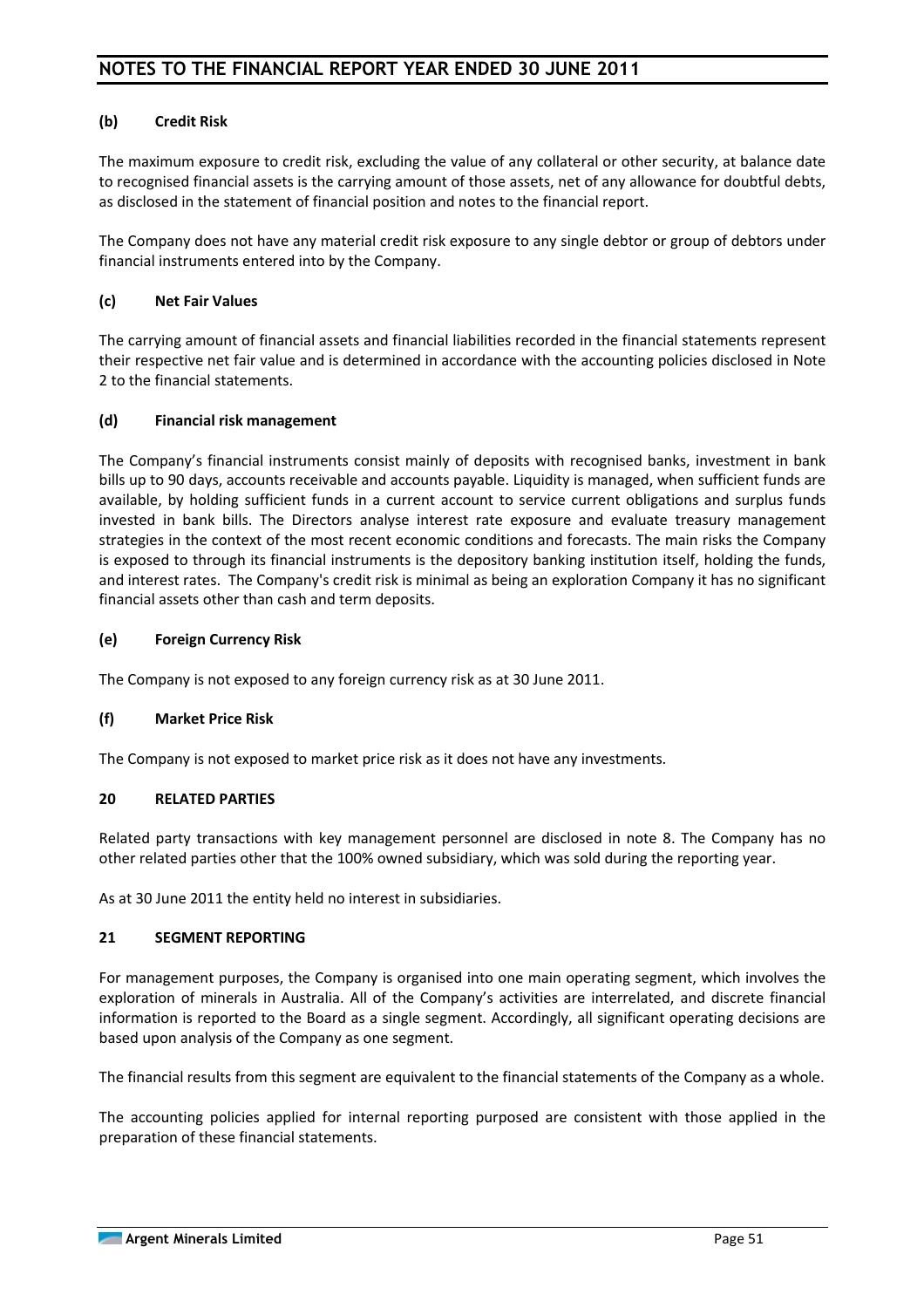**(b) Credit Risk**

The maximum exposure to credit risk, excluding the value of any collateral or other security, at balance date to recognised financial assets is the carrying amount of those assets, net of any allowance for doubtful debts, as disclosed in the statement of financial position and notes to the financial report.

The Company does not have any material credit risk exposure to any single debtor or group of debtors under financial instruments entered into by the Company.

**(c) Net Fair Values**

The carrying amount of financial assets and financial liabilities recorded in the financial statements represent their respective net fair value and is determined in accordance with the accounting policies disclosed in Note 2 to the financial statements.

**(d) Financial risk management**

The Company's financial instruments consist mainly of deposits with recognised banks, investment in bank bills up to 90 days, accounts receivable and accounts payable. Liquidity is managed, when sufficient funds are available, by holding sufficient funds in a current account to service current obligations and surplus funds invested in bank bills. The Directors analyse interest rate exposure and evaluate treasury management strategies in the context of the most recent economic conditions and forecasts. The main risks the Company is exposed to through its financial instruments is the depository banking institution itself, holding the funds, and interest rates. The Company's credit risk is minimal as being an exploration Company it has no significant financial assets other than cash and term deposits.

**(e) Foreign Currency Risk**

The Company is not exposed to any foreign currency risk as at 30 June 2011.

**(f) Market Price Risk**

The Company is not exposed to market price risk as it does not have any investments.

## 20 RELATED PARTIES

Related party transactions with key management personnel are disclosed in note 8. The Company has no other related parties other that the 100% owned subsidiary, which was sold during the reporting year.

As at 30 June 2011 the entity held no interest in subsidiaries.

## 21 SEGMENT REPORTING

For management purposes, the Company is organised into one main operating segment, which involves the exploration of minerals in Australia. All of the Company's activities are interrelated, and discrete financial information is reported to the Board as a single segment. Accordingly, all significant operating decisions are based upon analysis of the Company as one segment.

The financial results from this segment are equivalent to the financial statements of the Company as a whole.

The accounting policies applied for internal reporting purposed are consistent with those applied in the preparation of these financial statements.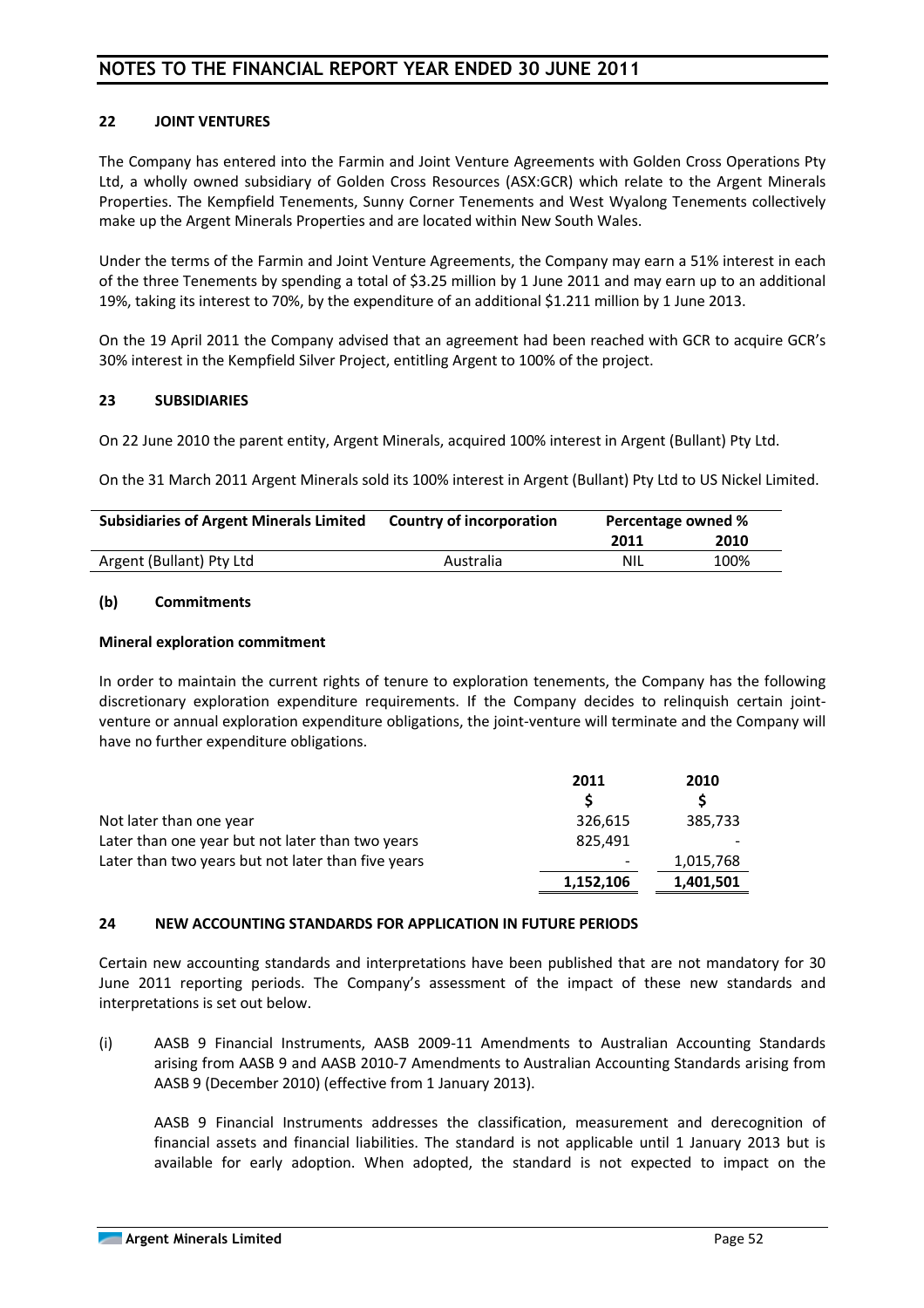## 22 JOINT VENTURES

The Company has entered into the Farmin and Joint Venture Agreements with Golden Cross Operations Pty Ltd, a wholly owned subsidiary of Golden Cross Resources (ASX:GCR) which relate to the Argent Minerals Properties. The Kempfield Tenements, Sunny Corner Tenements and West Wyalong Tenements collectively make up the Argent Minerals Properties and are located within New South Wales.

Under the terms of the Farmin and Joint Venture Agreements, the Company may earn a 51% interest in each of the three Tenements by spending a total of $3.25 million by 1 June 2011 and may earn up to an additional 19%, taking its interest to 70%, by the expenditure of an additional $1.211 million by 1 June 2013.

On the 19 April 2011 the Company advised that an agreement had been reached with GCR to acquire GCR's 30% interest in the Kempfield Silver Project, entitling Argent to 100% of the project.

## 23 SUBSIDIARIES

On 22 June 2010 the parent entity, Argent Minerals, acquired 100% interest in Argent (Bullant) Pty Ltd.

On the 31 March 2011 Argent Minerals sold its 100% interest in Argent (Bullant) Pty Ltd to US Nickel Limited.

| Subsidiaries of Argent Minerals Limited | Country of incorporation | Percentage owned % | |
|---|---|---|---|
| | | 2011 | 2010 |
| Argent (Bullant) Pty Ltd | Australia | NIL | 100% |

### (b) Commitments

**Mineral exploration commitment**

In order to maintain the current rights of tenure to exploration tenements, the Company has the following discretionary exploration expenditure requirements. If the Company decides to relinquish certain joint-venture or annual exploration expenditure obligations, the joint-venture will terminate and the Company will have no further expenditure obligations.

| | 2011 | 2010 |
|---|---|---|
| | $ | $ |
| Not later than one year | 326,615 | 385,733 |
| Later than one year but not later than two years | 825,491 | - |
| Later than two years but not later than five years | - | 1,015,768 |
| | **1,152,106** | **1,401,501** |

## 24 NEW ACCOUNTING STANDARDS FOR APPLICATION IN FUTURE PERIODS

Certain new accounting standards and interpretations have been published that are not mandatory for 30 June 2011 reporting periods. The Company's assessment of the impact of these new standards and interpretations is set out below.

(i) AASB 9 Financial Instruments, AASB 2009-11 Amendments to Australian Accounting Standards arising from AASB 9 and AASB 2010-7 Amendments to Australian Accounting Standards arising from AASB 9 (December 2010) (effective from 1 January 2013).

AASB 9 Financial Instruments addresses the classification, measurement and derecognition of financial assets and financial liabilities. The standard is not applicable until 1 January 2013 but is available for early adoption. When adopted, the standard is not expected to impact on the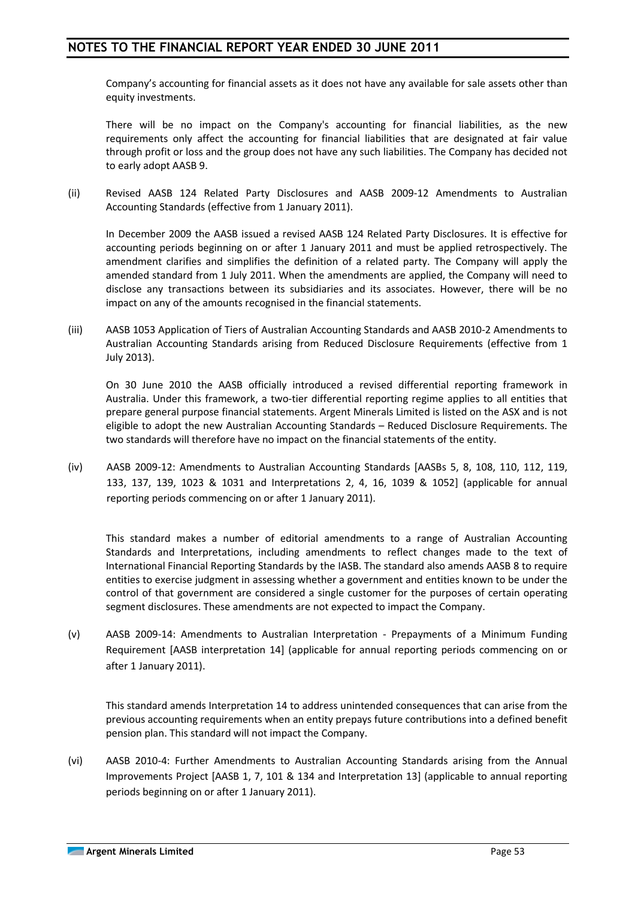Company's accounting for financial assets as it does not have any available for sale assets other than equity investments.

There will be no impact on the Company's accounting for financial liabilities, as the new requirements only affect the accounting for financial liabilities that are designated at fair value through profit or loss and the group does not have any such liabilities. The Company has decided not to early adopt AASB 9.

(ii) Revised AASB 124 Related Party Disclosures and AASB 2009-12 Amendments to Australian Accounting Standards (effective from 1 January 2011).

In December 2009 the AASB issued a revised AASB 124 Related Party Disclosures. It is effective for accounting periods beginning on or after 1 January 2011 and must be applied retrospectively. The amendment clarifies and simplifies the definition of a related party. The Company will apply the amended standard from 1 July 2011. When the amendments are applied, the Company will need to disclose any transactions between its subsidiaries and its associates. However, there will be no impact on any of the amounts recognised in the financial statements.

(iii) AASB 1053 Application of Tiers of Australian Accounting Standards and AASB 2010-2 Amendments to Australian Accounting Standards arising from Reduced Disclosure Requirements (effective from 1 July 2013).

On 30 June 2010 the AASB officially introduced a revised differential reporting framework in Australia. Under this framework, a two-tier differential reporting regime applies to all entities that prepare general purpose financial statements. Argent Minerals Limited is listed on the ASX and is not eligible to adopt the new Australian Accounting Standards – Reduced Disclosure Requirements. The two standards will therefore have no impact on the financial statements of the entity.

(iv) AASB 2009-12: Amendments to Australian Accounting Standards [AASBs 5, 8, 108, 110, 112, 119, 133, 137, 139, 1023 & 1031 and Interpretations 2, 4, 16, 1039 & 1052] (applicable for annual reporting periods commencing on or after 1 January 2011).

This standard makes a number of editorial amendments to a range of Australian Accounting Standards and Interpretations, including amendments to reflect changes made to the text of International Financial Reporting Standards by the IASB. The standard also amends AASB 8 to require entities to exercise judgment in assessing whether a government and entities known to be under the control of that government are considered a single customer for the purposes of certain operating segment disclosures. These amendments are not expected to impact the Company.

(v) AASB 2009-14: Amendments to Australian Interpretation - Prepayments of a Minimum Funding Requirement [AASB interpretation 14] (applicable for annual reporting periods commencing on or after 1 January 2011).

This standard amends Interpretation 14 to address unintended consequences that can arise from the previous accounting requirements when an entity prepays future contributions into a defined benefit pension plan. This standard will not impact the Company.

(vi) AASB 2010-4: Further Amendments to Australian Accounting Standards arising from the Annual Improvements Project [AASB 1, 7, 101 & 134 and Interpretation 13] (applicable to annual reporting periods beginning on or after 1 January 2011).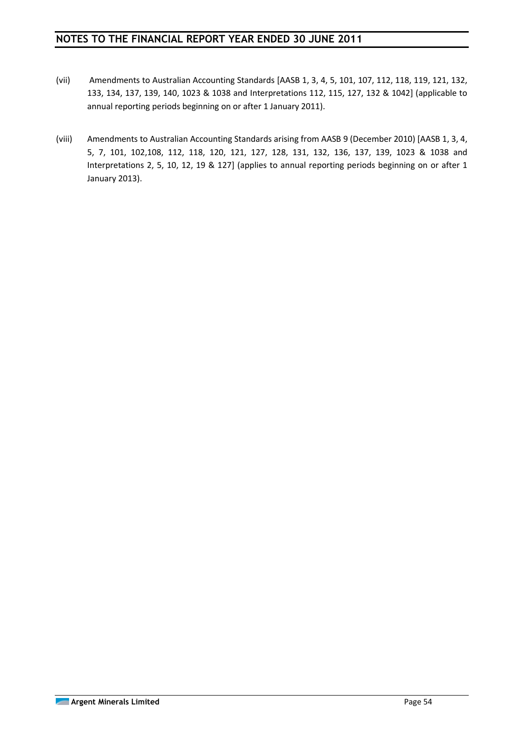(vii) Amendments to Australian Accounting Standards [AASB 1, 3, 4, 5, 101, 107, 112, 118, 119, 121, 132, 133, 134, 137, 139, 140, 1023 & 1038 and Interpretations 112, 115, 127, 132 & 1042] (applicable to annual reporting periods beginning on or after 1 January 2011).

(viii) Amendments to Australian Accounting Standards arising from AASB 9 (December 2010) [AASB 1, 3, 4, 5, 7, 101, 102,108, 112, 118, 120, 121, 127, 128, 131, 132, 136, 137, 139, 1023 & 1038 and Interpretations 2, 5, 10, 12, 19 & 127] (applies to annual reporting periods beginning on or after 1 January 2013).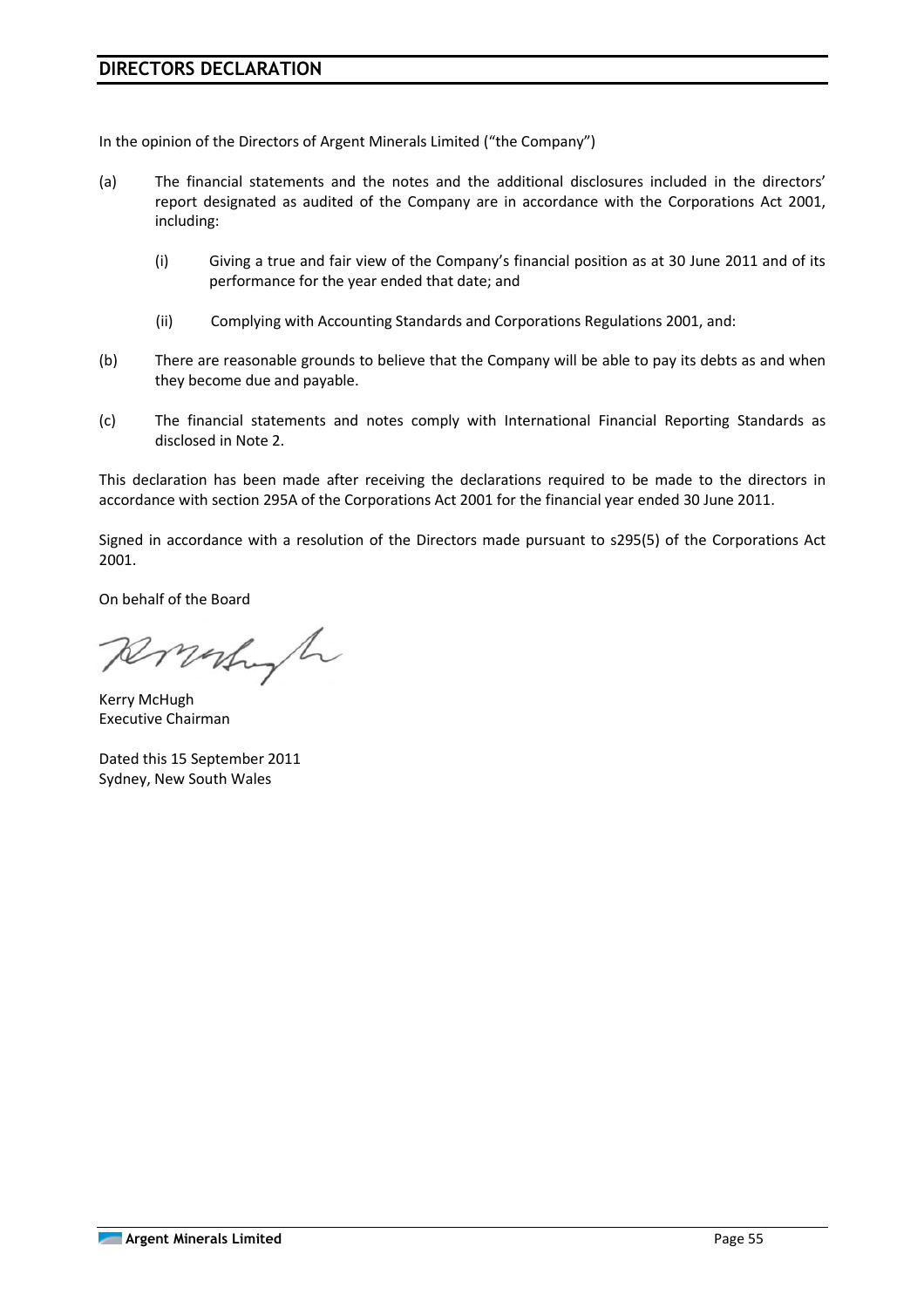## DIRECTORS DECLARATION

In the opinion of the Directors of Argent Minerals Limited ("the Company")

(a) The financial statements and the notes and the additional disclosures included in the directors' report designated as audited of the Company are in accordance with the Corporations Act 2001, including:

   (i) Giving a true and fair view of the Company's financial position as at 30 June 2011 and of its performance for the year ended that date; and

   (ii) Complying with Accounting Standards and Corporations Regulations 2001, and:

(b) There are reasonable grounds to believe that the Company will be able to pay its debts as and when they become due and payable.

(c) The financial statements and notes comply with International Financial Reporting Standards as disclosed in Note 2.

This declaration has been made after receiving the declarations required to be made to the directors in accordance with section 295A of the Corporations Act 2001 for the financial year ended 30 June 2011.

Signed in accordance with a resolution of the Directors made pursuant to s295(5) of the Corporations Act 2001.

On behalf of the Board

Kerry McHugh
Executive Chairman

Dated this 15 September 2011
Sydney, New South Wales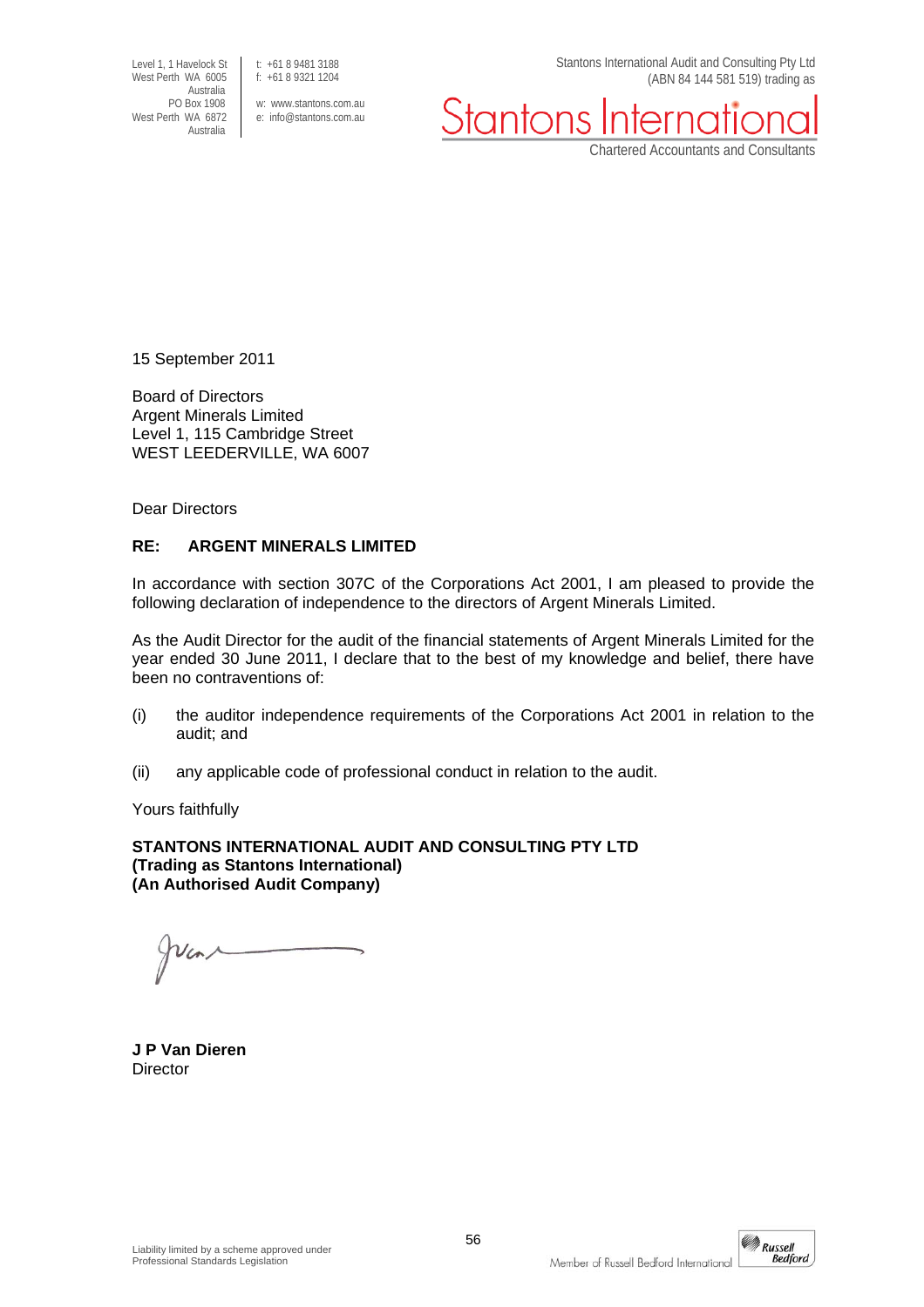Level 1, 1 Havelock St
West Perth WA 6005
Australia
PO Box 1908
West Perth WA 6872
Australia

t: +61 8 9481 3188
f: +61 8 9321 1204

w: www.stantons.com.au
e: info@stantons.com.au

Stantons International Audit and Consulting Pty Ltd
(ABN 84 144 581 519) trading as

Stantons International
Chartered Accountants and Consultants

15 September 2011

Board of Directors
Argent Minerals Limited
Level 1, 115 Cambridge Street
WEST LEEDERVILLE, WA 6007

Dear Directors

**RE: ARGENT MINERALS LIMITED**

In accordance with section 307C of the Corporations Act 2001, I am pleased to provide the following declaration of independence to the directors of Argent Minerals Limited.

As the Audit Director for the audit of the financial statements of Argent Minerals Limited for the year ended 30 June 2011, I declare that to the best of my knowledge and belief, there have been no contraventions of:

(i) the auditor independence requirements of the Corporations Act 2001 in relation to the audit; and

(ii) any applicable code of professional conduct in relation to the audit.

Yours faithfully

**STANTONS INTERNATIONAL AUDIT AND CONSULTING PTY LTD**
**(Trading as Stantons International)**
**(An Authorised Audit Company)**

**J P Van Dieren**
Director

Liability limited by a scheme approved under Professional Standards Legislation

Member of Russell Bedford International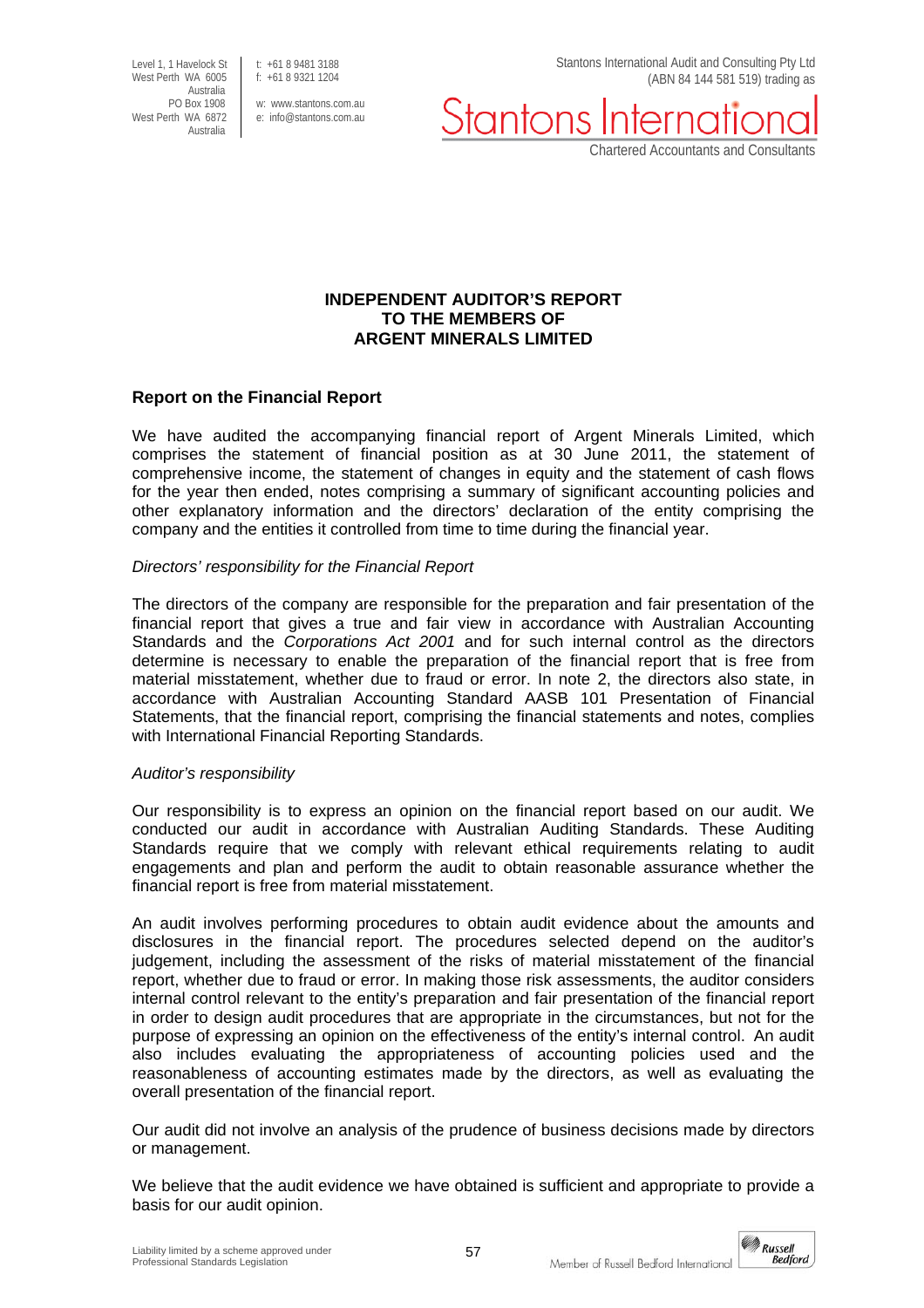Level 1, 1 Havelock St
West Perth WA 6005
Australia
PO Box 1908
West Perth WA 6872
Australia

t: +61 8 9481 3188
f: +61 8 9321 1204

w: www.stantons.com.au
e: info@stantons.com.au

Stantons International Audit and Consulting Pty Ltd
(ABN 84 144 581 519) trading as

Stantons International
Chartered Accountants and Consultants

**INDEPENDENT AUDITOR'S REPORT**
**TO THE MEMBERS OF**
**ARGENT MINERALS LIMITED**

## Report on the Financial Report

We have audited the accompanying financial report of Argent Minerals Limited, which comprises the statement of financial position as at 30 June 2011, the statement of comprehensive income, the statement of changes in equity and the statement of cash flows for the year then ended, notes comprising a summary of significant accounting policies and other explanatory information and the directors' declaration of the entity comprising the company and the entities it controlled from time to time during the financial year.

*Directors' responsibility for the Financial Report*

The directors of the company are responsible for the preparation and fair presentation of the financial report that gives a true and fair view in accordance with Australian Accounting Standards and the *Corporations Act 2001* and for such internal control as the directors determine is necessary to enable the preparation of the financial report that is free from material misstatement, whether due to fraud or error. In note 2, the directors also state, in accordance with Australian Accounting Standard AASB 101 Presentation of Financial Statements, that the financial report, comprising the financial statements and notes, complies with International Financial Reporting Standards.

*Auditor's responsibility*

Our responsibility is to express an opinion on the financial report based on our audit. We conducted our audit in accordance with Australian Auditing Standards. These Auditing Standards require that we comply with relevant ethical requirements relating to audit engagements and plan and perform the audit to obtain reasonable assurance whether the financial report is free from material misstatement.

An audit involves performing procedures to obtain audit evidence about the amounts and disclosures in the financial report. The procedures selected depend on the auditor's judgement, including the assessment of the risks of material misstatement of the financial report, whether due to fraud or error. In making those risk assessments, the auditor considers internal control relevant to the entity's preparation and fair presentation of the financial report in order to design audit procedures that are appropriate in the circumstances, but not for the purpose of expressing an opinion on the effectiveness of the entity's internal control. An audit also includes evaluating the appropriateness of accounting policies used and the reasonableness of accounting estimates made by the directors, as well as evaluating the overall presentation of the financial report.

Our audit did not involve an analysis of the prudence of business decisions made by directors or management.

We believe that the audit evidence we have obtained is sufficient and appropriate to provide a basis for our audit opinion.

Liability limited by a scheme approved under Professional Standards Legislation

Member of Russell Bedford International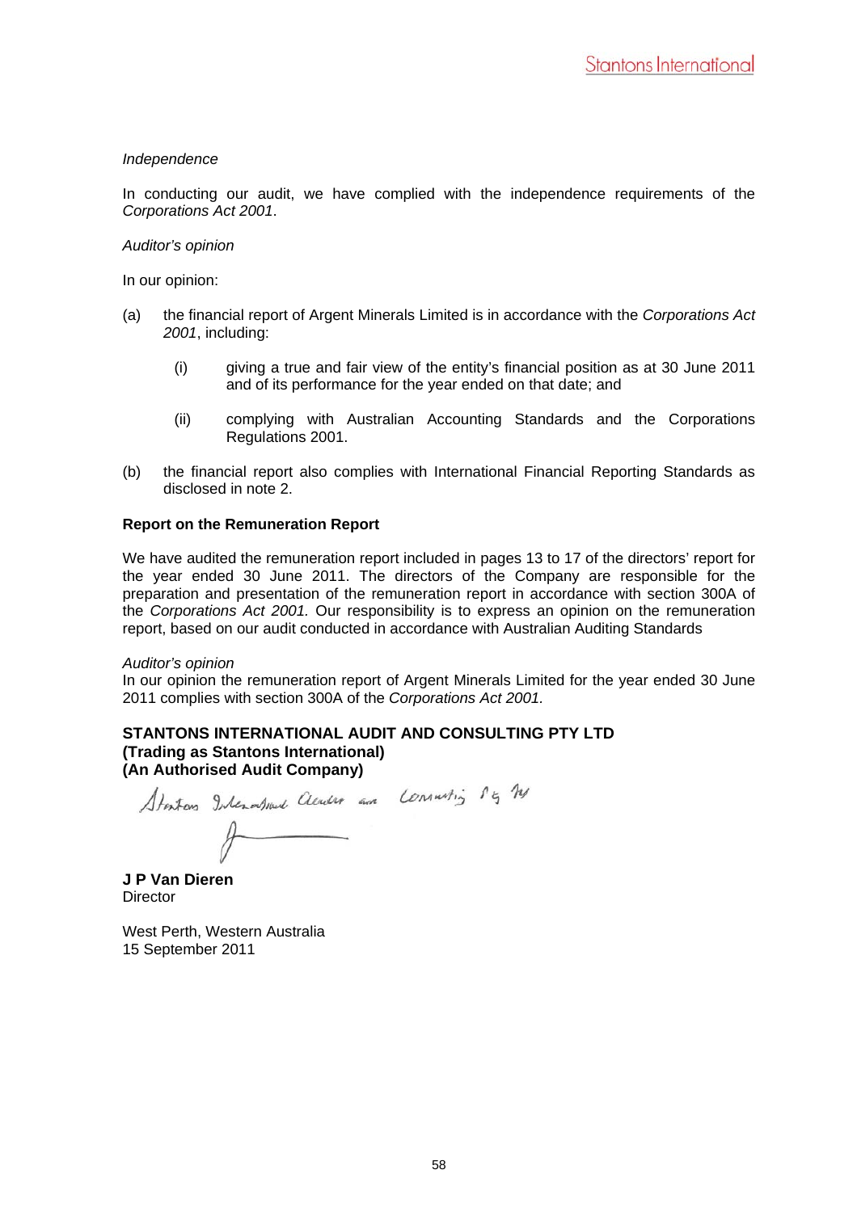*Independence*

In conducting our audit, we have complied with the independence requirements of the *Corporations Act 2001*.

*Auditor's opinion*

In our opinion:

(a) the financial report of Argent Minerals Limited is in accordance with the *Corporations Act 2001*, including:

  (i) giving a true and fair view of the entity's financial position as at 30 June 2011 and of its performance for the year ended on that date; and

  (ii) complying with Australian Accounting Standards and the Corporations Regulations 2001.

(b) the financial report also complies with International Financial Reporting Standards as disclosed in note 2.

**Report on the Remuneration Report**

We have audited the remuneration report included in pages 13 to 17 of the directors' report for the year ended 30 June 2011. The directors of the Company are responsible for the preparation and presentation of the remuneration report in accordance with section 300A of the *Corporations Act 2001.* Our responsibility is to express an opinion on the remuneration report, based on our audit conducted in accordance with Australian Auditing Standards

*Auditor's opinion*
In our opinion the remuneration report of Argent Minerals Limited for the year ended 30 June 2011 complies with section 300A of the *Corporations Act 2001.*

**STANTONS INTERNATIONAL AUDIT AND CONSULTING PTY LTD**
**(Trading as Stantons International)**
**(An Authorised Audit Company)**

Stantons International Audit and Consulting Pty Ltd

**J P Van Dieren**
Director

West Perth, Western Australia
15 September 2011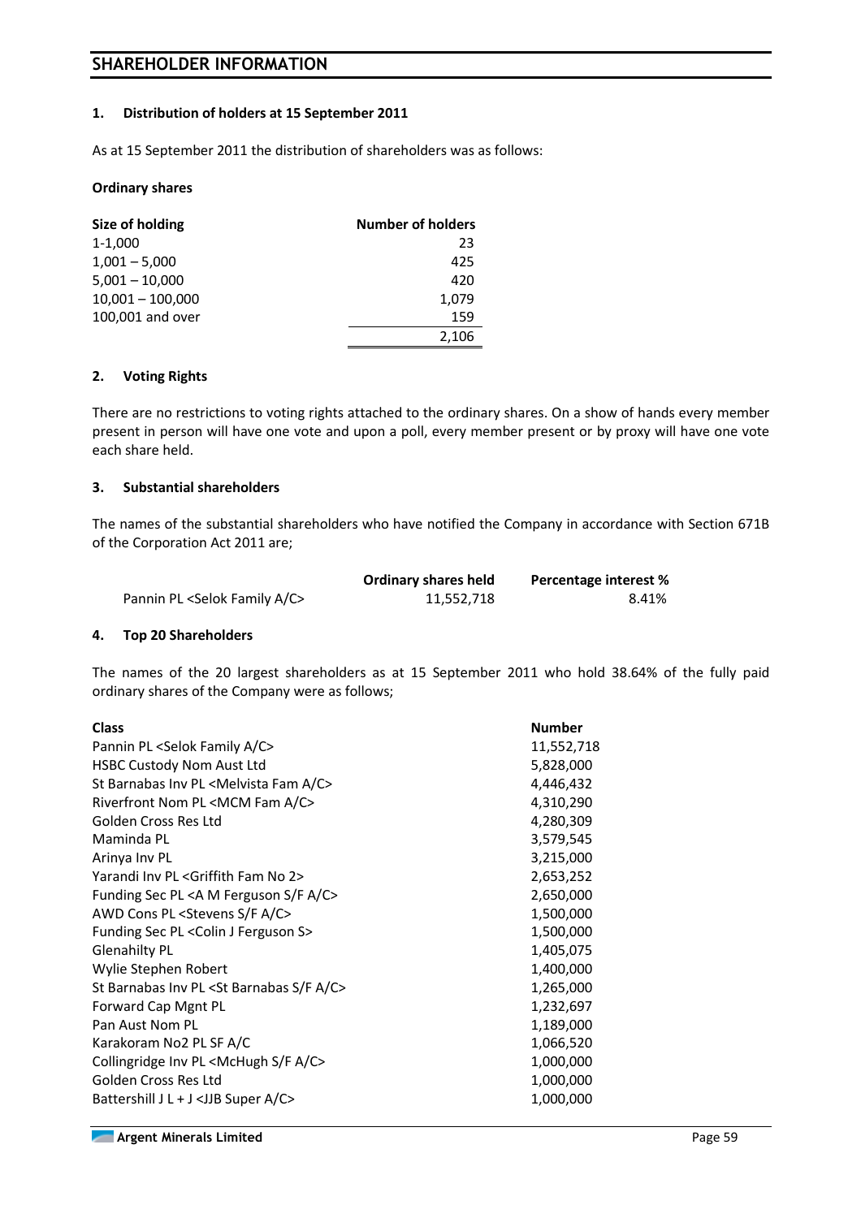# SHAREHOLDER INFORMATION

## 1. Distribution of holders at 15 September 2011

As at 15 September 2011 the distribution of shareholders was as follows:

**Ordinary shares**

| Size of holding | Number of holders |
|---|---|
| 1-1,000 | 23 |
| 1,001 – 5,000 | 425 |
| 5,001 – 10,000 | 420 |
| 10,001 – 100,000 | 1,079 |
| 100,001 and over | 159 |
| | 2,106 |

## 2. Voting Rights

There are no restrictions to voting rights attached to the ordinary shares. On a show of hands every member present in person will have one vote and upon a poll, every member present or by proxy will have one vote each share held.

## 3. Substantial shareholders

The names of the substantial shareholders who have notified the Company in accordance with Section 671B of the Corporation Act 2011 are;

| | Ordinary shares held | Percentage interest % |
|---|---|---|
| Pannin PL <Selok Family A/C> | 11,552,718 | 8.41% |

## 4. Top 20 Shareholders

The names of the 20 largest shareholders as at 15 September 2011 who hold 38.64% of the fully paid ordinary shares of the Company were as follows;

| Class | Number |
|---|---|
| Pannin PL <Selok Family A/C> | 11,552,718 |
| HSBC Custody Nom Aust Ltd | 5,828,000 |
| St Barnabas Inv PL <Melvista Fam A/C> | 4,446,432 |
| Riverfront Nom PL <MCM Fam A/C> | 4,310,290 |
| Golden Cross Res Ltd | 4,280,309 |
| Maminda PL | 3,579,545 |
| Arinya Inv PL | 3,215,000 |
| Yarandi Inv PL <Griffith Fam No 2> | 2,653,252 |
| Funding Sec PL <A M Ferguson S/F A/C> | 2,650,000 |
| AWD Cons PL <Stevens S/F A/C> | 1,500,000 |
| Funding Sec PL <Colin J Ferguson S> | 1,500,000 |
| Glenahilty PL | 1,405,075 |
| Wylie Stephen Robert | 1,400,000 |
| St Barnabas Inv PL <St Barnabas S/F A/C> | 1,265,000 |
| Forward Cap Mgnt PL | 1,232,697 |
| Pan Aust Nom PL | 1,189,000 |
| Karakoram No2 PL SF A/C | 1,066,520 |
| Collingridge Inv PL <McHugh S/F A/C> | 1,000,000 |
| Golden Cross Res Ltd | 1,000,000 |
| Battershill J L + J <JJB Super A/C> | 1,000,000 |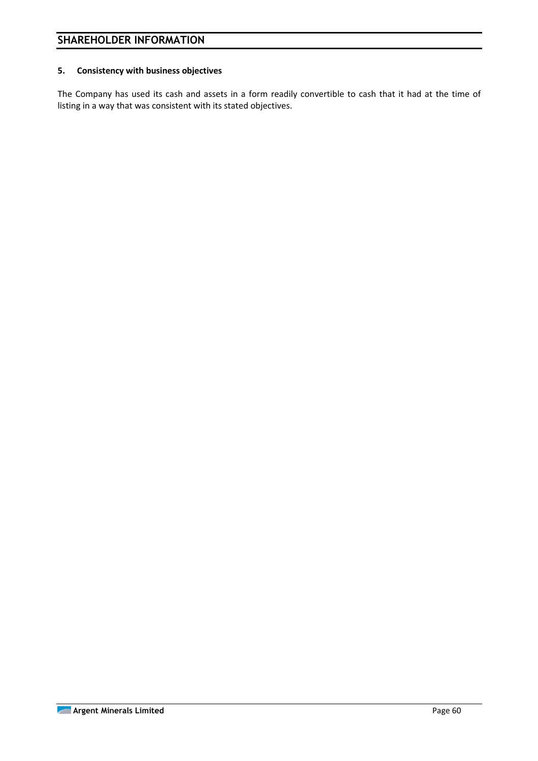### 5. Consistency with business objectives

The Company has used its cash and assets in a form readily convertible to cash that it had at the time of listing in a way that was consistent with its stated objectives.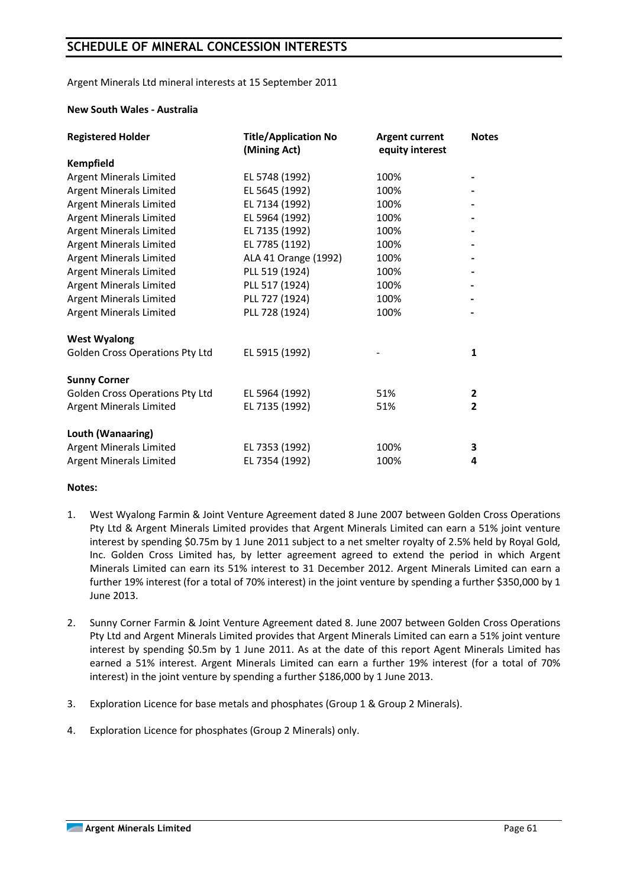# SCHEDULE OF MINERAL CONCESSION INTERESTS

Argent Minerals Ltd mineral interests at 15 September 2011

**New South Wales - Australia**

| **Registered Holder** | **Title/Application No (Mining Act)** | **Argent current equity interest** | **Notes** |
|---|---|---|---|
| **Kempfield** | | | |
| Argent Minerals Limited | EL 5748 (1992) | 100% | - |
| Argent Minerals Limited | EL 5645 (1992) | 100% | - |
| Argent Minerals Limited | EL 7134 (1992) | 100% | - |
| Argent Minerals Limited | EL 5964 (1992) | 100% | - |
| Argent Minerals Limited | EL 7135 (1992) | 100% | - |
| Argent Minerals Limited | EL 7785 (1192) | 100% | - |
| Argent Minerals Limited | ALA 41 Orange (1992) | 100% | - |
| Argent Minerals Limited | PLL 519 (1924) | 100% | - |
| Argent Minerals Limited | PLL 517 (1924) | 100% | - |
| Argent Minerals Limited | PLL 727 (1924) | 100% | - |
| Argent Minerals Limited | PLL 728 (1924) | 100% | - |
| **West Wyalong** | | | |
| Golden Cross Operations Pty Ltd | EL 5915 (1992) | - | **1** |
| **Sunny Corner** | | | |
| Golden Cross Operations Pty Ltd | EL 5964 (1992) | 51% | **2** |
| Argent Minerals Limited | EL 7135 (1992) | 51% | **2** |
| **Louth (Wanaaring)** | | | |
| Argent Minerals Limited | EL 7353 (1992) | 100% | **3** |
| Argent Minerals Limited | EL 7354 (1992) | 100% | **4** |

**Notes:**

1. West Wyalong Farmin & Joint Venture Agreement dated 8 June 2007 between Golden Cross Operations Pty Ltd & Argent Minerals Limited provides that Argent Minerals Limited can earn a 51% joint venture interest by spending $0.75m by 1 June 2011 subject to a net smelter royalty of 2.5% held by Royal Gold, Inc. Golden Cross Limited has, by letter agreement agreed to extend the period in which Argent Minerals Limited can earn its 51% interest to 31 December 2012. Argent Minerals Limited can earn a further 19% interest (for a total of 70% interest) in the joint venture by spending a further $350,000 by 1 June 2013.

2. Sunny Corner Farmin & Joint Venture Agreement dated 8. June 2007 between Golden Cross Operations Pty Ltd and Argent Minerals Limited provides that Argent Minerals Limited can earn a 51% joint venture interest by spending $0.5m by 1 June 2011. As at the date of this report Agent Minerals Limited has earned a 51% interest. Argent Minerals Limited can earn a further 19% interest (for a total of 70% interest) in the joint venture by spending a further $186,000 by 1 June 2013.

3. Exploration Licence for base metals and phosphates (Group 1 & Group 2 Minerals).

4. Exploration Licence for phosphates (Group 2 Minerals) only.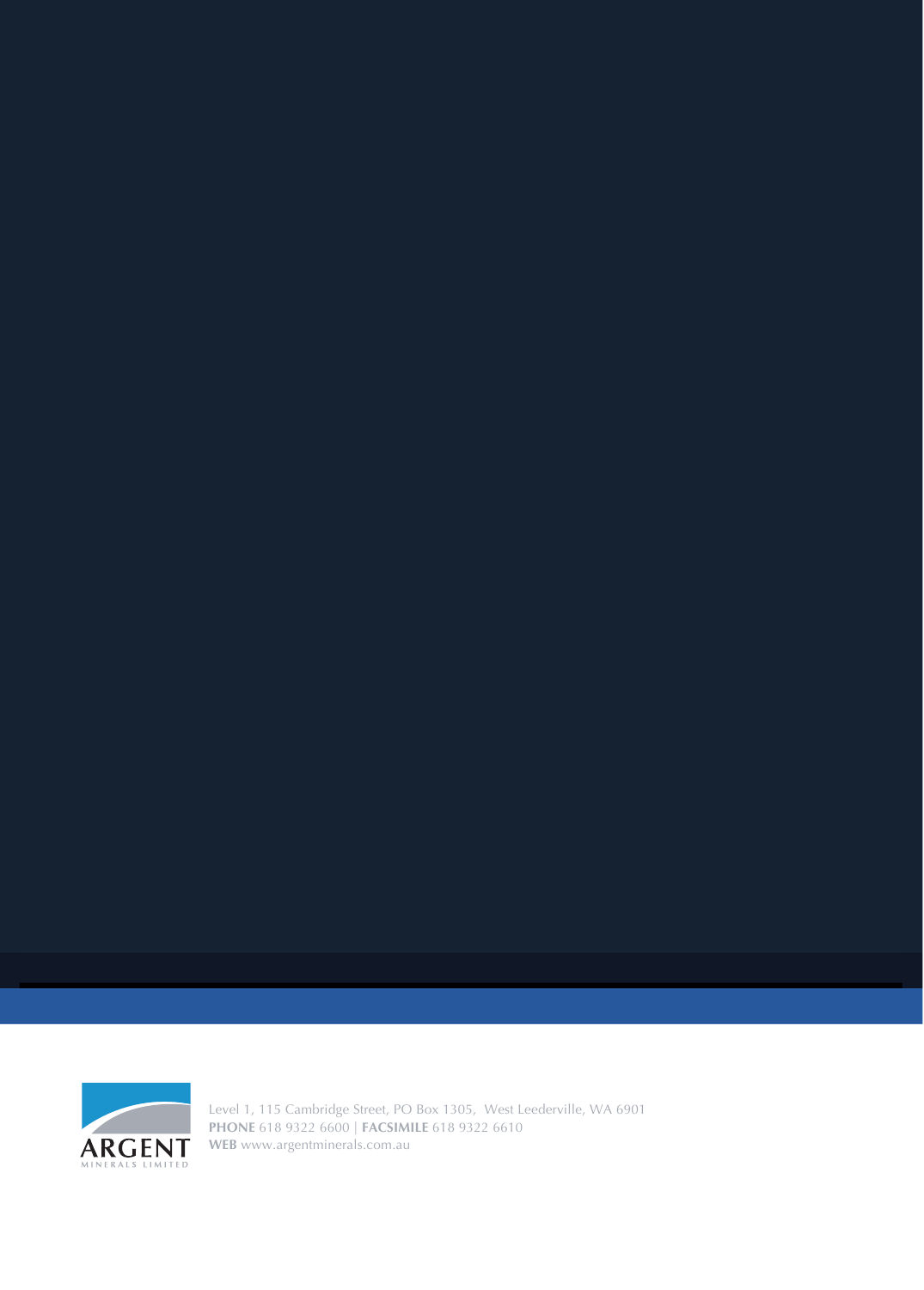ARGENT
MINERALS LIMITED

Level 1, 115 Cambridge Street, PO Box 1305, West Leederville, WA 6901
**PHONE** 618 9322 6600 | **FACSIMILE** 618 9322 6610
**WEB** www.argentminerals.com.au